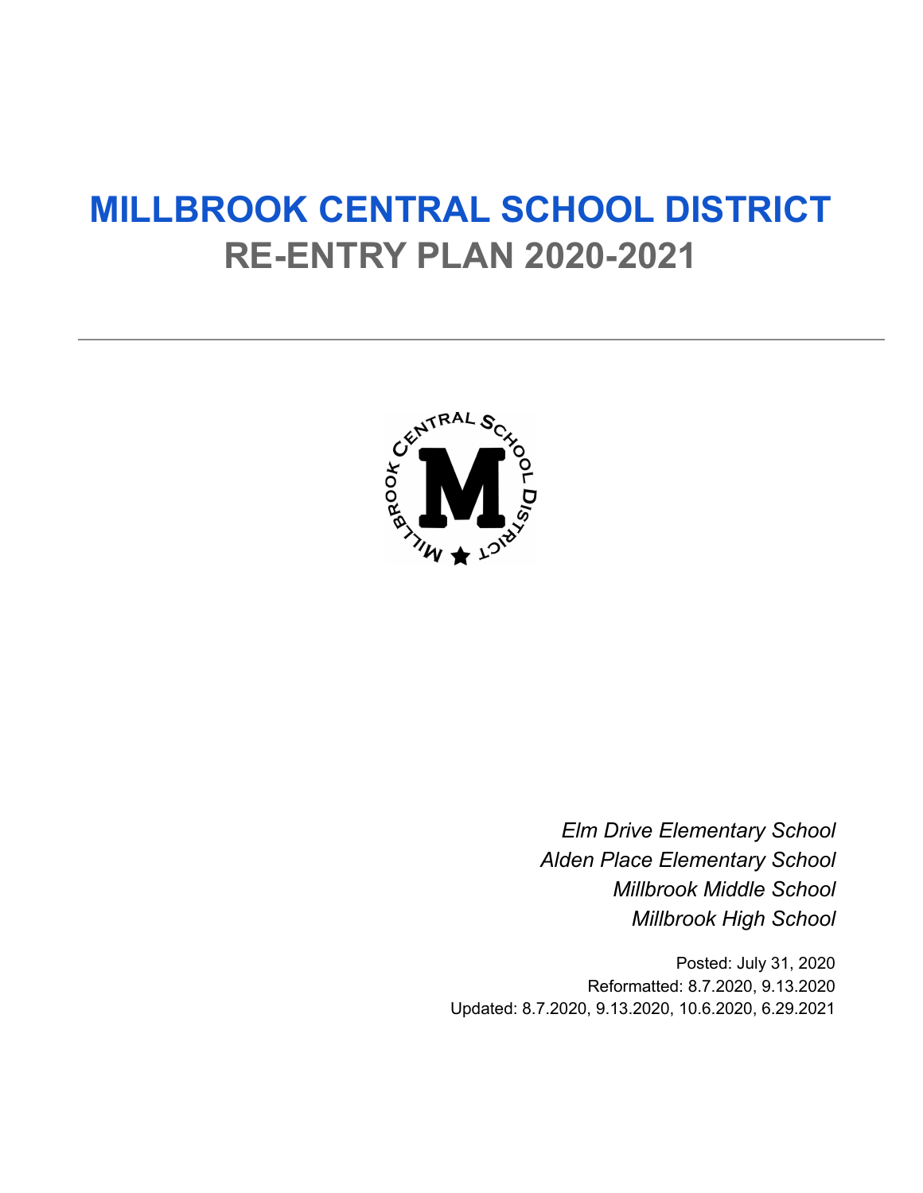# MILLBROOK CENTRAL SCHOOL DISTRICT
## RE-ENTRY PLAN 2020-2021

---

*Elm Drive Elementary School*
*Alden Place Elementary School*
*Millbrook Middle School*
*Millbrook High School*

Posted: July 31, 2020
Reformatted: 8.7.2020, 9.13.2020
Updated: 8.7.2020, 9.13.2020, 10.6.2020, 6.29.2021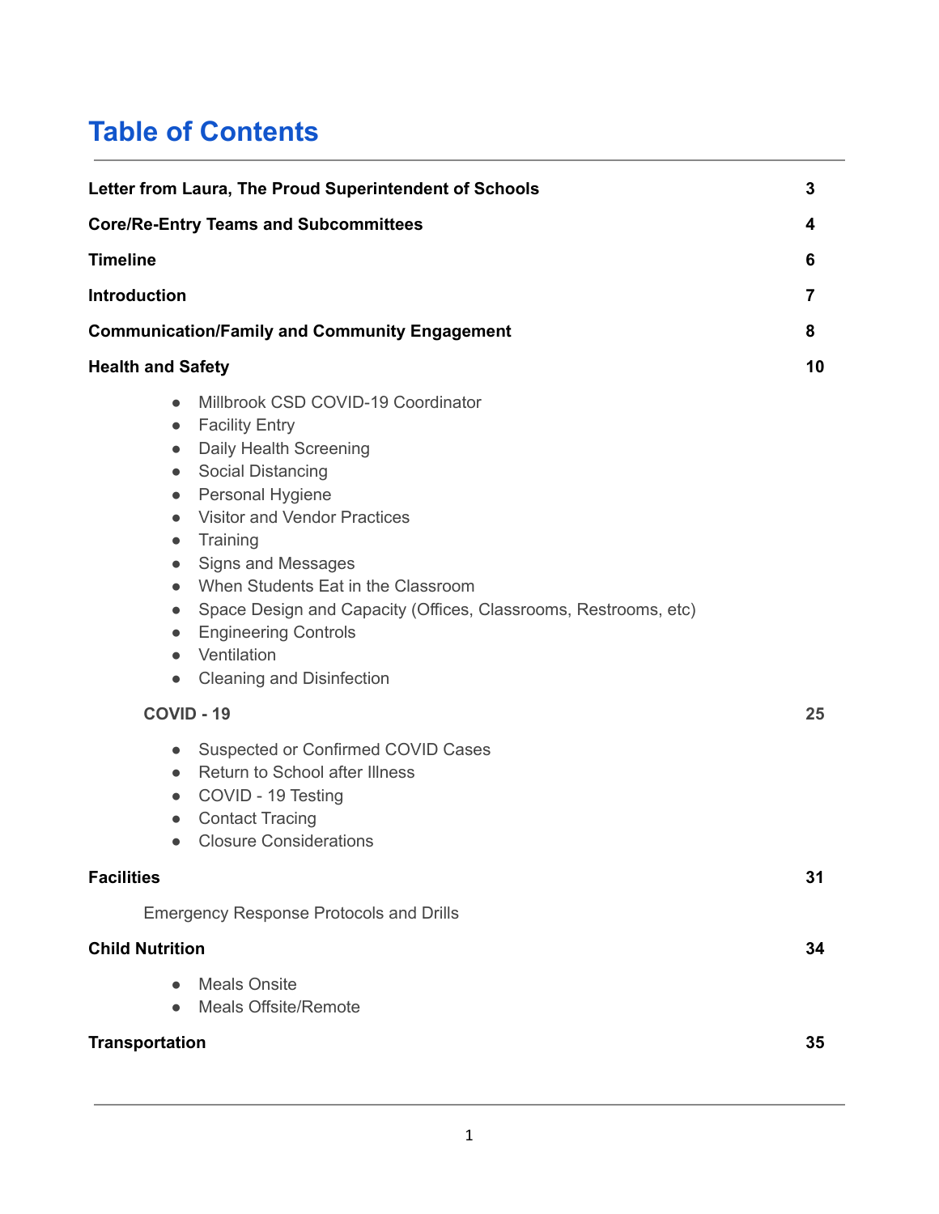# Table of Contents

| | |
|---|---|
| **Letter from Laura, The Proud Superintendent of Schools** | **3** |
| **Core/Re-Entry Teams and Subcommittees** | **4** |
| **Timeline** | **6** |
| **Introduction** | **7** |
| **Communication/Family and Community Engagement** | **8** |
| **Health and Safety** | **10** |

- Millbrook CSD COVID-19 Coordinator
- Facility Entry
- Daily Health Screening
- Social Distancing
- Personal Hygiene
- Visitor and Vendor Practices
- Training
- Signs and Messages
- When Students Eat in the Classroom
- Space Design and Capacity (Offices, Classrooms, Restrooms, etc)
- Engineering Controls
- Ventilation
- Cleaning and Disinfection

**COVID - 19** **25**

- Suspected or Confirmed COVID Cases
- Return to School after Illness
- COVID - 19 Testing
- Contact Tracing
- Closure Considerations

**Facilities** **31**

Emergency Response Protocols and Drills

**Child Nutrition** **34**

- Meals Onsite
- Meals Offsite/Remote

**Transportation** **35**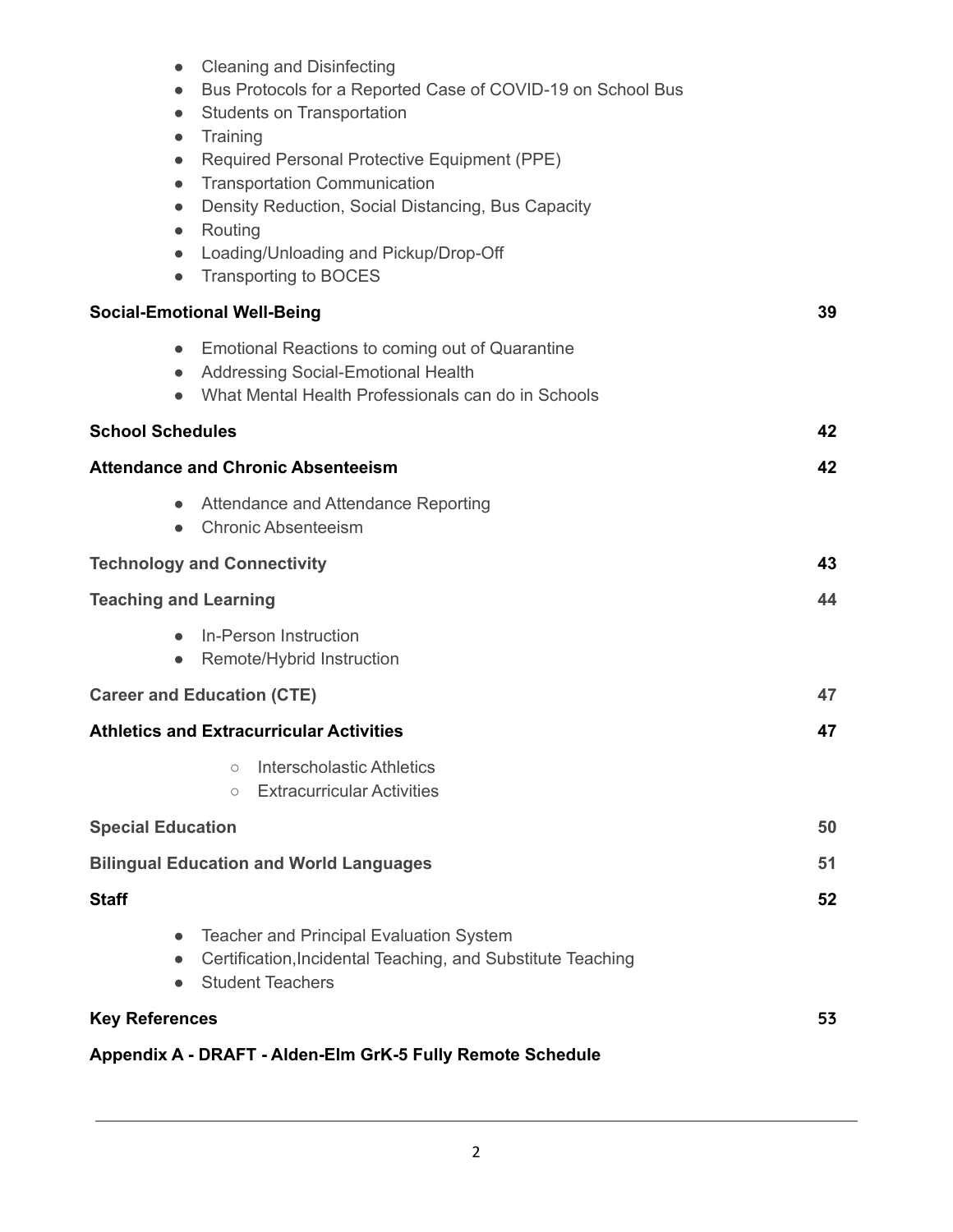- Cleaning and Disinfecting
- Bus Protocols for a Reported Case of COVID-19 on School Bus
- Students on Transportation
- Training
- Required Personal Protective Equipment (PPE)
- Transportation Communication
- Density Reduction, Social Distancing, Bus Capacity
- Routing
- Loading/Unloading and Pickup/Drop-Off
- Transporting to BOCES

**Social-Emotional Well-Being** 39

- Emotional Reactions to coming out of Quarantine
- Addressing Social-Emotional Health
- What Mental Health Professionals can do in Schools

**School Schedules** 42

**Attendance and Chronic Absenteeism** 42

- Attendance and Attendance Reporting
- Chronic Absenteeism

**Technology and Connectivity** 43

**Teaching and Learning** 44

- In-Person Instruction
- Remote/Hybrid Instruction

**Career and Education (CTE)** 47

**Athletics and Extracurricular Activities** 47

  - Interscholastic Athletics
  - Extracurricular Activities

**Special Education** 50

**Bilingual Education and World Languages** 51

**Staff** 52

- Teacher and Principal Evaluation System
- Certification,Incidental Teaching, and Substitute Teaching
- Student Teachers

**Key References** 53

**Appendix A - DRAFT - Alden-Elm GrK-5 Fully Remote Schedule**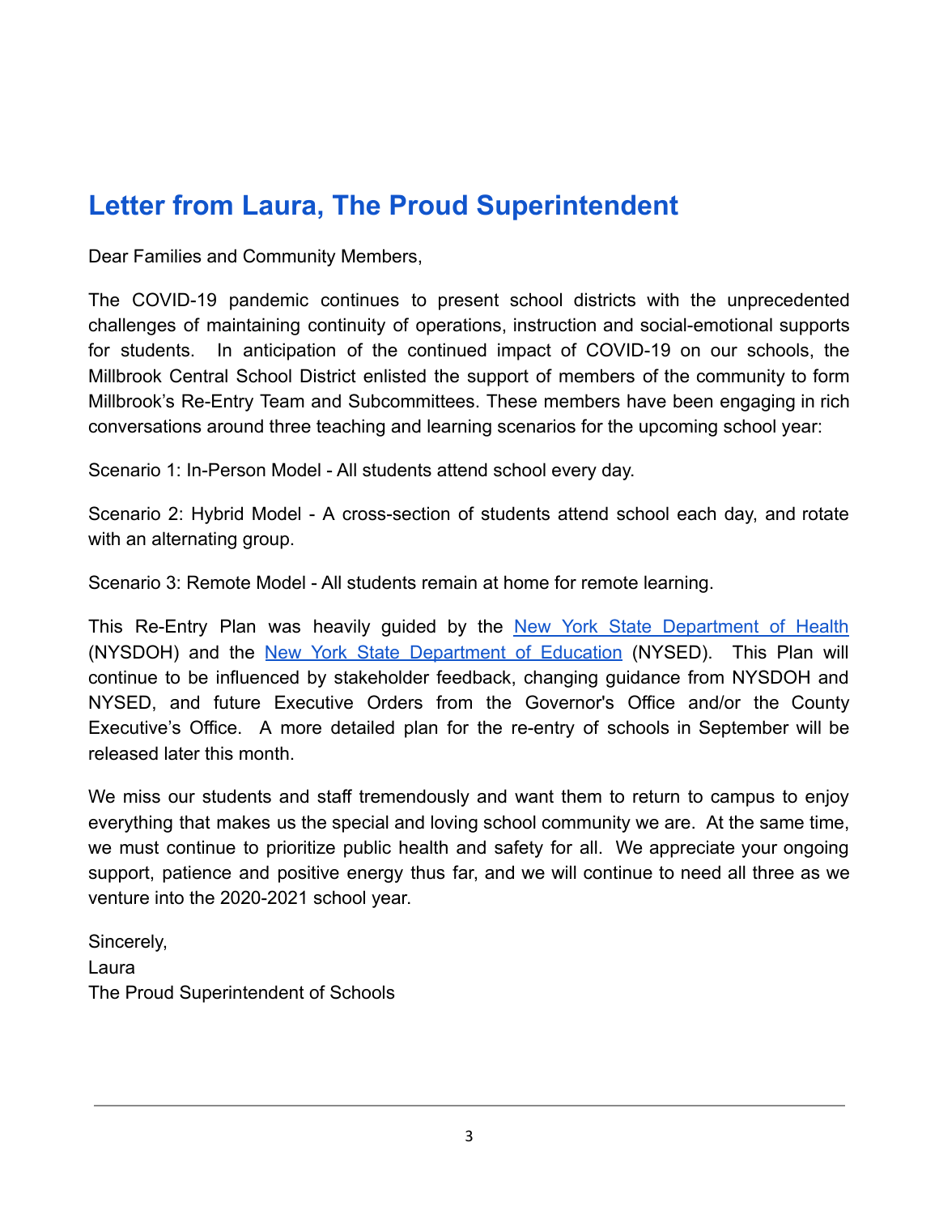## Letter from Laura, The Proud Superintendent

Dear Families and Community Members,

The COVID-19 pandemic continues to present school districts with the unprecedented challenges of maintaining continuity of operations, instruction and social-emotional supports for students. In anticipation of the continued impact of COVID-19 on our schools, the Millbrook Central School District enlisted the support of members of the community to form Millbrook's Re-Entry Team and Subcommittees. These members have been engaging in rich conversations around three teaching and learning scenarios for the upcoming school year:

Scenario 1: In-Person Model - All students attend school every day.

Scenario 2: Hybrid Model - A cross-section of students attend school each day, and rotate with an alternating group.

Scenario 3: Remote Model - All students remain at home for remote learning.

This Re-Entry Plan was heavily guided by the New York State Department of Health (NYSDOH) and the New York State Department of Education (NYSED). This Plan will continue to be influenced by stakeholder feedback, changing guidance from NYSDOH and NYSED, and future Executive Orders from the Governor's Office and/or the County Executive's Office. A more detailed plan for the re-entry of schools in September will be released later this month.

We miss our students and staff tremendously and want them to return to campus to enjoy everything that makes us the special and loving school community we are. At the same time, we must continue to prioritize public health and safety for all. We appreciate your ongoing support, patience and positive energy thus far, and we will continue to need all three as we venture into the 2020-2021 school year.

Sincerely,
Laura
The Proud Superintendent of Schools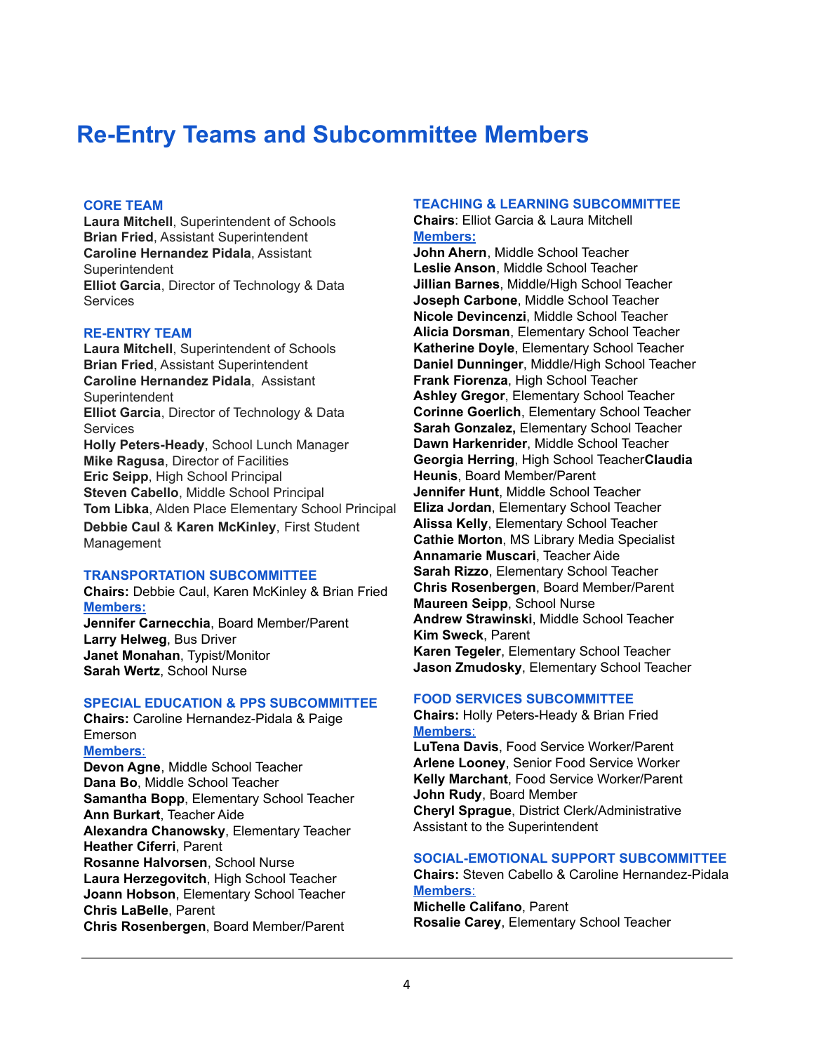# Re-Entry Teams and Subcommittee Members

## CORE TEAM

**Laura Mitchell**, Superintendent of Schools
**Brian Fried**, Assistant Superintendent
**Caroline Hernandez Pidala**, Assistant Superintendent
**Elliot Garcia**, Director of Technology & Data Services

## RE-ENTRY TEAM

**Laura Mitchell**, Superintendent of Schools
**Brian Fried**, Assistant Superintendent
**Caroline Hernandez Pidala**, Assistant Superintendent
**Elliot Garcia**, Director of Technology & Data Services
**Holly Peters-Heady**, School Lunch Manager
**Mike Ragusa**, Director of Facilities
**Eric Seipp**, High School Principal
**Steven Cabello**, Middle School Principal
**Tom Libka**, Alden Place Elementary School Principal
**Debbie Caul** & **Karen McKinley**, First Student Management

## TRANSPORTATION SUBCOMMITTEE

**Chairs:** Debbie Caul, Karen McKinley & Brian Fried
**Members:**
**Jennifer Carnecchia**, Board Member/Parent
**Larry Helweg**, Bus Driver
**Janet Monahan**, Typist/Monitor
**Sarah Wertz**, School Nurse

## SPECIAL EDUCATION & PPS SUBCOMMITTEE

**Chairs:** Caroline Hernandez-Pidala & Paige Emerson
**Members**:
**Devon Agne**, Middle School Teacher
**Dana Bo**, Middle School Teacher
**Samantha Bopp**, Elementary School Teacher
**Ann Burkart**, Teacher Aide
**Alexandra Chanowsky**, Elementary Teacher
**Heather Ciferri**, Parent
**Rosanne Halvorsen**, School Nurse
**Laura Herzegovitch**, High School Teacher
**Joann Hobson**, Elementary School Teacher
**Chris LaBelle**, Parent
**Chris Rosenbergen**, Board Member/Parent

## TEACHING & LEARNING SUBCOMMITTEE

**Chairs**: Elliot Garcia & Laura Mitchell
**Members:**
**John Ahern**, Middle School Teacher
**Leslie Anson**, Middle School Teacher
**Jillian Barnes**, Middle/High School Teacher
**Joseph Carbone**, Middle School Teacher
**Nicole Devincenzi**, Middle School Teacher
**Alicia Dorsman**, Elementary School Teacher
**Katherine Doyle**, Elementary School Teacher
**Daniel Dunninger**, Middle/High School Teacher
**Frank Fiorenza**, High School Teacher
**Ashley Gregor**, Elementary School Teacher
**Corinne Goerlich**, Elementary School Teacher
**Sarah Gonzalez,** Elementary School Teacher
**Dawn Harkenrider**, Middle School Teacher
**Georgia Herring**, High School Teacher
**Claudia Heunis**, Board Member/Parent
**Jennifer Hunt**, Middle School Teacher
**Eliza Jordan**, Elementary School Teacher
**Alissa Kelly**, Elementary School Teacher
**Cathie Morton**, MS Library Media Specialist
**Annamarie Muscari**, Teacher Aide
**Sarah Rizzo**, Elementary School Teacher
**Chris Rosenbergen**, Board Member/Parent
**Maureen Seipp**, School Nurse
**Andrew Strawinski**, Middle School Teacher
**Kim Sweck**, Parent
**Karen Tegeler**, Elementary School Teacher
**Jason Zmudosky**, Elementary School Teacher

## FOOD SERVICES SUBCOMMITTEE

**Chairs:** Holly Peters-Heady & Brian Fried
**Members**:
**LuTena Davis**, Food Service Worker/Parent
**Arlene Looney**, Senior Food Service Worker
**Kelly Marchant**, Food Service Worker/Parent
**John Rudy**, Board Member
**Cheryl Sprague**, District Clerk/Administrative Assistant to the Superintendent

## SOCIAL-EMOTIONAL SUPPORT SUBCOMMITTEE

**Chairs:** Steven Cabello & Caroline Hernandez-Pidala
**Members**:
**Michelle Califano**, Parent
**Rosalie Carey**, Elementary School Teacher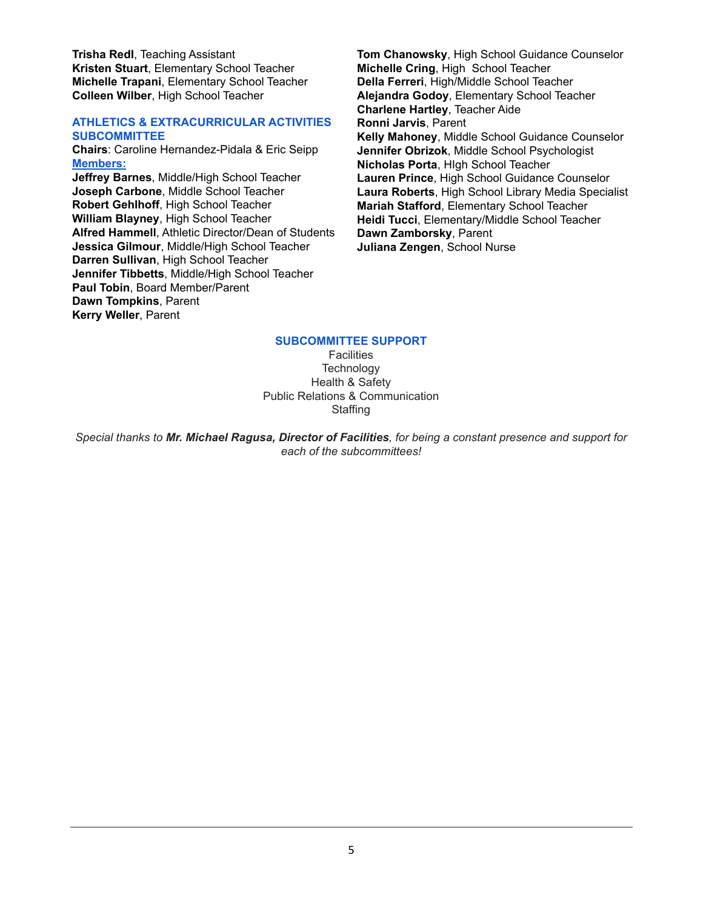**Trisha Redl**, Teaching Assistant
**Kristen Stuart**, Elementary School Teacher
**Michelle Trapani**, Elementary School Teacher
**Colleen Wilber**, High School Teacher

### ATHLETICS & EXTRACURRICULAR ACTIVITIES SUBCOMMITTEE

**Chairs**: Caroline Hernandez-Pidala & Eric Seipp
**Members:**
**Jeffrey Barnes**, Middle/High School Teacher
**Joseph Carbone**, Middle School Teacher
**Robert Gehlhoff**, High School Teacher
**William Blayney**, High School Teacher
**Alfred Hammell**, Athletic Director/Dean of Students
**Jessica Gilmour**, Middle/High School Teacher
**Darren Sullivan**, High School Teacher
**Jennifer Tibbetts**, Middle/High School Teacher
**Paul Tobin**, Board Member/Parent
**Dawn Tompkins**, Parent
**Kerry Weller**, Parent
**Tom Chanowsky**, High School Guidance Counselor
**Michelle Cring**, High School Teacher
**Della Ferreri**, High/Middle School Teacher
**Alejandra Godoy**, Elementary School Teacher
**Charlene Hartley**, Teacher Aide
**Ronni Jarvis**, Parent
**Kelly Mahoney**, Middle School Guidance Counselor
**Jennifer Obrizok**, Middle School Psychologist
**Nicholas Porta**, HIgh School Teacher
**Lauren Prince**, High School Guidance Counselor
**Laura Roberts**, High School Library Media Specialist
**Mariah Stafford**, Elementary School Teacher
**Heidi Tucci**, Elementary/Middle School Teacher
**Dawn Zamborsky**, Parent
**Juliana Zengen**, School Nurse

### SUBCOMMITTEE SUPPORT

Facilities
Technology
Health & Safety
Public Relations & Communication
Staffing

*Special thanks to* ***Mr. Michael Ragusa, Director of Facilities****, for being a constant presence and support for each of the subcommittees!*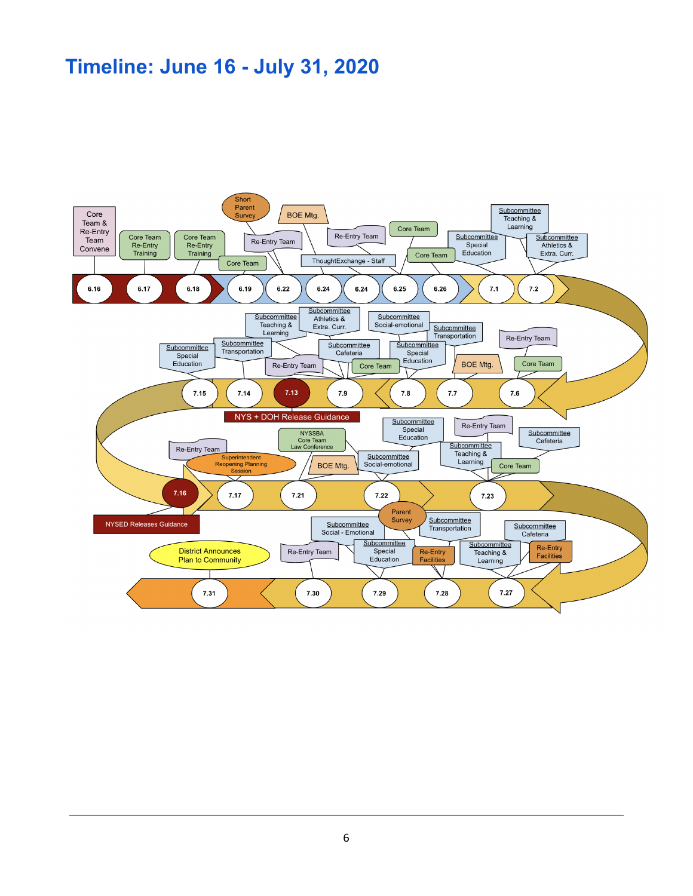# Timeline: June 16 - July 31, 2020

**6.16**
- Core Team & Re-Entry Team Convene

**6.17**
- Core Team Re-Entry Training

**6.18**
- Core Team Re-Entry Training

**6.19**
- Core Team
- Short Parent Survey

**6.22**
- Re-Entry Team

**6.24**
- BOE Mtg.
- ThoughtExchange - Staff

**6.24**
- Re-Entry Team

**6.25**
- Core Team

**6.26**
- Core Team

**7.1**
- Subcommittee Special Education

**7.2**
- Subcommittee Teaching & Learning
- Subcommittee Athletics & Extra. Curr.

**7.6**
- Re-Entry Team
- Core Team

**7.7**
- BOE Mtg.

**7.8**
- Subcommittee Special Education
- Subcommittee Transportation
- Subcommittee Social-emotional

**7.9**
- Subcommittee Athletics & Extra. Curr.
- Subcommittee Cafeteria
- Core Team
- Re-Entry Team

**7.13**
- NYS + DOH Release Guidance

**7.14**
- Subcommittee Transportation
- Subcommittee Teaching & Learning

**7.15**
- Subcommittee Special Education

**7.16**
- NYSED Releases Guidance

**7.17**
- Re-Entry Team
- Superintendent Reopening Planning Session

**7.21**
- NYSSBA Core Team Law Conference
- BOE Mtg.

**7.22**
- Subcommittee Social-emotional
- Subcommittee Special Education

**7.23**
- Re-Entry Team
- Subcommittee Teaching & Learning
- Core Team
- Subcommittee Cafeteria

**7.27**
- Subcommittee Teaching & Learning
- Subcommittee Cafeteria
- Re-Entry Facilities

**7.28**
- Subcommittee Transportation
- Re-Entry Facilities

**7.29**
- Parent Survey
- Subcommittee Social - Emotional
- Subcommittee Special Education

**7.30**
- Re-Entry Team

**7.31**
- District Announces Plan to Community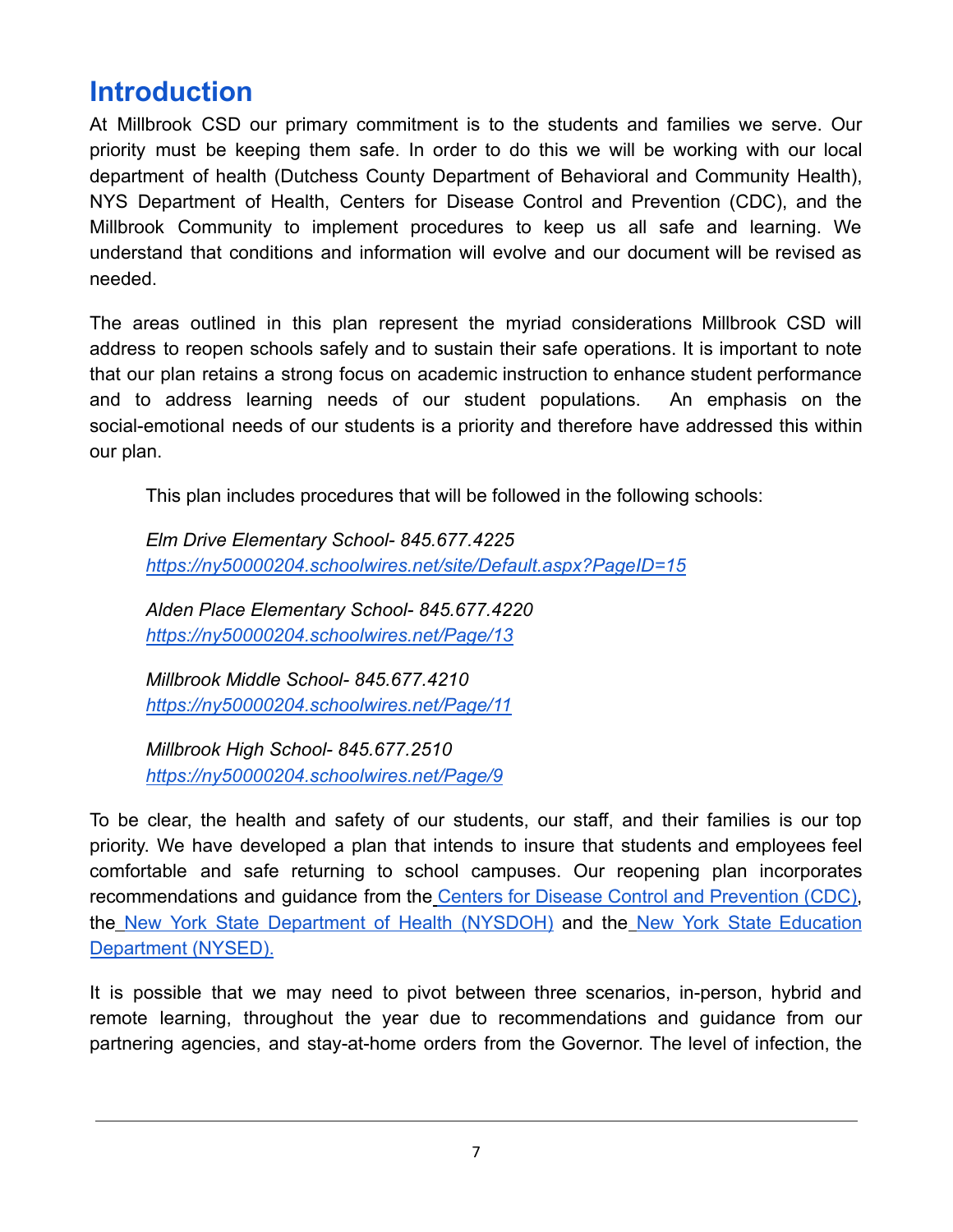# Introduction

At Millbrook CSD our primary commitment is to the students and families we serve. Our priority must be keeping them safe. In order to do this we will be working with our local department of health (Dutchess County Department of Behavioral and Community Health), NYS Department of Health, Centers for Disease Control and Prevention (CDC), and the Millbrook Community to implement procedures to keep us all safe and learning. We understand that conditions and information will evolve and our document will be revised as needed.

The areas outlined in this plan represent the myriad considerations Millbrook CSD will address to reopen schools safely and to sustain their safe operations. It is important to note that our plan retains a strong focus on academic instruction to enhance student performance and to address learning needs of our student populations. An emphasis on the social-emotional needs of our students is a priority and therefore have addressed this within our plan.

This plan includes procedures that will be followed in the following schools:

*Elm Drive Elementary School- 845.677.4225*
*https://ny50000204.schoolwires.net/site/Default.aspx?PageID=15*

*Alden Place Elementary School- 845.677.4220*
*https://ny50000204.schoolwires.net/Page/13*

*Millbrook Middle School- 845.677.4210*
*https://ny50000204.schoolwires.net/Page/11*

*Millbrook High School- 845.677.2510*
*https://ny50000204.schoolwires.net/Page/9*

To be clear, the health and safety of our students, our staff, and their families is our top priority. We have developed a plan that intends to insure that students and employees feel comfortable and safe returning to school campuses. Our reopening plan incorporates recommendations and guidance from the Centers for Disease Control and Prevention (CDC), the New York State Department of Health (NYSDOH) and the New York State Education Department (NYSED).

It is possible that we may need to pivot between three scenarios, in-person, hybrid and remote learning, throughout the year due to recommendations and guidance from our partnering agencies, and stay-at-home orders from the Governor. The level of infection, the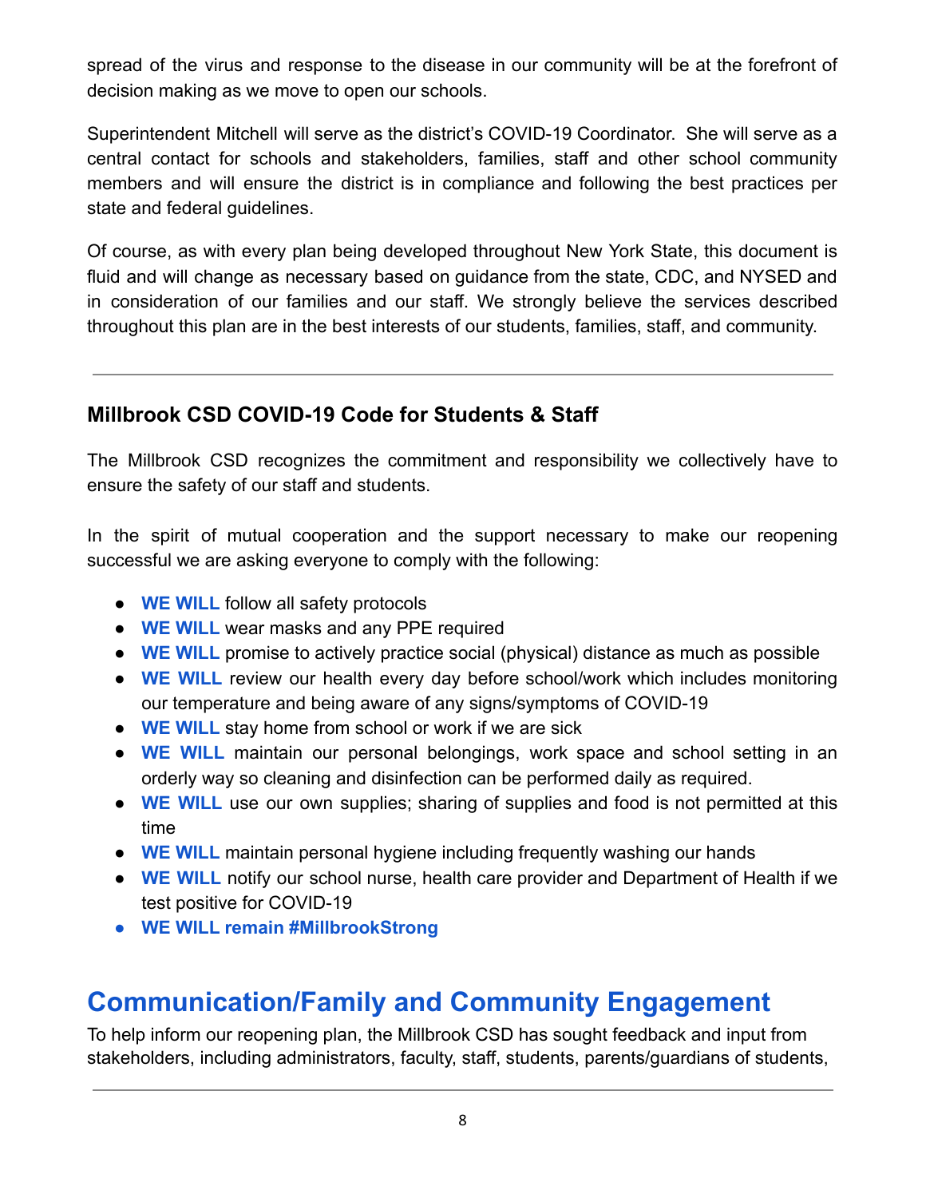spread of the virus and response to the disease in our community will be at the forefront of decision making as we move to open our schools.

Superintendent Mitchell will serve as the district's COVID-19 Coordinator. She will serve as a central contact for schools and stakeholders, families, staff and other school community members and will ensure the district is in compliance and following the best practices per state and federal guidelines.

Of course, as with every plan being developed throughout New York State, this document is fluid and will change as necessary based on guidance from the state, CDC, and NYSED and in consideration of our families and our staff. We strongly believe the services described throughout this plan are in the best interests of our students, families, staff, and community.

---

### Millbrook CSD COVID-19 Code for Students & Staff

The Millbrook CSD recognizes the commitment and responsibility we collectively have to ensure the safety of our staff and students.

In the spirit of mutual cooperation and the support necessary to make our reopening successful we are asking everyone to comply with the following:

- **WE WILL** follow all safety protocols
- **WE WILL** wear masks and any PPE required
- **WE WILL** promise to actively practice social (physical) distance as much as possible
- **WE WILL** review our health every day before school/work which includes monitoring our temperature and being aware of any signs/symptoms of COVID-19
- **WE WILL** stay home from school or work if we are sick
- **WE WILL** maintain our personal belongings, work space and school setting in an orderly way so cleaning and disinfection can be performed daily as required.
- **WE WILL** use our own supplies; sharing of supplies and food is not permitted at this time
- **WE WILL** maintain personal hygiene including frequently washing our hands
- **WE WILL** notify our school nurse, health care provider and Department of Health if we test positive for COVID-19
- **WE WILL remain #MillbrookStrong**

## Communication/Family and Community Engagement

To help inform our reopening plan, the Millbrook CSD has sought feedback and input from stakeholders, including administrators, faculty, staff, students, parents/guardians of students,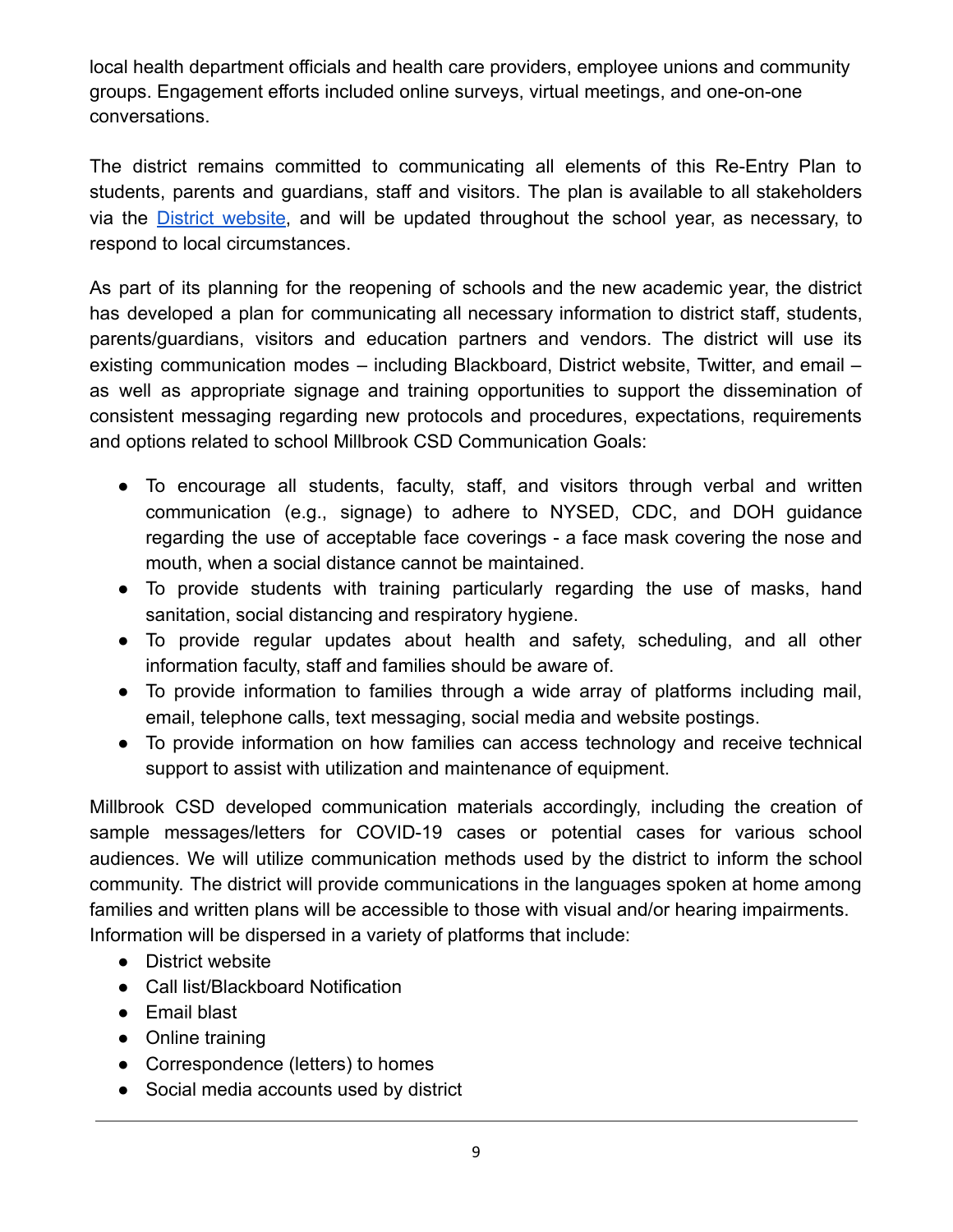local health department officials and health care providers, employee unions and community groups. Engagement efforts included online surveys, virtual meetings, and one-on-one conversations.

The district remains committed to communicating all elements of this Re-Entry Plan to students, parents and guardians, staff and visitors. The plan is available to all stakeholders via the [District website](), and will be updated throughout the school year, as necessary, to respond to local circumstances.

As part of its planning for the reopening of schools and the new academic year, the district has developed a plan for communicating all necessary information to district staff, students, parents/guardians, visitors and education partners and vendors. The district will use its existing communication modes – including Blackboard, District website, Twitter, and email – as well as appropriate signage and training opportunities to support the dissemination of consistent messaging regarding new protocols and procedures, expectations, requirements and options related to school Millbrook CSD Communication Goals:

- To encourage all students, faculty, staff, and visitors through verbal and written communication (e.g., signage) to adhere to NYSED, CDC, and DOH guidance regarding the use of acceptable face coverings - a face mask covering the nose and mouth, when a social distance cannot be maintained.
- To provide students with training particularly regarding the use of masks, hand sanitation, social distancing and respiratory hygiene.
- To provide regular updates about health and safety, scheduling, and all other information faculty, staff and families should be aware of.
- To provide information to families through a wide array of platforms including mail, email, telephone calls, text messaging, social media and website postings.
- To provide information on how families can access technology and receive technical support to assist with utilization and maintenance of equipment.

Millbrook CSD developed communication materials accordingly, including the creation of sample messages/letters for COVID-19 cases or potential cases for various school audiences. We will utilize communication methods used by the district to inform the school community. The district will provide communications in the languages spoken at home among families and written plans will be accessible to those with visual and/or hearing impairments. Information will be dispersed in a variety of platforms that include:

- District website
- Call list/Blackboard Notification
- Email blast
- Online training
- Correspondence (letters) to homes
- Social media accounts used by district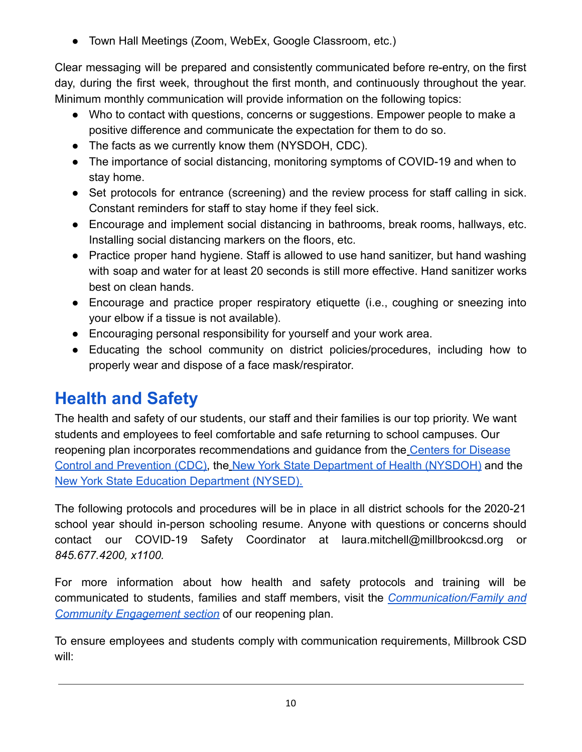- Town Hall Meetings (Zoom, WebEx, Google Classroom, etc.)

Clear messaging will be prepared and consistently communicated before re-entry, on the first day, during the first week, throughout the first month, and continuously throughout the year. Minimum monthly communication will provide information on the following topics:

- Who to contact with questions, concerns or suggestions. Empower people to make a positive difference and communicate the expectation for them to do so.
- The facts as we currently know them (NYSDOH, CDC).
- The importance of social distancing, monitoring symptoms of COVID-19 and when to stay home.
- Set protocols for entrance (screening) and the review process for staff calling in sick. Constant reminders for staff to stay home if they feel sick.
- Encourage and implement social distancing in bathrooms, break rooms, hallways, etc. Installing social distancing markers on the floors, etc.
- Practice proper hand hygiene. Staff is allowed to use hand sanitizer, but hand washing with soap and water for at least 20 seconds is still more effective. Hand sanitizer works best on clean hands.
- Encourage and practice proper respiratory etiquette (i.e., coughing or sneezing into your elbow if a tissue is not available).
- Encouraging personal responsibility for yourself and your work area.
- Educating the school community on district policies/procedures, including how to properly wear and dispose of a face mask/respirator.

# Health and Safety

The health and safety of our students, our staff and their families is our top priority. We want students and employees to feel comfortable and safe returning to school campuses. Our reopening plan incorporates recommendations and guidance from the Centers for Disease Control and Prevention (CDC), the New York State Department of Health (NYSDOH) and the New York State Education Department (NYSED).

The following protocols and procedures will be in place in all district schools for the 2020-21 school year should in-person schooling resume. Anyone with questions or concerns should contact our COVID-19 Safety Coordinator at laura.mitchell@millbrookcsd.org or *845.677.4200, x1100.*

For more information about how health and safety protocols and training will be communicated to students, families and staff members, visit the *Communication/Family and Community Engagement section* of our reopening plan.

To ensure employees and students comply with communication requirements, Millbrook CSD will: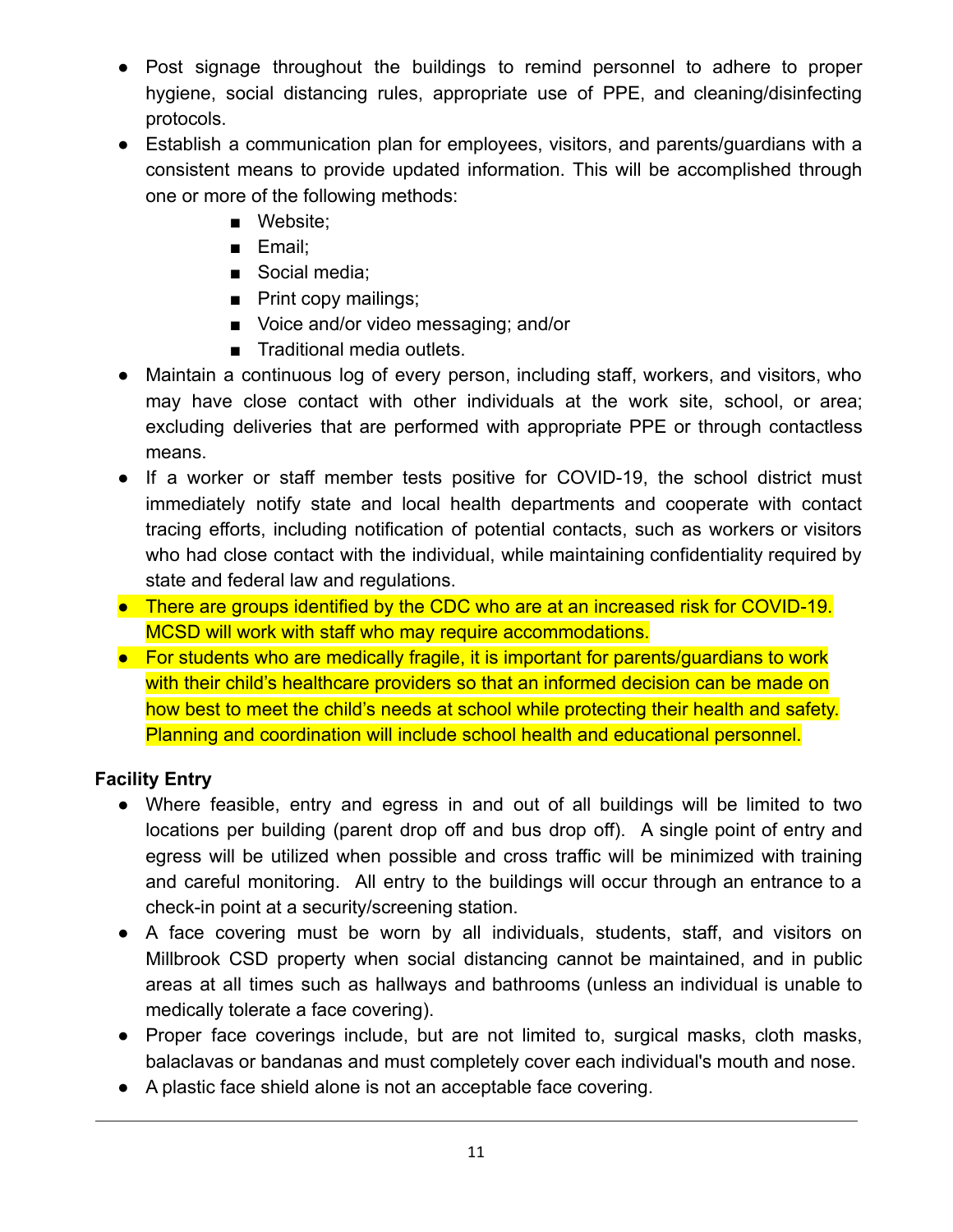- Post signage throughout the buildings to remind personnel to adhere to proper hygiene, social distancing rules, appropriate use of PPE, and cleaning/disinfecting protocols.
- Establish a communication plan for employees, visitors, and parents/guardians with a consistent means to provide updated information. This will be accomplished through one or more of the following methods:
  - Website;
  - Email;
  - Social media;
  - Print copy mailings;
  - Voice and/or video messaging; and/or
  - Traditional media outlets.
- Maintain a continuous log of every person, including staff, workers, and visitors, who may have close contact with other individuals at the work site, school, or area; excluding deliveries that are performed with appropriate PPE or through contactless means.
- If a worker or staff member tests positive for COVID-19, the school district must immediately notify state and local health departments and cooperate with contact tracing efforts, including notification of potential contacts, such as workers or visitors who had close contact with the individual, while maintaining confidentiality required by state and federal law and regulations.
- There are groups identified by the CDC who are at an increased risk for COVID-19. MCSD will work with staff who may require accommodations.
- For students who are medically fragile, it is important for parents/guardians to work with their child's healthcare providers so that an informed decision can be made on how best to meet the child's needs at school while protecting their health and safety. Planning and coordination will include school health and educational personnel.

**Facility Entry**

- Where feasible, entry and egress in and out of all buildings will be limited to two locations per building (parent drop off and bus drop off). A single point of entry and egress will be utilized when possible and cross traffic will be minimized with training and careful monitoring. All entry to the buildings will occur through an entrance to a check-in point at a security/screening station.
- A face covering must be worn by all individuals, students, staff, and visitors on Millbrook CSD property when social distancing cannot be maintained, and in public areas at all times such as hallways and bathrooms (unless an individual is unable to medically tolerate a face covering).
- Proper face coverings include, but are not limited to, surgical masks, cloth masks, balaclavas or bandanas and must completely cover each individual's mouth and nose.
- A plastic face shield alone is not an acceptable face covering.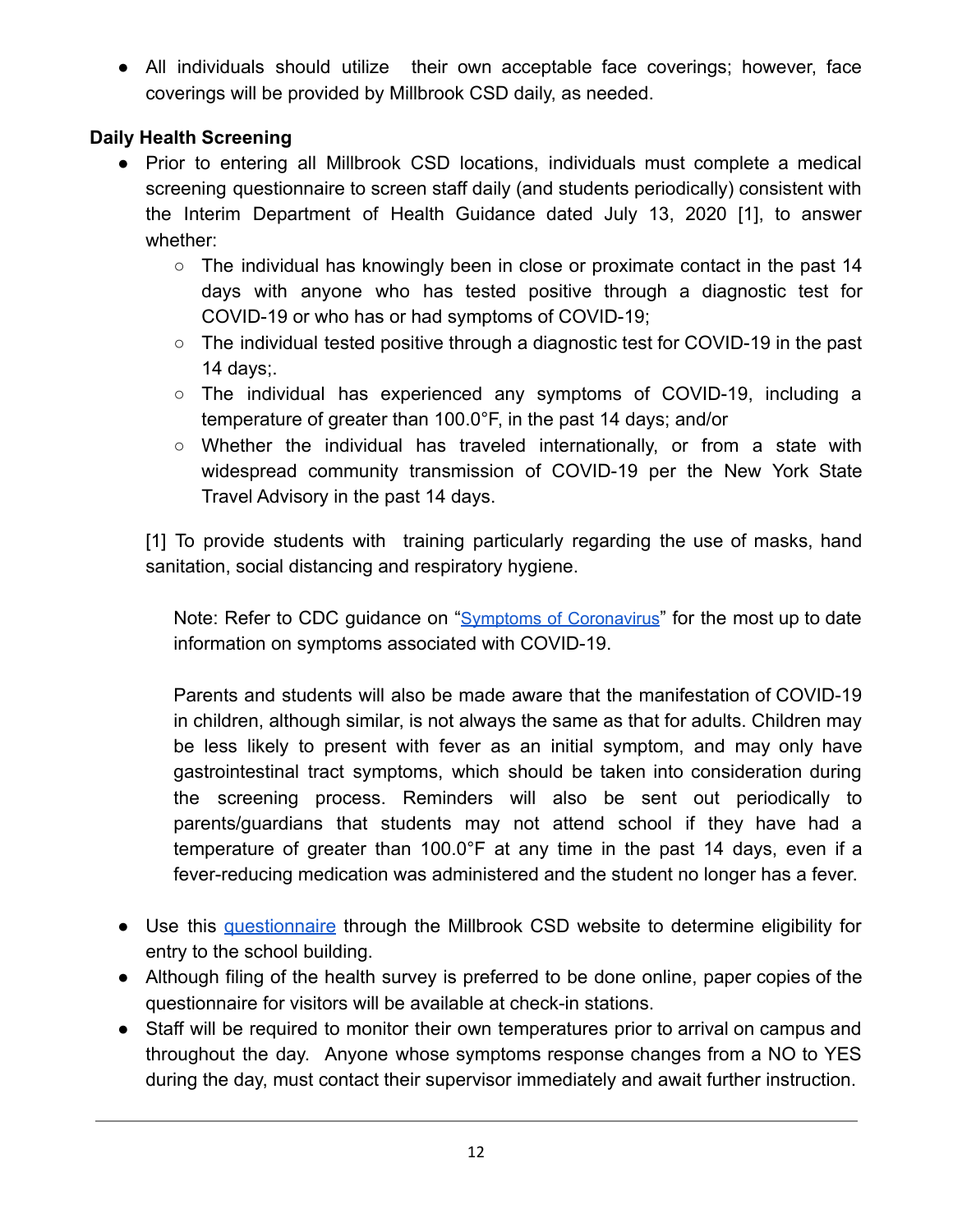- All individuals should utilize their own acceptable face coverings; however, face coverings will be provided by Millbrook CSD daily, as needed.

**Daily Health Screening**

- Prior to entering all Millbrook CSD locations, individuals must complete a medical screening questionnaire to screen staff daily (and students periodically) consistent with the Interim Department of Health Guidance dated July 13, 2020 [1], to answer whether:
    - The individual has knowingly been in close or proximate contact in the past 14 days with anyone who has tested positive through a diagnostic test for COVID-19 or who has or had symptoms of COVID-19;
    - The individual tested positive through a diagnostic test for COVID-19 in the past 14 days;.
    - The individual has experienced any symptoms of COVID-19, including a temperature of greater than 100.0°F, in the past 14 days; and/or
    - Whether the individual has traveled internationally, or from a state with widespread community transmission of COVID-19 per the New York State Travel Advisory in the past 14 days.

  [1] To provide students with training particularly regarding the use of masks, hand sanitation, social distancing and respiratory hygiene.

  Note: Refer to CDC guidance on "Symptoms of Coronavirus" for the most up to date information on symptoms associated with COVID-19.

  Parents and students will also be made aware that the manifestation of COVID-19 in children, although similar, is not always the same as that for adults. Children may be less likely to present with fever as an initial symptom, and may only have gastrointestinal tract symptoms, which should be taken into consideration during the screening process. Reminders will also be sent out periodically to parents/guardians that students may not attend school if they have had a temperature of greater than 100.0°F at any time in the past 14 days, even if a fever-reducing medication was administered and the student no longer has a fever.

- Use this questionnaire through the Millbrook CSD website to determine eligibility for entry to the school building.
- Although filing of the health survey is preferred to be done online, paper copies of the questionnaire for visitors will be available at check-in stations.
- Staff will be required to monitor their own temperatures prior to arrival on campus and throughout the day. Anyone whose symptoms response changes from a NO to YES during the day, must contact their supervisor immediately and await further instruction.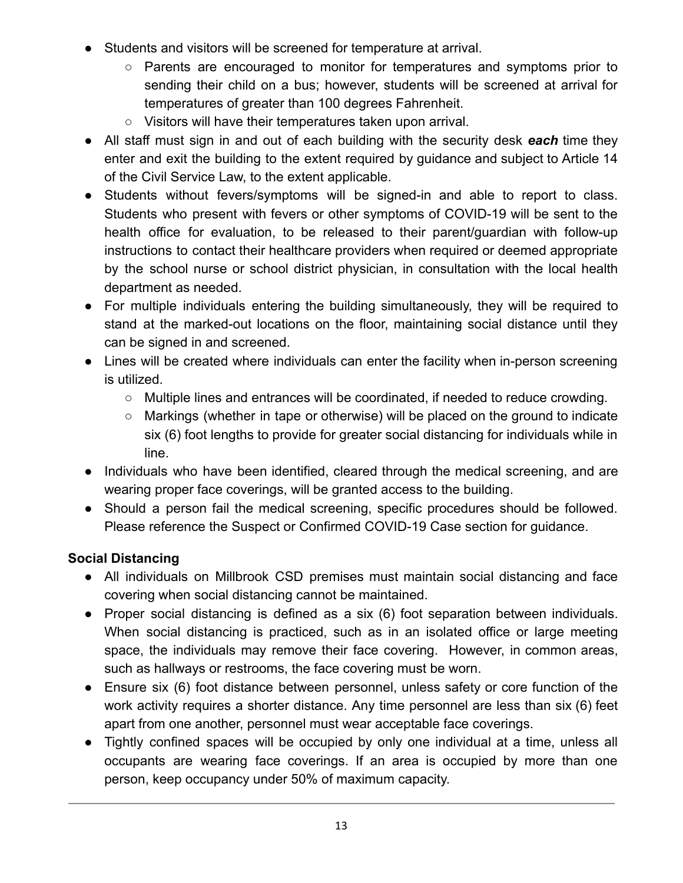- Students and visitors will be screened for temperature at arrival.
    - Parents are encouraged to monitor for temperatures and symptoms prior to sending their child on a bus; however, students will be screened at arrival for temperatures of greater than 100 degrees Fahrenheit.
    - Visitors will have their temperatures taken upon arrival.
- All staff must sign in and out of each building with the security desk ***each*** time they enter and exit the building to the extent required by guidance and subject to Article 14 of the Civil Service Law, to the extent applicable.
- Students without fevers/symptoms will be signed-in and able to report to class. Students who present with fevers or other symptoms of COVID-19 will be sent to the health office for evaluation, to be released to their parent/guardian with follow-up instructions to contact their healthcare providers when required or deemed appropriate by the school nurse or school district physician, in consultation with the local health department as needed.
- For multiple individuals entering the building simultaneously, they will be required to stand at the marked-out locations on the floor, maintaining social distance until they can be signed in and screened.
- Lines will be created where individuals can enter the facility when in-person screening is utilized.
    - Multiple lines and entrances will be coordinated, if needed to reduce crowding.
    - Markings (whether in tape or otherwise) will be placed on the ground to indicate six (6) foot lengths to provide for greater social distancing for individuals while in line.
- Individuals who have been identified, cleared through the medical screening, and are wearing proper face coverings, will be granted access to the building.
- Should a person fail the medical screening, specific procedures should be followed. Please reference the Suspect or Confirmed COVID-19 Case section for guidance.

**Social Distancing**

- All individuals on Millbrook CSD premises must maintain social distancing and face covering when social distancing cannot be maintained.
- Proper social distancing is defined as a six (6) foot separation between individuals. When social distancing is practiced, such as in an isolated office or large meeting space, the individuals may remove their face covering. However, in common areas, such as hallways or restrooms, the face covering must be worn.
- Ensure six (6) foot distance between personnel, unless safety or core function of the work activity requires a shorter distance. Any time personnel are less than six (6) feet apart from one another, personnel must wear acceptable face coverings.
- Tightly confined spaces will be occupied by only one individual at a time, unless all occupants are wearing face coverings. If an area is occupied by more than one person, keep occupancy under 50% of maximum capacity.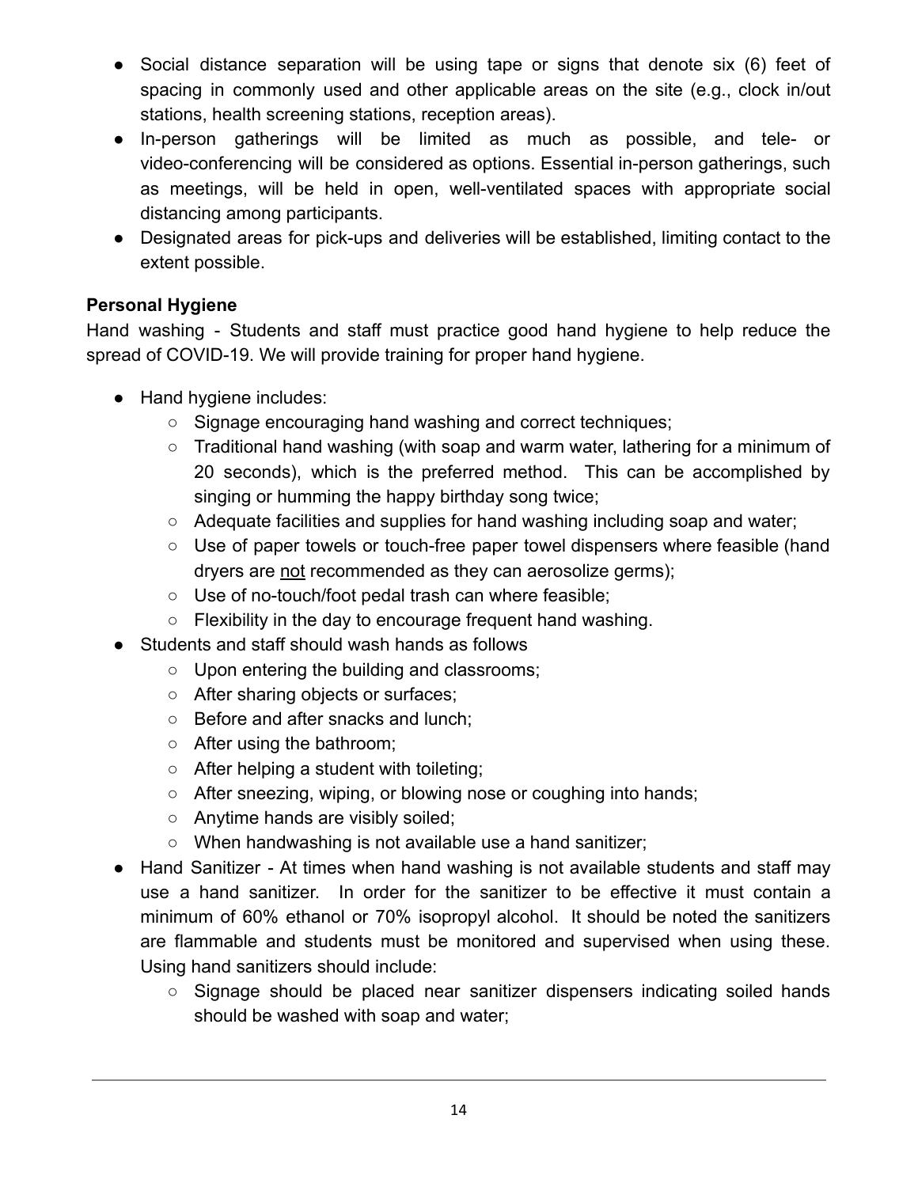- Social distance separation will be using tape or signs that denote six (6) feet of spacing in commonly used and other applicable areas on the site (e.g., clock in/out stations, health screening stations, reception areas).
- In-person gatherings will be limited as much as possible, and tele- or video-conferencing will be considered as options. Essential in-person gatherings, such as meetings, will be held in open, well-ventilated spaces with appropriate social distancing among participants.
- Designated areas for pick-ups and deliveries will be established, limiting contact to the extent possible.

**Personal Hygiene**

Hand washing - Students and staff must practice good hand hygiene to help reduce the spread of COVID-19. We will provide training for proper hand hygiene.

- Hand hygiene includes:
  - Signage encouraging hand washing and correct techniques;
  - Traditional hand washing (with soap and warm water, lathering for a minimum of 20 seconds), which is the preferred method. This can be accomplished by singing or humming the happy birthday song twice;
  - Adequate facilities and supplies for hand washing including soap and water;
  - Use of paper towels or touch-free paper towel dispensers where feasible (hand dryers are <u>not</u> recommended as they can aerosolize germs);
  - Use of no-touch/foot pedal trash can where feasible;
  - Flexibility in the day to encourage frequent hand washing.
- Students and staff should wash hands as follows
  - Upon entering the building and classrooms;
  - After sharing objects or surfaces;
  - Before and after snacks and lunch;
  - After using the bathroom;
  - After helping a student with toileting;
  - After sneezing, wiping, or blowing nose or coughing into hands;
  - Anytime hands are visibly soiled;
  - When handwashing is not available use a hand sanitizer;
- Hand Sanitizer - At times when hand washing is not available students and staff may use a hand sanitizer. In order for the sanitizer to be effective it must contain a minimum of 60% ethanol or 70% isopropyl alcohol. It should be noted the sanitizers are flammable and students must be monitored and supervised when using these. Using hand sanitizers should include:
  - Signage should be placed near sanitizer dispensers indicating soiled hands should be washed with soap and water;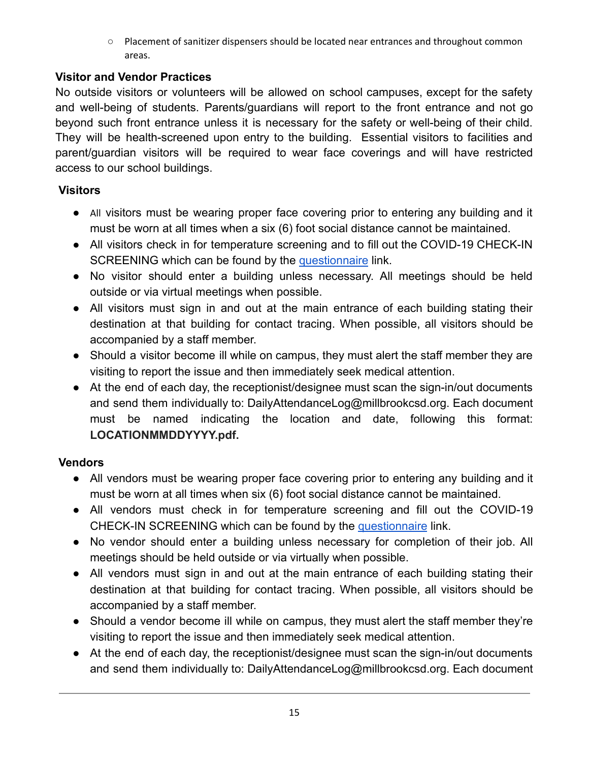- Placement of sanitizer dispensers should be located near entrances and throughout common areas.

**Visitor and Vendor Practices**

No outside visitors or volunteers will be allowed on school campuses, except for the safety and well-being of students. Parents/guardians will report to the front entrance and not go beyond such front entrance unless it is necessary for the safety or well-being of their child. They will be health-screened upon entry to the building. Essential visitors to facilities and parent/guardian visitors will be required to wear face coverings and will have restricted access to our school buildings.

**Visitors**

- All visitors must be wearing proper face covering prior to entering any building and it must be worn at all times when a six (6) foot social distance cannot be maintained.
- All visitors check in for temperature screening and to fill out the COVID-19 CHECK-IN SCREENING which can be found by the questionnaire link.
- No visitor should enter a building unless necessary. All meetings should be held outside or via virtual meetings when possible.
- All visitors must sign in and out at the main entrance of each building stating their destination at that building for contact tracing. When possible, all visitors should be accompanied by a staff member.
- Should a visitor become ill while on campus, they must alert the staff member they are visiting to report the issue and then immediately seek medical attention.
- At the end of each day, the receptionist/designee must scan the sign-in/out documents and send them individually to: DailyAttendanceLog@millbrookcsd.org. Each document must be named indicating the location and date, following this format: **LOCATIONMMDDYYYY.pdf.**

**Vendors**

- All vendors must be wearing proper face covering prior to entering any building and it must be worn at all times when six (6) foot social distance cannot be maintained.
- All vendors must check in for temperature screening and fill out the COVID-19 CHECK-IN SCREENING which can be found by the questionnaire link.
- No vendor should enter a building unless necessary for completion of their job. All meetings should be held outside or via virtually when possible.
- All vendors must sign in and out at the main entrance of each building stating their destination at that building for contact tracing. When possible, all visitors should be accompanied by a staff member.
- Should a vendor become ill while on campus, they must alert the staff member they're visiting to report the issue and then immediately seek medical attention.
- At the end of each day, the receptionist/designee must scan the sign-in/out documents and send them individually to: DailyAttendanceLog@millbrookcsd.org. Each document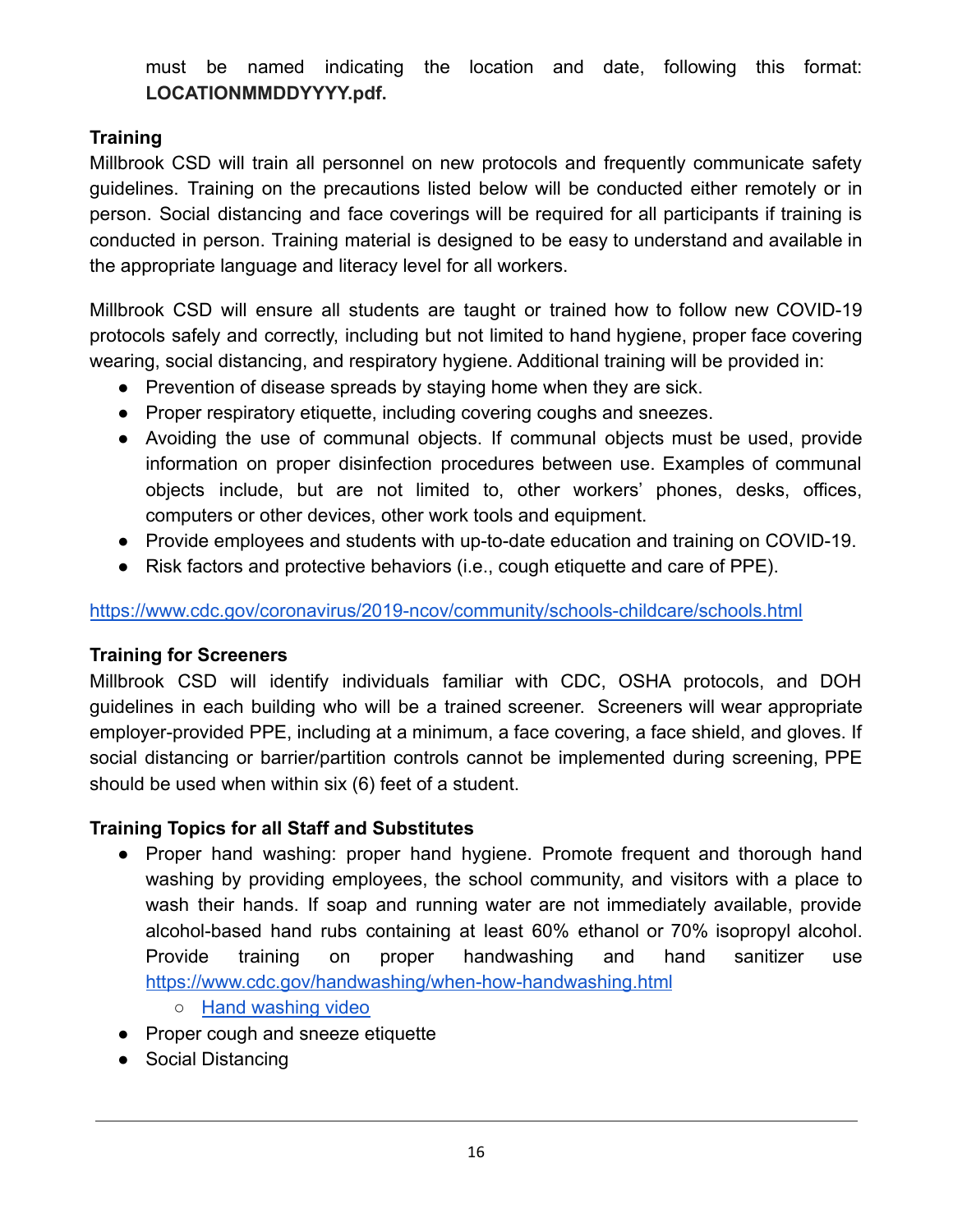must be named indicating the location and date, following this format: **LOCATIONMMDDYYYY.pdf.**

**Training**

Millbrook CSD will train all personnel on new protocols and frequently communicate safety guidelines. Training on the precautions listed below will be conducted either remotely or in person. Social distancing and face coverings will be required for all participants if training is conducted in person. Training material is designed to be easy to understand and available in the appropriate language and literacy level for all workers.

Millbrook CSD will ensure all students are taught or trained how to follow new COVID-19 protocols safely and correctly, including but not limited to hand hygiene, proper face covering wearing, social distancing, and respiratory hygiene. Additional training will be provided in:

- Prevention of disease spreads by staying home when they are sick.
- Proper respiratory etiquette, including covering coughs and sneezes.
- Avoiding the use of communal objects. If communal objects must be used, provide information on proper disinfection procedures between use. Examples of communal objects include, but are not limited to, other workers' phones, desks, offices, computers or other devices, other work tools and equipment.
- Provide employees and students with up-to-date education and training on COVID-19.
- Risk factors and protective behaviors (i.e., cough etiquette and care of PPE).

https://www.cdc.gov/coronavirus/2019-ncov/community/schools-childcare/schools.html

**Training for Screeners**

Millbrook CSD will identify individuals familiar with CDC, OSHA protocols, and DOH guidelines in each building who will be a trained screener. Screeners will wear appropriate employer-provided PPE, including at a minimum, a face covering, a face shield, and gloves. If social distancing or barrier/partition controls cannot be implemented during screening, PPE should be used when within six (6) feet of a student.

**Training Topics for all Staff and Substitutes**

- Proper hand washing: proper hand hygiene. Promote frequent and thorough hand washing by providing employees, the school community, and visitors with a place to wash their hands. If soap and running water are not immediately available, provide alcohol-based hand rubs containing at least 60% ethanol or 70% isopropyl alcohol. Provide training on proper handwashing and hand sanitizer use https://www.cdc.gov/handwashing/when-how-handwashing.html
  - Hand washing video
- Proper cough and sneeze etiquette
- Social Distancing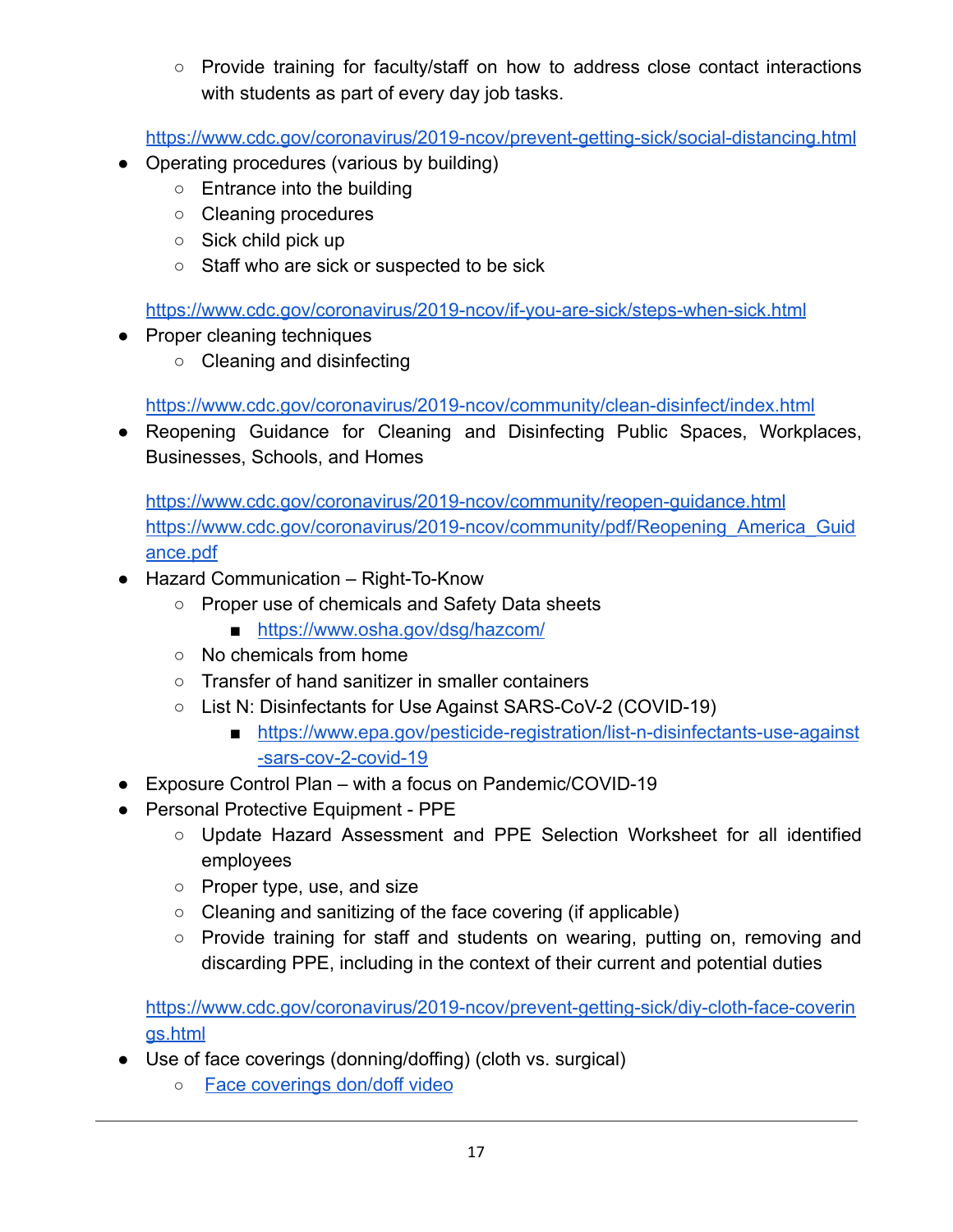- Provide training for faculty/staff on how to address close contact interactions with students as part of every day job tasks.

  https://www.cdc.gov/coronavirus/2019-ncov/prevent-getting-sick/social-distancing.html
- Operating procedures (various by building)
    - Entrance into the building
    - Cleaning procedures
    - Sick child pick up
    - Staff who are sick or suspected to be sick

  https://www.cdc.gov/coronavirus/2019-ncov/if-you-are-sick/steps-when-sick.html
- Proper cleaning techniques
    - Cleaning and disinfecting

  https://www.cdc.gov/coronavirus/2019-ncov/community/clean-disinfect/index.html
- Reopening Guidance for Cleaning and Disinfecting Public Spaces, Workplaces, Businesses, Schools, and Homes

  https://www.cdc.gov/coronavirus/2019-ncov/community/reopen-guidance.html
  https://www.cdc.gov/coronavirus/2019-ncov/community/pdf/Reopening_America_Guidance.pdf
- Hazard Communication – Right-To-Know
    - Proper use of chemicals and Safety Data sheets
        - https://www.osha.gov/dsg/hazcom/
    - No chemicals from home
    - Transfer of hand sanitizer in smaller containers
    - List N: Disinfectants for Use Against SARS-CoV-2 (COVID-19)
        - https://www.epa.gov/pesticide-registration/list-n-disinfectants-use-against-sars-cov-2-covid-19
- Exposure Control Plan – with a focus on Pandemic/COVID-19
- Personal Protective Equipment - PPE
    - Update Hazard Assessment and PPE Selection Worksheet for all identified employees
    - Proper type, use, and size
    - Cleaning and sanitizing of the face covering (if applicable)
    - Provide training for staff and students on wearing, putting on, removing and discarding PPE, including in the context of their current and potential duties

  https://www.cdc.gov/coronavirus/2019-ncov/prevent-getting-sick/diy-cloth-face-coverings.html
- Use of face coverings (donning/doffing) (cloth vs. surgical)
    - Face coverings don/doff video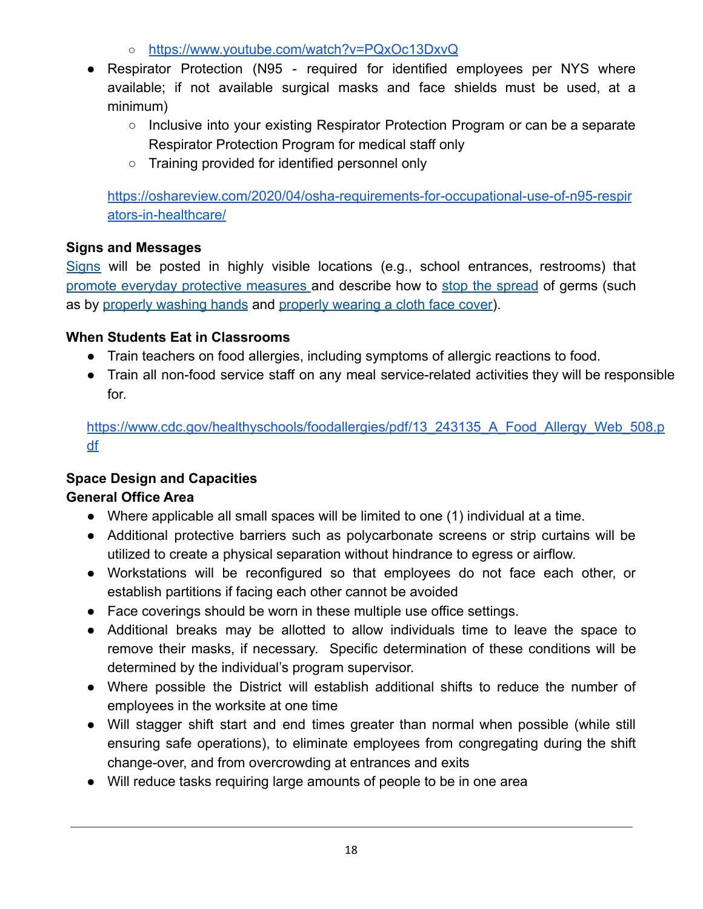- https://www.youtube.com/watch?v=PQxOc13DxvQ
- Respirator Protection (N95 - required for identified employees per NYS where available; if not available surgical masks and face shields must be used, at a minimum)
    - Inclusive into your existing Respirator Protection Program or can be a separate Respirator Protection Program for medical staff only
    - Training provided for identified personnel only

  https://oshareview.com/2020/04/osha-requirements-for-occupational-use-of-n95-respirators-in-healthcare/

**Signs and Messages**

Signs will be posted in highly visible locations (e.g., school entrances, restrooms) that promote everyday protective measures and describe how to stop the spread of germs (such as by properly washing hands and properly wearing a cloth face cover).

**When Students Eat in Classrooms**

- Train teachers on food allergies, including symptoms of allergic reactions to food.
- Train all non-food service staff on any meal service-related activities they will be responsible for.

  https://www.cdc.gov/healthyschools/foodallergies/pdf/13_243135_A_Food_Allergy_Web_508.pdf

**Space Design and Capacities**

**General Office Area**

- Where applicable all small spaces will be limited to one (1) individual at a time.
- Additional protective barriers such as polycarbonate screens or strip curtains will be utilized to create a physical separation without hindrance to egress or airflow.
- Workstations will be reconfigured so that employees do not face each other, or establish partitions if facing each other cannot be avoided
- Face coverings should be worn in these multiple use office settings.
- Additional breaks may be allotted to allow individuals time to leave the space to remove their masks, if necessary. Specific determination of these conditions will be determined by the individual's program supervisor.
- Where possible the District will establish additional shifts to reduce the number of employees in the worksite at one time
- Will stagger shift start and end times greater than normal when possible (while still ensuring safe operations), to eliminate employees from congregating during the shift change-over, and from overcrowding at entrances and exits
- Will reduce tasks requiring large amounts of people to be in one area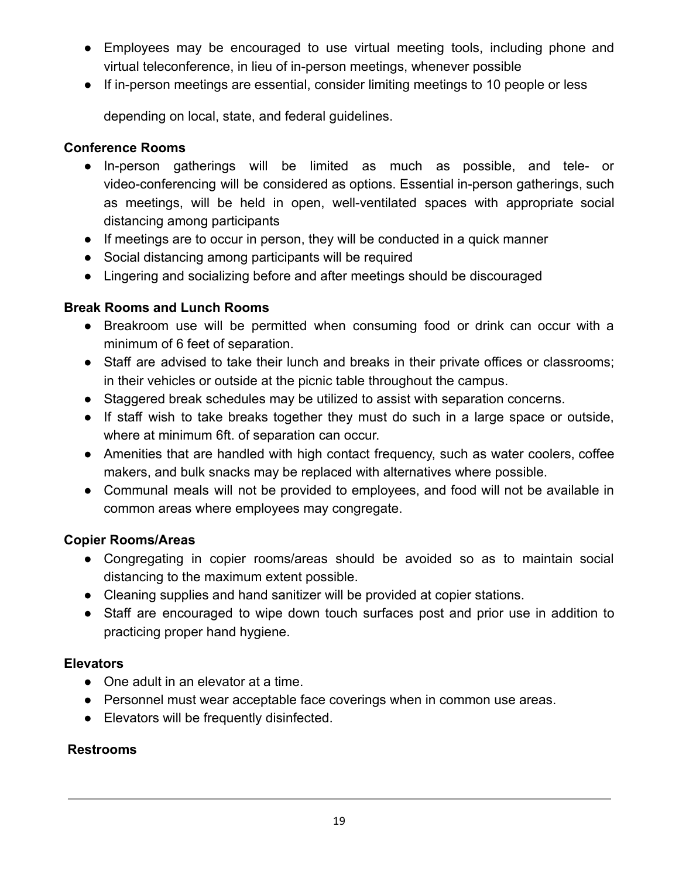- Employees may be encouraged to use virtual meeting tools, including phone and virtual teleconference, in lieu of in-person meetings, whenever possible
- If in-person meetings are essential, consider limiting meetings to 10 people or less

  depending on local, state, and federal guidelines.

**Conference Rooms**

- In-person gatherings will be limited as much as possible, and tele- or video-conferencing will be considered as options. Essential in-person gatherings, such as meetings, will be held in open, well-ventilated spaces with appropriate social distancing among participants
- If meetings are to occur in person, they will be conducted in a quick manner
- Social distancing among participants will be required
- Lingering and socializing before and after meetings should be discouraged

**Break Rooms and Lunch Rooms**

- Breakroom use will be permitted when consuming food or drink can occur with a minimum of 6 feet of separation.
- Staff are advised to take their lunch and breaks in their private offices or classrooms; in their vehicles or outside at the picnic table throughout the campus.
- Staggered break schedules may be utilized to assist with separation concerns.
- If staff wish to take breaks together they must do such in a large space or outside, where at minimum 6ft. of separation can occur.
- Amenities that are handled with high contact frequency, such as water coolers, coffee makers, and bulk snacks may be replaced with alternatives where possible.
- Communal meals will not be provided to employees, and food will not be available in common areas where employees may congregate.

**Copier Rooms/Areas**

- Congregating in copier rooms/areas should be avoided so as to maintain social distancing to the maximum extent possible.
- Cleaning supplies and hand sanitizer will be provided at copier stations.
- Staff are encouraged to wipe down touch surfaces post and prior use in addition to practicing proper hand hygiene.

**Elevators**

- One adult in an elevator at a time.
- Personnel must wear acceptable face coverings when in common use areas.
- Elevators will be frequently disinfected.

**Restrooms**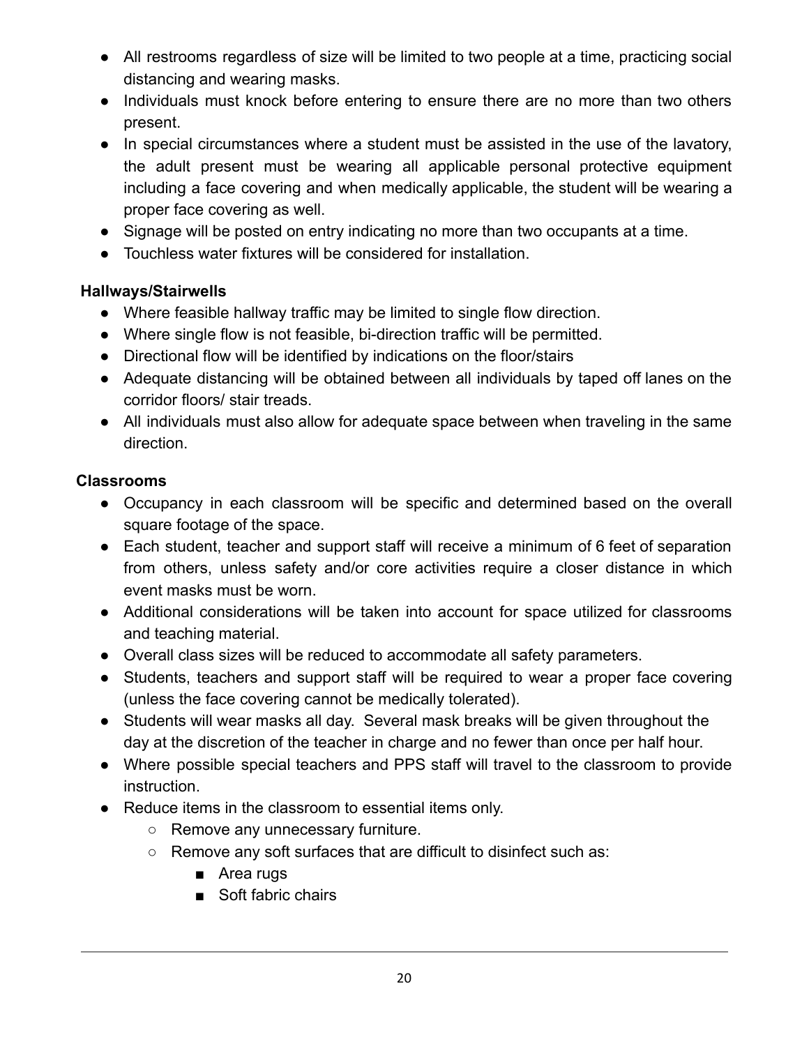- All restrooms regardless of size will be limited to two people at a time, practicing social distancing and wearing masks.
- Individuals must knock before entering to ensure there are no more than two others present.
- In special circumstances where a student must be assisted in the use of the lavatory, the adult present must be wearing all applicable personal protective equipment including a face covering and when medically applicable, the student will be wearing a proper face covering as well.
- Signage will be posted on entry indicating no more than two occupants at a time.
- Touchless water fixtures will be considered for installation.

**Hallways/Stairwells**

- Where feasible hallway traffic may be limited to single flow direction.
- Where single flow is not feasible, bi-direction traffic will be permitted.
- Directional flow will be identified by indications on the floor/stairs
- Adequate distancing will be obtained between all individuals by taped off lanes on the corridor floors/ stair treads.
- All individuals must also allow for adequate space between when traveling in the same direction.

**Classrooms**

- Occupancy in each classroom will be specific and determined based on the overall square footage of the space.
- Each student, teacher and support staff will receive a minimum of 6 feet of separation from others, unless safety and/or core activities require a closer distance in which event masks must be worn.
- Additional considerations will be taken into account for space utilized for classrooms and teaching material.
- Overall class sizes will be reduced to accommodate all safety parameters.
- Students, teachers and support staff will be required to wear a proper face covering (unless the face covering cannot be medically tolerated).
- Students will wear masks all day. Several mask breaks will be given throughout the day at the discretion of the teacher in charge and no fewer than once per half hour.
- Where possible special teachers and PPS staff will travel to the classroom to provide instruction.
- Reduce items in the classroom to essential items only.
  - Remove any unnecessary furniture.
  - Remove any soft surfaces that are difficult to disinfect such as:
    - Area rugs
    - Soft fabric chairs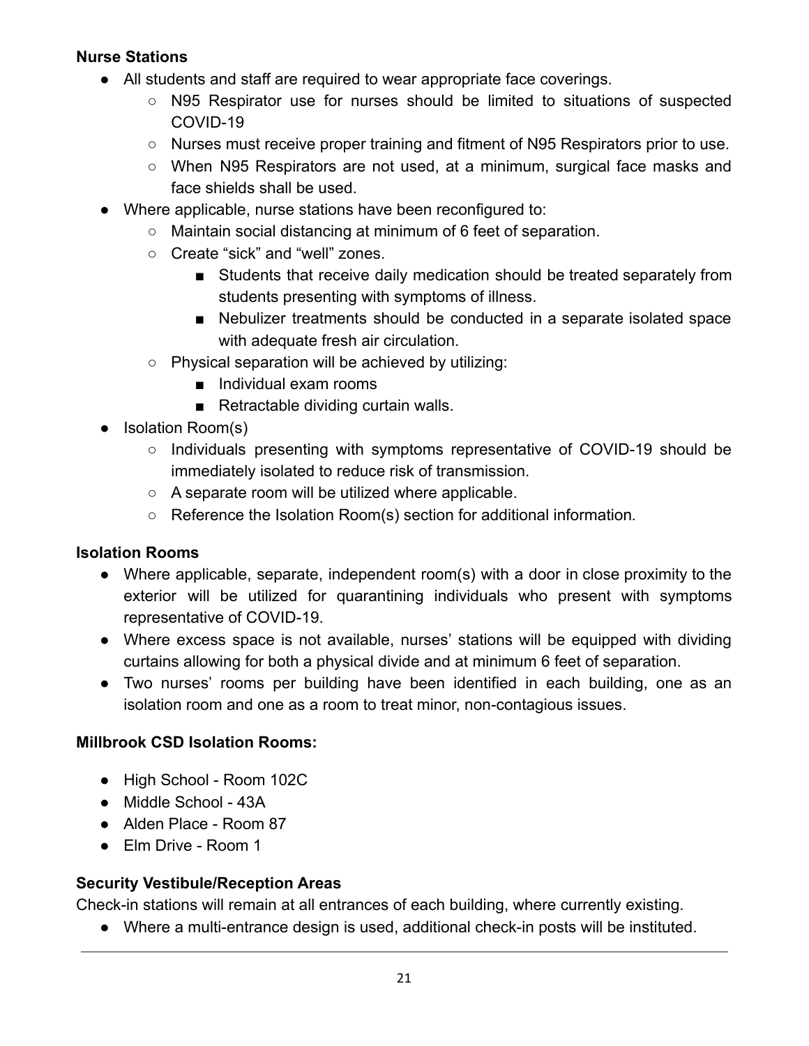**Nurse Stations**

- All students and staff are required to wear appropriate face coverings.
  - N95 Respirator use for nurses should be limited to situations of suspected COVID-19
  - Nurses must receive proper training and fitment of N95 Respirators prior to use.
  - When N95 Respirators are not used, at a minimum, surgical face masks and face shields shall be used.
- Where applicable, nurse stations have been reconfigured to:
  - Maintain social distancing at minimum of 6 feet of separation.
  - Create “sick” and “well” zones.
    - Students that receive daily medication should be treated separately from students presenting with symptoms of illness.
    - Nebulizer treatments should be conducted in a separate isolated space with adequate fresh air circulation.
  - Physical separation will be achieved by utilizing:
    - Individual exam rooms
    - Retractable dividing curtain walls.
- Isolation Room(s)
  - Individuals presenting with symptoms representative of COVID-19 should be immediately isolated to reduce risk of transmission.
  - A separate room will be utilized where applicable.
  - Reference the Isolation Room(s) section for additional information.

**Isolation Rooms**

- Where applicable, separate, independent room(s) with a door in close proximity to the exterior will be utilized for quarantining individuals who present with symptoms representative of COVID-19.
- Where excess space is not available, nurses’ stations will be equipped with dividing curtains allowing for both a physical divide and at minimum 6 feet of separation.
- Two nurses’ rooms per building have been identified in each building, one as an isolation room and one as a room to treat minor, non-contagious issues.

**Millbrook CSD Isolation Rooms:**

- High School - Room 102C
- Middle School - 43A
- Alden Place - Room 87
- Elm Drive - Room 1

**Security Vestibule/Reception Areas**

Check-in stations will remain at all entrances of each building, where currently existing.

- Where a multi-entrance design is used, additional check-in posts will be instituted.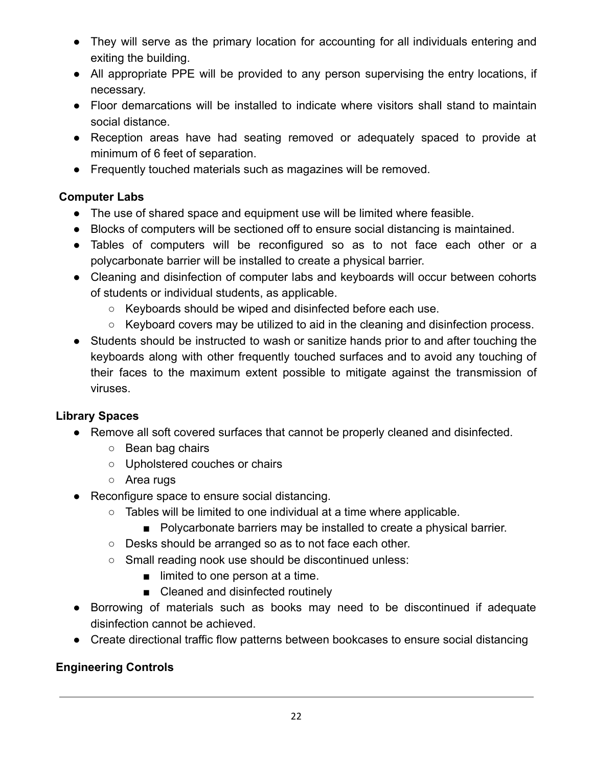- They will serve as the primary location for accounting for all individuals entering and exiting the building.
- All appropriate PPE will be provided to any person supervising the entry locations, if necessary.
- Floor demarcations will be installed to indicate where visitors shall stand to maintain social distance.
- Reception areas have had seating removed or adequately spaced to provide at minimum of 6 feet of separation.
- Frequently touched materials such as magazines will be removed.

**Computer Labs**

- The use of shared space and equipment use will be limited where feasible.
- Blocks of computers will be sectioned off to ensure social distancing is maintained.
- Tables of computers will be reconfigured so as to not face each other or a polycarbonate barrier will be installed to create a physical barrier.
- Cleaning and disinfection of computer labs and keyboards will occur between cohorts of students or individual students, as applicable.
  - Keyboards should be wiped and disinfected before each use.
  - Keyboard covers may be utilized to aid in the cleaning and disinfection process.
- Students should be instructed to wash or sanitize hands prior to and after touching the keyboards along with other frequently touched surfaces and to avoid any touching of their faces to the maximum extent possible to mitigate against the transmission of viruses.

**Library Spaces**

- Remove all soft covered surfaces that cannot be properly cleaned and disinfected.
  - Bean bag chairs
  - Upholstered couches or chairs
  - Area rugs
- Reconfigure space to ensure social distancing.
  - Tables will be limited to one individual at a time where applicable.
    - Polycarbonate barriers may be installed to create a physical barrier.
  - Desks should be arranged so as to not face each other.
  - Small reading nook use should be discontinued unless:
    - limited to one person at a time.
    - Cleaned and disinfected routinely
- Borrowing of materials such as books may need to be discontinued if adequate disinfection cannot be achieved.
- Create directional traffic flow patterns between bookcases to ensure social distancing

**Engineering Controls**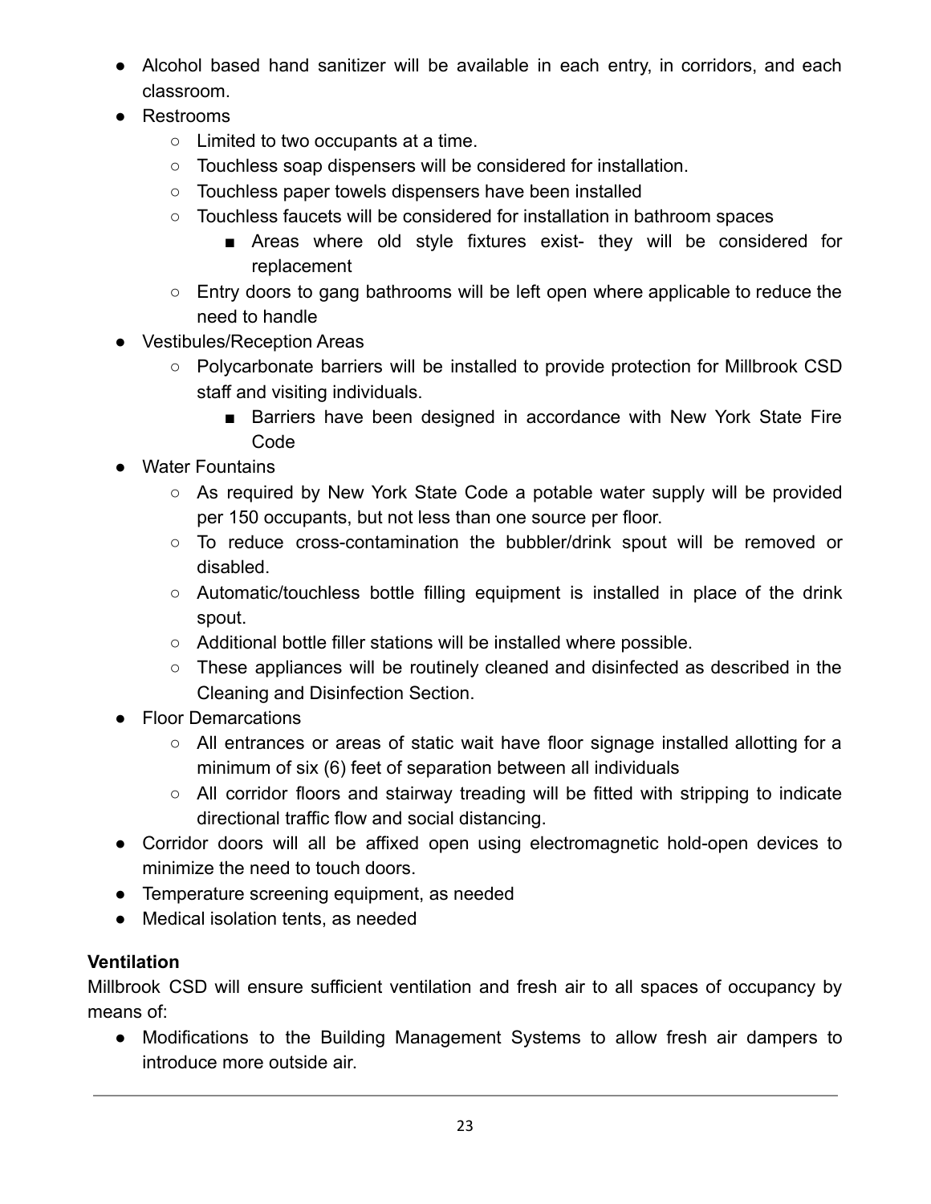- Alcohol based hand sanitizer will be available in each entry, in corridors, and each classroom.
- Restrooms
  - Limited to two occupants at a time.
  - Touchless soap dispensers will be considered for installation.
  - Touchless paper towels dispensers have been installed
  - Touchless faucets will be considered for installation in bathroom spaces
    - Areas where old style fixtures exist- they will be considered for replacement
  - Entry doors to gang bathrooms will be left open where applicable to reduce the need to handle
- Vestibules/Reception Areas
  - Polycarbonate barriers will be installed to provide protection for Millbrook CSD staff and visiting individuals.
    - Barriers have been designed in accordance with New York State Fire Code
- Water Fountains
  - As required by New York State Code a potable water supply will be provided per 150 occupants, but not less than one source per floor.
  - To reduce cross-contamination the bubbler/drink spout will be removed or disabled.
  - Automatic/touchless bottle filling equipment is installed in place of the drink spout.
  - Additional bottle filler stations will be installed where possible.
  - These appliances will be routinely cleaned and disinfected as described in the Cleaning and Disinfection Section.
- Floor Demarcations
  - All entrances or areas of static wait have floor signage installed allotting for a minimum of six (6) feet of separation between all individuals
  - All corridor floors and stairway treading will be fitted with stripping to indicate directional traffic flow and social distancing.
- Corridor doors will all be affixed open using electromagnetic hold-open devices to minimize the need to touch doors.
- Temperature screening equipment, as needed
- Medical isolation tents, as needed

**Ventilation**

Millbrook CSD will ensure sufficient ventilation and fresh air to all spaces of occupancy by means of:

- Modifications to the Building Management Systems to allow fresh air dampers to introduce more outside air.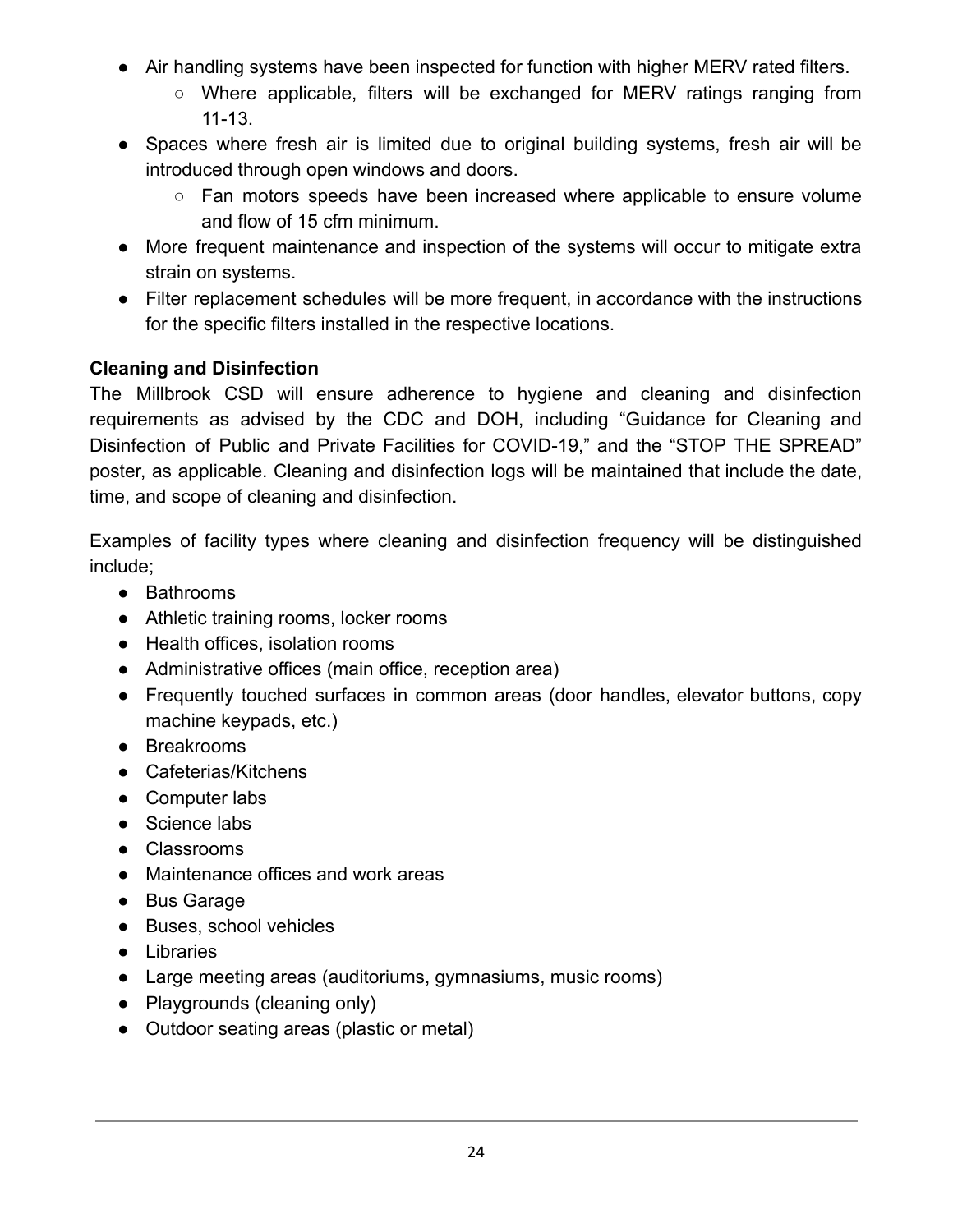- Air handling systems have been inspected for function with higher MERV rated filters.
    - Where applicable, filters will be exchanged for MERV ratings ranging from 11-13.
- Spaces where fresh air is limited due to original building systems, fresh air will be introduced through open windows and doors.
    - Fan motors speeds have been increased where applicable to ensure volume and flow of 15 cfm minimum.
- More frequent maintenance and inspection of the systems will occur to mitigate extra strain on systems.
- Filter replacement schedules will be more frequent, in accordance with the instructions for the specific filters installed in the respective locations.

**Cleaning and Disinfection**

The Millbrook CSD will ensure adherence to hygiene and cleaning and disinfection requirements as advised by the CDC and DOH, including "Guidance for Cleaning and Disinfection of Public and Private Facilities for COVID-19," and the "STOP THE SPREAD" poster, as applicable. Cleaning and disinfection logs will be maintained that include the date, time, and scope of cleaning and disinfection.

Examples of facility types where cleaning and disinfection frequency will be distinguished include;

- Bathrooms
- Athletic training rooms, locker rooms
- Health offices, isolation rooms
- Administrative offices (main office, reception area)
- Frequently touched surfaces in common areas (door handles, elevator buttons, copy machine keypads, etc.)
- Breakrooms
- Cafeterias/Kitchens
- Computer labs
- Science labs
- Classrooms
- Maintenance offices and work areas
- Bus Garage
- Buses, school vehicles
- Libraries
- Large meeting areas (auditoriums, gymnasiums, music rooms)
- Playgrounds (cleaning only)
- Outdoor seating areas (plastic or metal)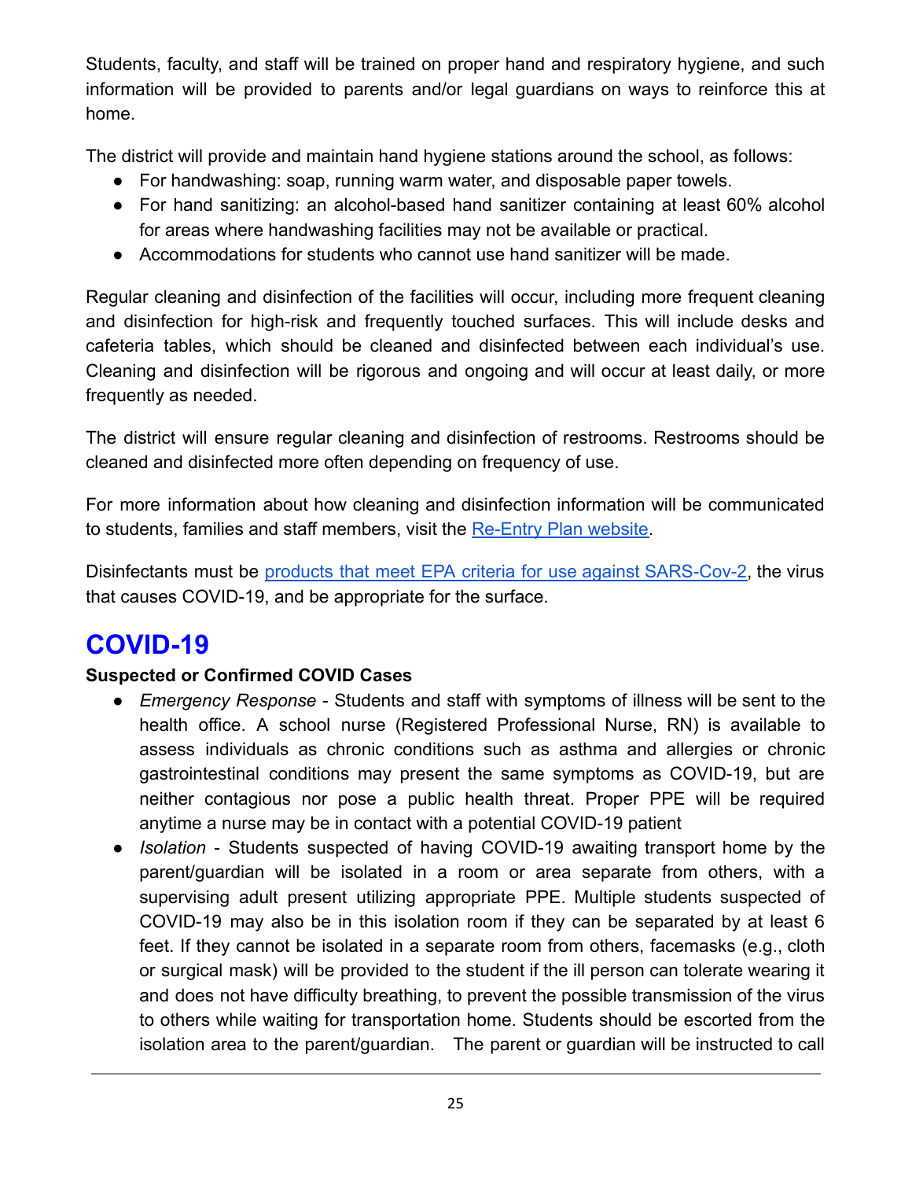Students, faculty, and staff will be trained on proper hand and respiratory hygiene, and such information will be provided to parents and/or legal guardians on ways to reinforce this at home.

The district will provide and maintain hand hygiene stations around the school, as follows:

- For handwashing: soap, running warm water, and disposable paper towels.
- For hand sanitizing: an alcohol-based hand sanitizer containing at least 60% alcohol for areas where handwashing facilities may not be available or practical.
- Accommodations for students who cannot use hand sanitizer will be made.

Regular cleaning and disinfection of the facilities will occur, including more frequent cleaning and disinfection for high-risk and frequently touched surfaces. This will include desks and cafeteria tables, which should be cleaned and disinfected between each individual's use. Cleaning and disinfection will be rigorous and ongoing and will occur at least daily, or more frequently as needed.

The district will ensure regular cleaning and disinfection of restrooms. Restrooms should be cleaned and disinfected more often depending on frequency of use.

For more information about how cleaning and disinfection information will be communicated to students, families and staff members, visit the Re-Entry Plan website.

Disinfectants must be products that meet EPA criteria for use against SARS-Cov-2, the virus that causes COVID-19, and be appropriate for the surface.

# COVID-19

**Suspected or Confirmed COVID Cases**

- *Emergency Response* - Students and staff with symptoms of illness will be sent to the health office. A school nurse (Registered Professional Nurse, RN) is available to assess individuals as chronic conditions such as asthma and allergies or chronic gastrointestinal conditions may present the same symptoms as COVID-19, but are neither contagious nor pose a public health threat. Proper PPE will be required anytime a nurse may be in contact with a potential COVID-19 patient
- *Isolation* - Students suspected of having COVID-19 awaiting transport home by the parent/guardian will be isolated in a room or area separate from others, with a supervising adult present utilizing appropriate PPE. Multiple students suspected of COVID-19 may also be in this isolation room if they can be separated by at least 6 feet. If they cannot be isolated in a separate room from others, facemasks (e.g., cloth or surgical mask) will be provided to the student if the ill person can tolerate wearing it and does not have difficulty breathing, to prevent the possible transmission of the virus to others while waiting for transportation home. Students should be escorted from the isolation area to the parent/guardian. The parent or guardian will be instructed to call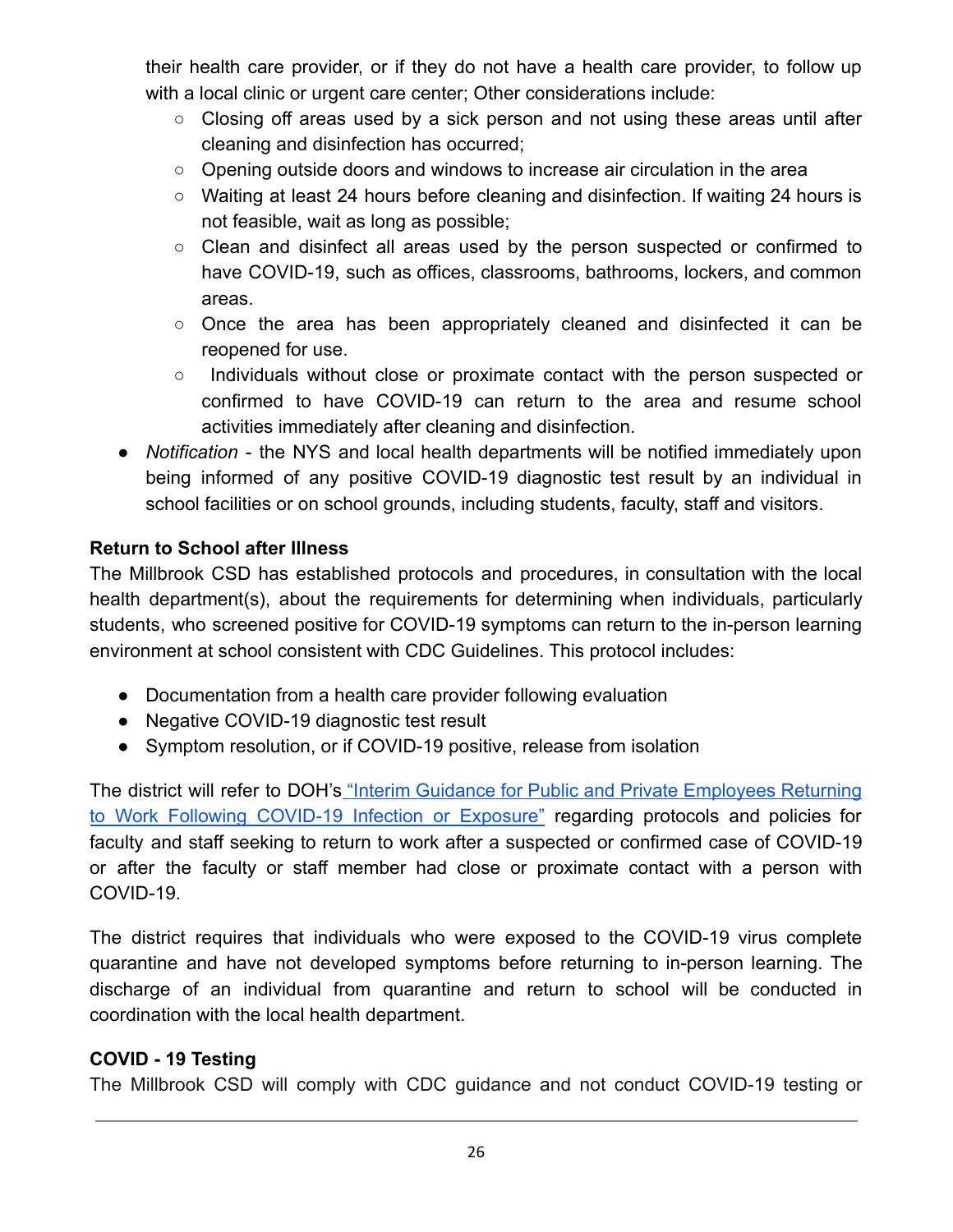their health care provider, or if they do not have a health care provider, to follow up with a local clinic or urgent care center; Other considerations include:

    - Closing off areas used by a sick person and not using these areas until after cleaning and disinfection has occurred;
    - Opening outside doors and windows to increase air circulation in the area
    - Waiting at least 24 hours before cleaning and disinfection. If waiting 24 hours is not feasible, wait as long as possible;
    - Clean and disinfect all areas used by the person suspected or confirmed to have COVID-19, such as offices, classrooms, bathrooms, lockers, and common areas.
    - Once the area has been appropriately cleaned and disinfected it can be reopened for use.
    - Individuals without close or proximate contact with the person suspected or confirmed to have COVID-19 can return to the area and resume school activities immediately after cleaning and disinfection.

- *Notification* - the NYS and local health departments will be notified immediately upon being informed of any positive COVID-19 diagnostic test result by an individual in school facilities or on school grounds, including students, faculty, staff and visitors.

**Return to School after Illness**

The Millbrook CSD has established protocols and procedures, in consultation with the local health department(s), about the requirements for determining when individuals, particularly students, who screened positive for COVID-19 symptoms can return to the in-person learning environment at school consistent with CDC Guidelines. This protocol includes:

- Documentation from a health care provider following evaluation
- Negative COVID-19 diagnostic test result
- Symptom resolution, or if COVID-19 positive, release from isolation

The district will refer to DOH's "Interim Guidance for Public and Private Employees Returning to Work Following COVID-19 Infection or Exposure" regarding protocols and policies for faculty and staff seeking to return to work after a suspected or confirmed case of COVID-19 or after the faculty or staff member had close or proximate contact with a person with COVID-19.

The district requires that individuals who were exposed to the COVID-19 virus complete quarantine and have not developed symptoms before returning to in-person learning. The discharge of an individual from quarantine and return to school will be conducted in coordination with the local health department.

**COVID - 19 Testing**

The Millbrook CSD will comply with CDC guidance and not conduct COVID-19 testing or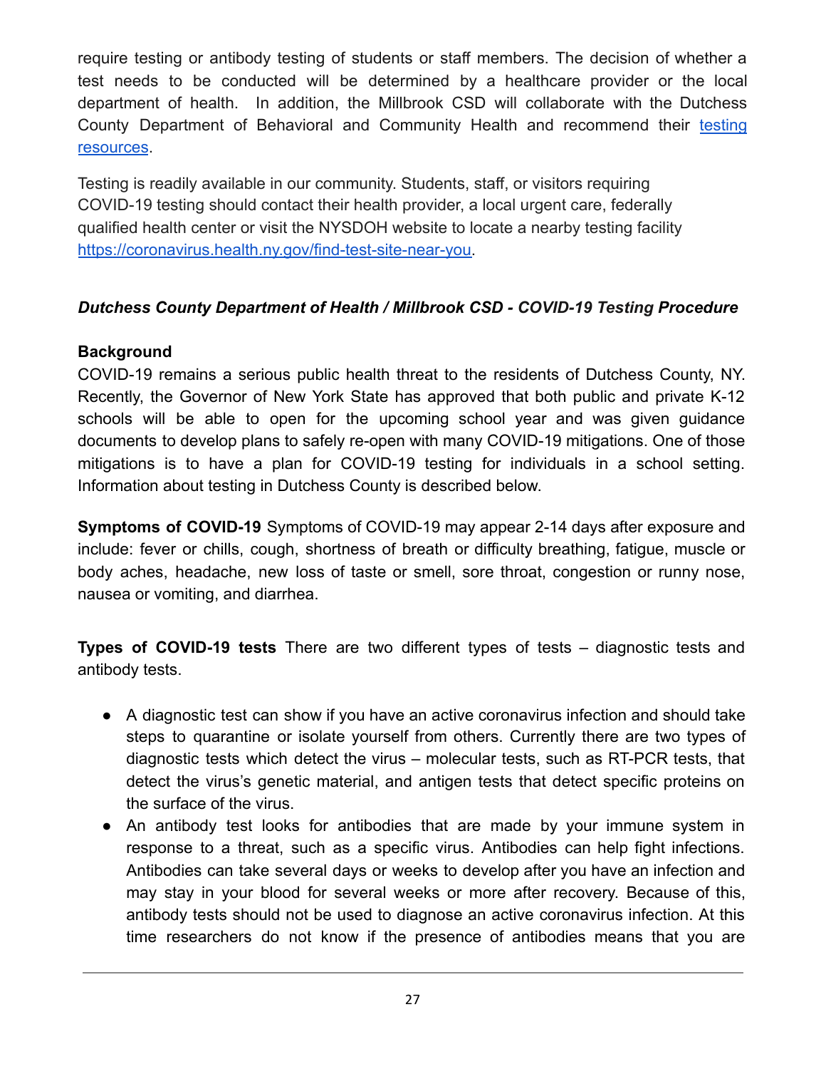require testing or antibody testing of students or staff members. The decision of whether a test needs to be conducted will be determined by a healthcare provider or the local department of health. In addition, the Millbrook CSD will collaborate with the Dutchess County Department of Behavioral and Community Health and recommend their testing resources.

Testing is readily available in our community. Students, staff, or visitors requiring COVID-19 testing should contact their health provider, a local urgent care, federally qualified health center or visit the NYSDOH website to locate a nearby testing facility https://coronavirus.health.ny.gov/find-test-site-near-you.

***Dutchess County Department of Health / Millbrook CSD - COVID-19 Testing Procedure***

**Background**

COVID-19 remains a serious public health threat to the residents of Dutchess County, NY. Recently, the Governor of New York State has approved that both public and private K-12 schools will be able to open for the upcoming school year and was given guidance documents to develop plans to safely re-open with many COVID-19 mitigations. One of those mitigations is to have a plan for COVID-19 testing for individuals in a school setting. Information about testing in Dutchess County is described below.

**Symptoms of COVID-19** Symptoms of COVID-19 may appear 2-14 days after exposure and include: fever or chills, cough, shortness of breath or difficulty breathing, fatigue, muscle or body aches, headache, new loss of taste or smell, sore throat, congestion or runny nose, nausea or vomiting, and diarrhea.

**Types of COVID-19 tests** There are two different types of tests – diagnostic tests and antibody tests.

- A diagnostic test can show if you have an active coronavirus infection and should take steps to quarantine or isolate yourself from others. Currently there are two types of diagnostic tests which detect the virus – molecular tests, such as RT-PCR tests, that detect the virus's genetic material, and antigen tests that detect specific proteins on the surface of the virus.
- An antibody test looks for antibodies that are made by your immune system in response to a threat, such as a specific virus. Antibodies can help fight infections. Antibodies can take several days or weeks to develop after you have an infection and may stay in your blood for several weeks or more after recovery. Because of this, antibody tests should not be used to diagnose an active coronavirus infection. At this time researchers do not know if the presence of antibodies means that you are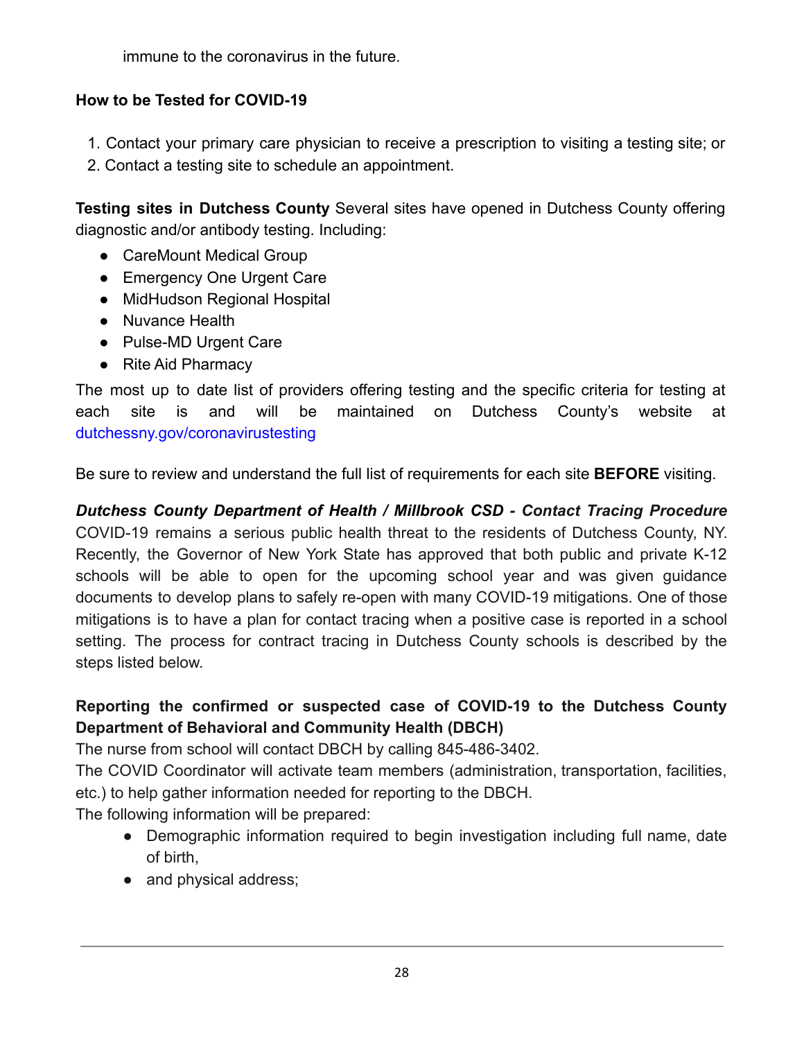immune to the coronavirus in the future.

**How to be Tested for COVID-19**

1. Contact your primary care physician to receive a prescription to visiting a testing site; or
2. Contact a testing site to schedule an appointment.

**Testing sites in Dutchess County** Several sites have opened in Dutchess County offering diagnostic and/or antibody testing. Including:

- CareMount Medical Group
- Emergency One Urgent Care
- MidHudson Regional Hospital
- Nuvance Health
- Pulse-MD Urgent Care
- Rite Aid Pharmacy

The most up to date list of providers offering testing and the specific criteria for testing at each site is and will be maintained on Dutchess County's website at dutchessny.gov/coronavirustesting

Be sure to review and understand the full list of requirements for each site **BEFORE** visiting.

***Dutchess County Department of Health / Millbrook CSD - Contact Tracing Procedure*** COVID-19 remains a serious public health threat to the residents of Dutchess County, NY. Recently, the Governor of New York State has approved that both public and private K-12 schools will be able to open for the upcoming school year and was given guidance documents to develop plans to safely re-open with many COVID-19 mitigations. One of those mitigations is to have a plan for contact tracing when a positive case is reported in a school setting. The process for contract tracing in Dutchess County schools is described by the steps listed below.

**Reporting the confirmed or suspected case of COVID-19 to the Dutchess County Department of Behavioral and Community Health (DBCH)**

The nurse from school will contact DBCH by calling 845-486-3402.

The COVID Coordinator will activate team members (administration, transportation, facilities, etc.) to help gather information needed for reporting to the DBCH.

The following information will be prepared:

- Demographic information required to begin investigation including full name, date of birth,
- and physical address;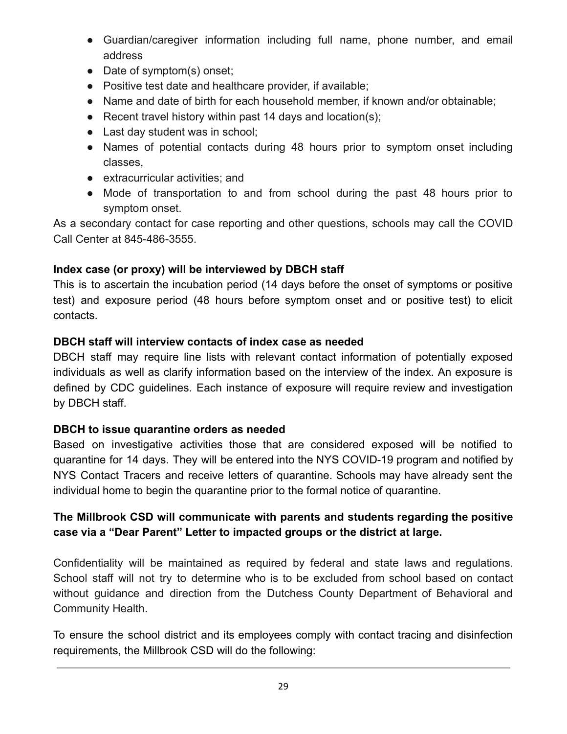- Guardian/caregiver information including full name, phone number, and email address
- Date of symptom(s) onset;
- Positive test date and healthcare provider, if available;
- Name and date of birth for each household member, if known and/or obtainable;
- Recent travel history within past 14 days and location(s);
- Last day student was in school;
- Names of potential contacts during 48 hours prior to symptom onset including classes,
- extracurricular activities; and
- Mode of transportation to and from school during the past 48 hours prior to symptom onset.

As a secondary contact for case reporting and other questions, schools may call the COVID Call Center at 845-486-3555.

**Index case (or proxy) will be interviewed by DBCH staff**

This is to ascertain the incubation period (14 days before the onset of symptoms or positive test) and exposure period (48 hours before symptom onset and or positive test) to elicit contacts.

**DBCH staff will interview contacts of index case as needed**

DBCH staff may require line lists with relevant contact information of potentially exposed individuals as well as clarify information based on the interview of the index. An exposure is defined by CDC guidelines. Each instance of exposure will require review and investigation by DBCH staff.

**DBCH to issue quarantine orders as needed**

Based on investigative activities those that are considered exposed will be notified to quarantine for 14 days. They will be entered into the NYS COVID-19 program and notified by NYS Contact Tracers and receive letters of quarantine. Schools may have already sent the individual home to begin the quarantine prior to the formal notice of quarantine.

**The Millbrook CSD will communicate with parents and students regarding the positive case via a "Dear Parent" Letter to impacted groups or the district at large.**

Confidentiality will be maintained as required by federal and state laws and regulations. School staff will not try to determine who is to be excluded from school based on contact without guidance and direction from the Dutchess County Department of Behavioral and Community Health.

To ensure the school district and its employees comply with contact tracing and disinfection requirements, the Millbrook CSD will do the following: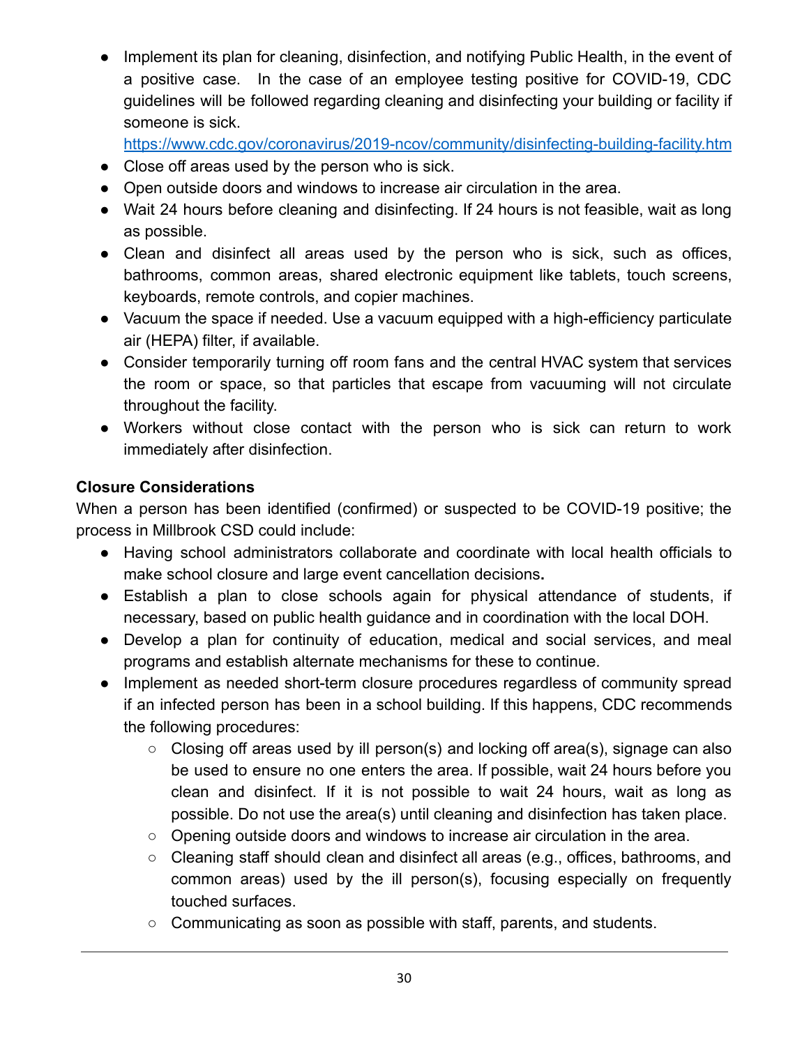- Implement its plan for cleaning, disinfection, and notifying Public Health, in the event of a positive case. In the case of an employee testing positive for COVID-19, CDC guidelines will be followed regarding cleaning and disinfecting your building or facility if someone is sick. https://www.cdc.gov/coronavirus/2019-ncov/community/disinfecting-building-facility.htm
- Close off areas used by the person who is sick.
- Open outside doors and windows to increase air circulation in the area.
- Wait 24 hours before cleaning and disinfecting. If 24 hours is not feasible, wait as long as possible.
- Clean and disinfect all areas used by the person who is sick, such as offices, bathrooms, common areas, shared electronic equipment like tablets, touch screens, keyboards, remote controls, and copier machines.
- Vacuum the space if needed. Use a vacuum equipped with a high-efficiency particulate air (HEPA) filter, if available.
- Consider temporarily turning off room fans and the central HVAC system that services the room or space, so that particles that escape from vacuuming will not circulate throughout the facility.
- Workers without close contact with the person who is sick can return to work immediately after disinfection.

**Closure Considerations**

When a person has been identified (confirmed) or suspected to be COVID-19 positive; the process in Millbrook CSD could include:

- Having school administrators collaborate and coordinate with local health officials to make school closure and large event cancellation decisions**.**
- Establish a plan to close schools again for physical attendance of students, if necessary, based on public health guidance and in coordination with the local DOH.
- Develop a plan for continuity of education, medical and social services, and meal programs and establish alternate mechanisms for these to continue.
- Implement as needed short-term closure procedures regardless of community spread if an infected person has been in a school building. If this happens, CDC recommends the following procedures:
  - Closing off areas used by ill person(s) and locking off area(s), signage can also be used to ensure no one enters the area. If possible, wait 24 hours before you clean and disinfect. If it is not possible to wait 24 hours, wait as long as possible. Do not use the area(s) until cleaning and disinfection has taken place.
  - Opening outside doors and windows to increase air circulation in the area.
  - Cleaning staff should clean and disinfect all areas (e.g., offices, bathrooms, and common areas) used by the ill person(s), focusing especially on frequently touched surfaces.
  - Communicating as soon as possible with staff, parents, and students.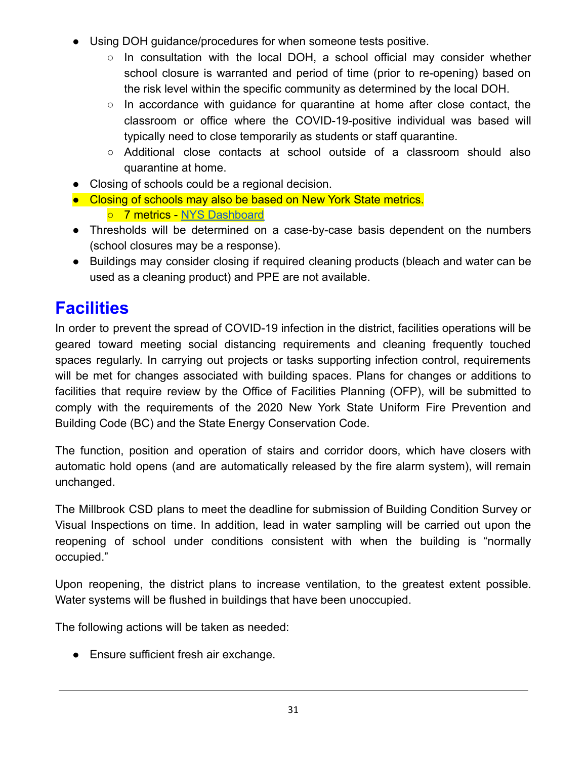- Using DOH guidance/procedures for when someone tests positive.
  - In consultation with the local DOH, a school official may consider whether school closure is warranted and period of time (prior to re-opening) based on the risk level within the specific community as determined by the local DOH.
  - In accordance with guidance for quarantine at home after close contact, the classroom or office where the COVID-19-positive individual was based will typically need to close temporarily as students or staff quarantine.
  - Additional close contacts at school outside of a classroom should also quarantine at home.
- Closing of schools could be a regional decision.
- Closing of schools may also be based on New York State metrics.
  - 7 metrics - [NYS Dashboard]
- Thresholds will be determined on a case-by-case basis dependent on the numbers (school closures may be a response).
- Buildings may consider closing if required cleaning products (bleach and water can be used as a cleaning product) and PPE are not available.

# Facilities

In order to prevent the spread of COVID-19 infection in the district, facilities operations will be geared toward meeting social distancing requirements and cleaning frequently touched spaces regularly. In carrying out projects or tasks supporting infection control, requirements will be met for changes associated with building spaces. Plans for changes or additions to facilities that require review by the Office of Facilities Planning (OFP), will be submitted to comply with the requirements of the 2020 New York State Uniform Fire Prevention and Building Code (BC) and the State Energy Conservation Code.

The function, position and operation of stairs and corridor doors, which have closers with automatic hold opens (and are automatically released by the fire alarm system), will remain unchanged.

The Millbrook CSD plans to meet the deadline for submission of Building Condition Survey or Visual Inspections on time. In addition, lead in water sampling will be carried out upon the reopening of school under conditions consistent with when the building is "normally occupied."

Upon reopening, the district plans to increase ventilation, to the greatest extent possible. Water systems will be flushed in buildings that have been unoccupied.

The following actions will be taken as needed:

- Ensure sufficient fresh air exchange.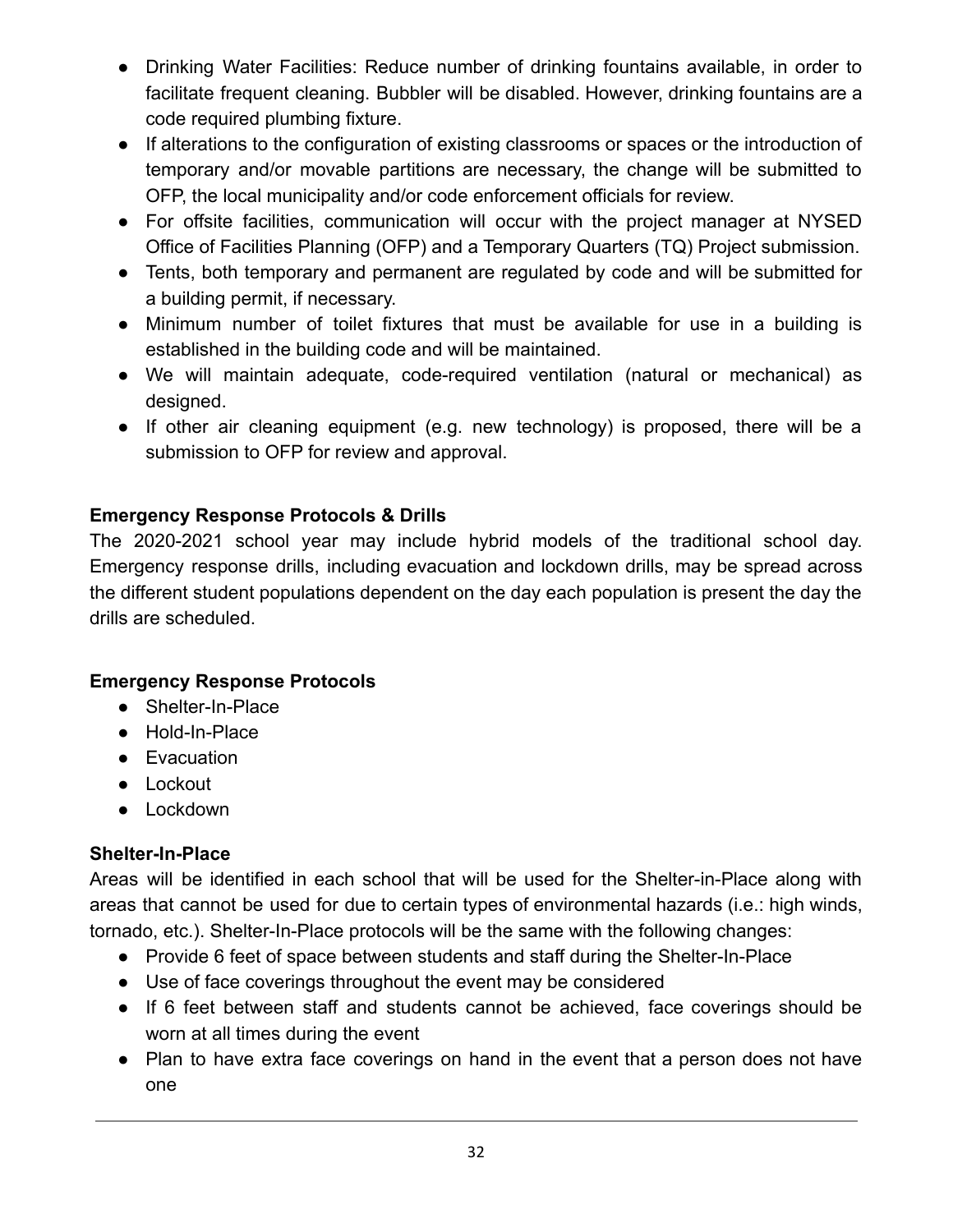- Drinking Water Facilities: Reduce number of drinking fountains available, in order to facilitate frequent cleaning. Bubbler will be disabled. However, drinking fountains are a code required plumbing fixture.
- If alterations to the configuration of existing classrooms or spaces or the introduction of temporary and/or movable partitions are necessary, the change will be submitted to OFP, the local municipality and/or code enforcement officials for review.
- For offsite facilities, communication will occur with the project manager at NYSED Office of Facilities Planning (OFP) and a Temporary Quarters (TQ) Project submission.
- Tents, both temporary and permanent are regulated by code and will be submitted for a building permit, if necessary.
- Minimum number of toilet fixtures that must be available for use in a building is established in the building code and will be maintained.
- We will maintain adequate, code-required ventilation (natural or mechanical) as designed.
- If other air cleaning equipment (e.g. new technology) is proposed, there will be a submission to OFP for review and approval.

**Emergency Response Protocols & Drills**

The 2020-2021 school year may include hybrid models of the traditional school day. Emergency response drills, including evacuation and lockdown drills, may be spread across the different student populations dependent on the day each population is present the day the drills are scheduled.

**Emergency Response Protocols**

- Shelter-In-Place
- Hold-In-Place
- Evacuation
- Lockout
- Lockdown

**Shelter-In-Place**

Areas will be identified in each school that will be used for the Shelter-in-Place along with areas that cannot be used for due to certain types of environmental hazards (i.e.: high winds, tornado, etc.). Shelter-In-Place protocols will be the same with the following changes:

- Provide 6 feet of space between students and staff during the Shelter-In-Place
- Use of face coverings throughout the event may be considered
- If 6 feet between staff and students cannot be achieved, face coverings should be worn at all times during the event
- Plan to have extra face coverings on hand in the event that a person does not have one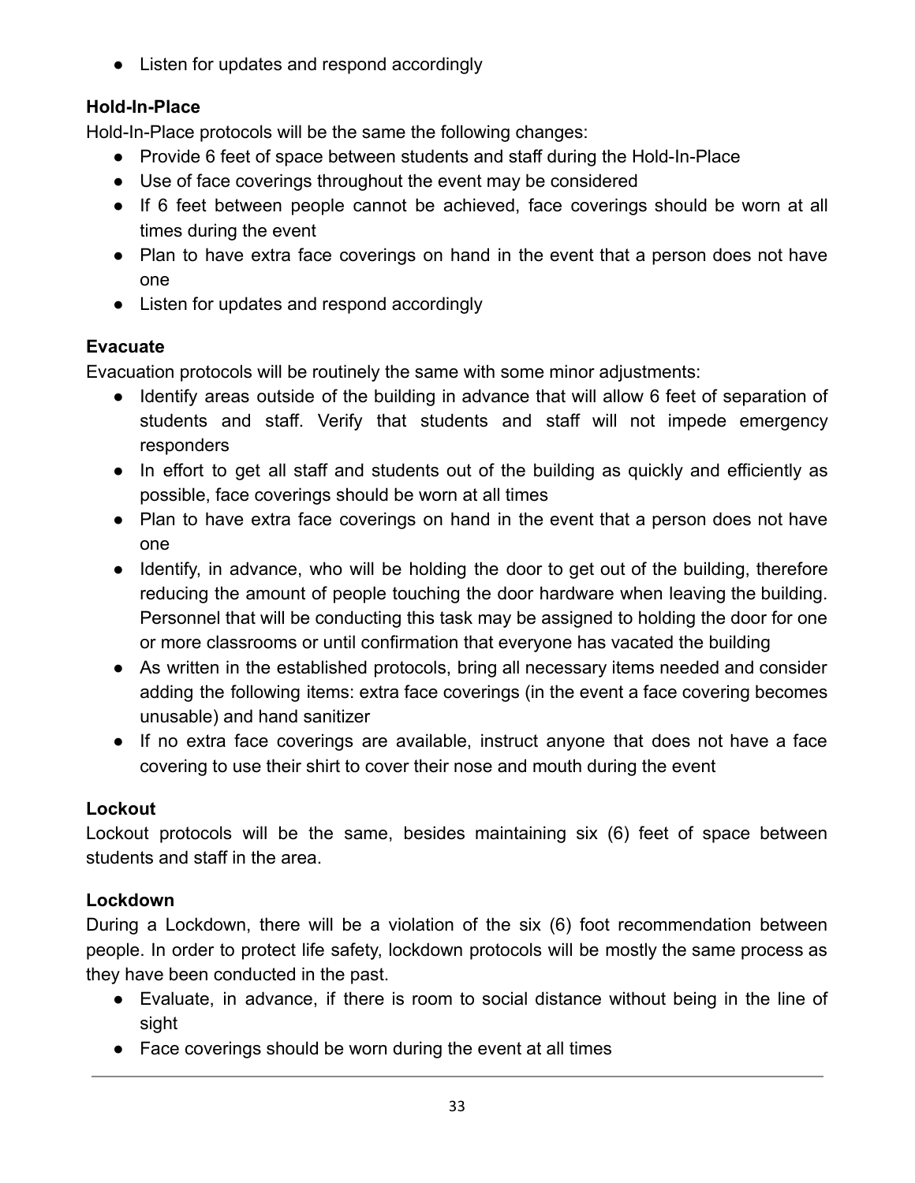- Listen for updates and respond accordingly

**Hold-In-Place**

Hold-In-Place protocols will be the same the following changes:

- Provide 6 feet of space between students and staff during the Hold-In-Place
- Use of face coverings throughout the event may be considered
- If 6 feet between people cannot be achieved, face coverings should be worn at all times during the event
- Plan to have extra face coverings on hand in the event that a person does not have one
- Listen for updates and respond accordingly

**Evacuate**

Evacuation protocols will be routinely the same with some minor adjustments:

- Identify areas outside of the building in advance that will allow 6 feet of separation of students and staff. Verify that students and staff will not impede emergency responders
- In effort to get all staff and students out of the building as quickly and efficiently as possible, face coverings should be worn at all times
- Plan to have extra face coverings on hand in the event that a person does not have one
- Identify, in advance, who will be holding the door to get out of the building, therefore reducing the amount of people touching the door hardware when leaving the building. Personnel that will be conducting this task may be assigned to holding the door for one or more classrooms or until confirmation that everyone has vacated the building
- As written in the established protocols, bring all necessary items needed and consider adding the following items: extra face coverings (in the event a face covering becomes unusable) and hand sanitizer
- If no extra face coverings are available, instruct anyone that does not have a face covering to use their shirt to cover their nose and mouth during the event

**Lockout**

Lockout protocols will be the same, besides maintaining six (6) feet of space between students and staff in the area.

**Lockdown**

During a Lockdown, there will be a violation of the six (6) foot recommendation between people. In order to protect life safety, lockdown protocols will be mostly the same process as they have been conducted in the past.

- Evaluate, in advance, if there is room to social distance without being in the line of sight
- Face coverings should be worn during the event at all times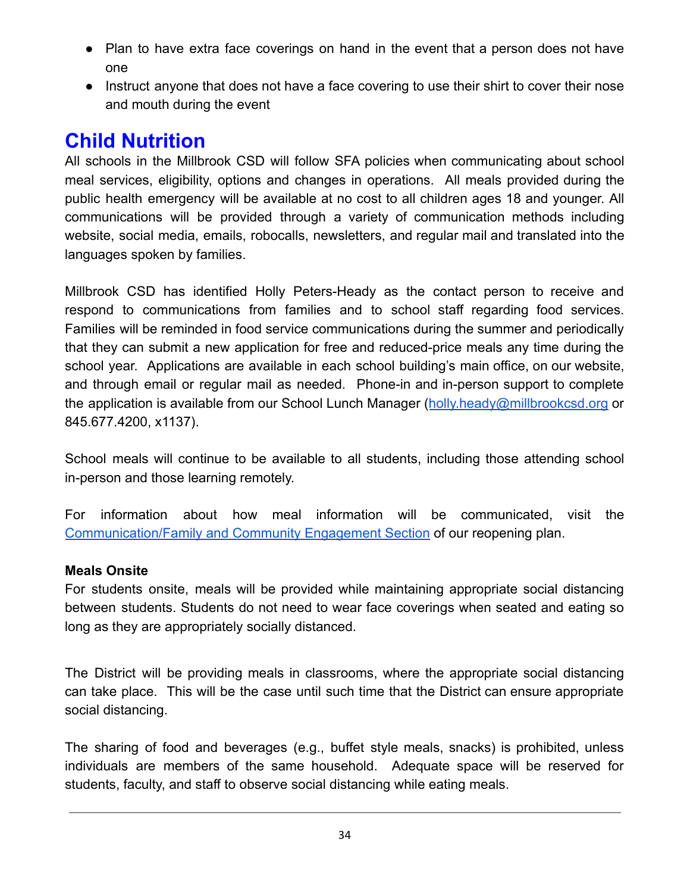- Plan to have extra face coverings on hand in the event that a person does not have one
- Instruct anyone that does not have a face covering to use their shirt to cover their nose and mouth during the event

# Child Nutrition

All schools in the Millbrook CSD will follow SFA policies when communicating about school meal services, eligibility, options and changes in operations. All meals provided during the public health emergency will be available at no cost to all children ages 18 and younger. All communications will be provided through a variety of communication methods including website, social media, emails, robocalls, newsletters, and regular mail and translated into the languages spoken by families.

Millbrook CSD has identified Holly Peters-Heady as the contact person to receive and respond to communications from families and to school staff regarding food services. Families will be reminded in food service communications during the summer and periodically that they can submit a new application for free and reduced-price meals any time during the school year. Applications are available in each school building's main office, on our website, and through email or regular mail as needed. Phone-in and in-person support to complete the application is available from our School Lunch Manager (holly.heady@millbrookcsd.org or 845.677.4200, x1137).

School meals will continue to be available to all students, including those attending school in-person and those learning remotely.

For information about how meal information will be communicated, visit the Communication/Family and Community Engagement Section of our reopening plan.

**Meals Onsite**

For students onsite, meals will be provided while maintaining appropriate social distancing between students. Students do not need to wear face coverings when seated and eating so long as they are appropriately socially distanced.

The District will be providing meals in classrooms, where the appropriate social distancing can take place. This will be the case until such time that the District can ensure appropriate social distancing.

The sharing of food and beverages (e.g., buffet style meals, snacks) is prohibited, unless individuals are members of the same household. Adequate space will be reserved for students, faculty, and staff to observe social distancing while eating meals.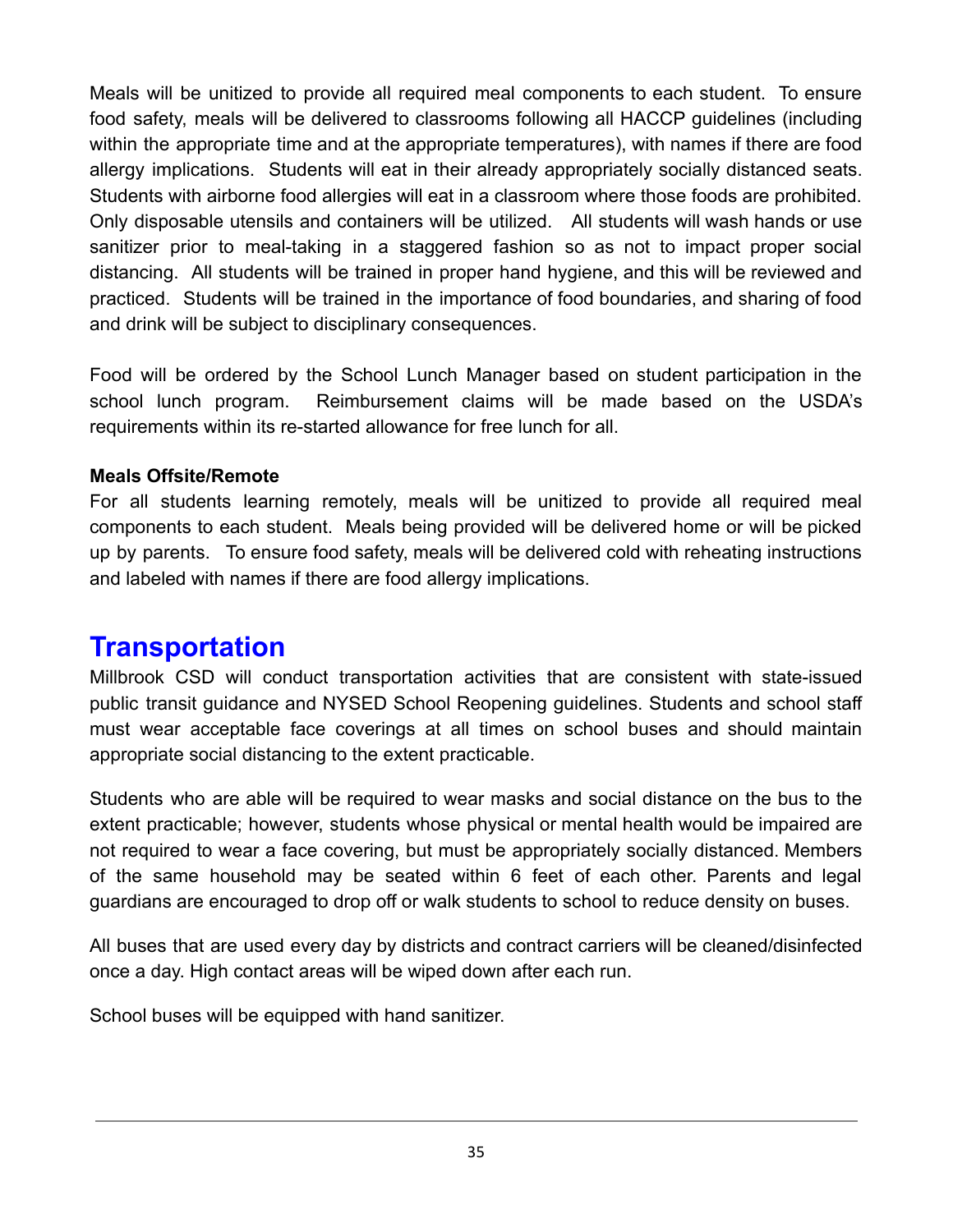Meals will be unitized to provide all required meal components to each student. To ensure food safety, meals will be delivered to classrooms following all HACCP guidelines (including within the appropriate time and at the appropriate temperatures), with names if there are food allergy implications. Students will eat in their already appropriately socially distanced seats. Students with airborne food allergies will eat in a classroom where those foods are prohibited. Only disposable utensils and containers will be utilized. All students will wash hands or use sanitizer prior to meal-taking in a staggered fashion so as not to impact proper social distancing. All students will be trained in proper hand hygiene, and this will be reviewed and practiced. Students will be trained in the importance of food boundaries, and sharing of food and drink will be subject to disciplinary consequences.

Food will be ordered by the School Lunch Manager based on student participation in the school lunch program. Reimbursement claims will be made based on the USDA's requirements within its re-started allowance for free lunch for all.

**Meals Offsite/Remote**

For all students learning remotely, meals will be unitized to provide all required meal components to each student. Meals being provided will be delivered home or will be picked up by parents. To ensure food safety, meals will be delivered cold with reheating instructions and labeled with names if there are food allergy implications.

# Transportation

Millbrook CSD will conduct transportation activities that are consistent with state-issued public transit guidance and NYSED School Reopening guidelines. Students and school staff must wear acceptable face coverings at all times on school buses and should maintain appropriate social distancing to the extent practicable.

Students who are able will be required to wear masks and social distance on the bus to the extent practicable; however, students whose physical or mental health would be impaired are not required to wear a face covering, but must be appropriately socially distanced. Members of the same household may be seated within 6 feet of each other. Parents and legal guardians are encouraged to drop off or walk students to school to reduce density on buses.

All buses that are used every day by districts and contract carriers will be cleaned/disinfected once a day. High contact areas will be wiped down after each run.

School buses will be equipped with hand sanitizer.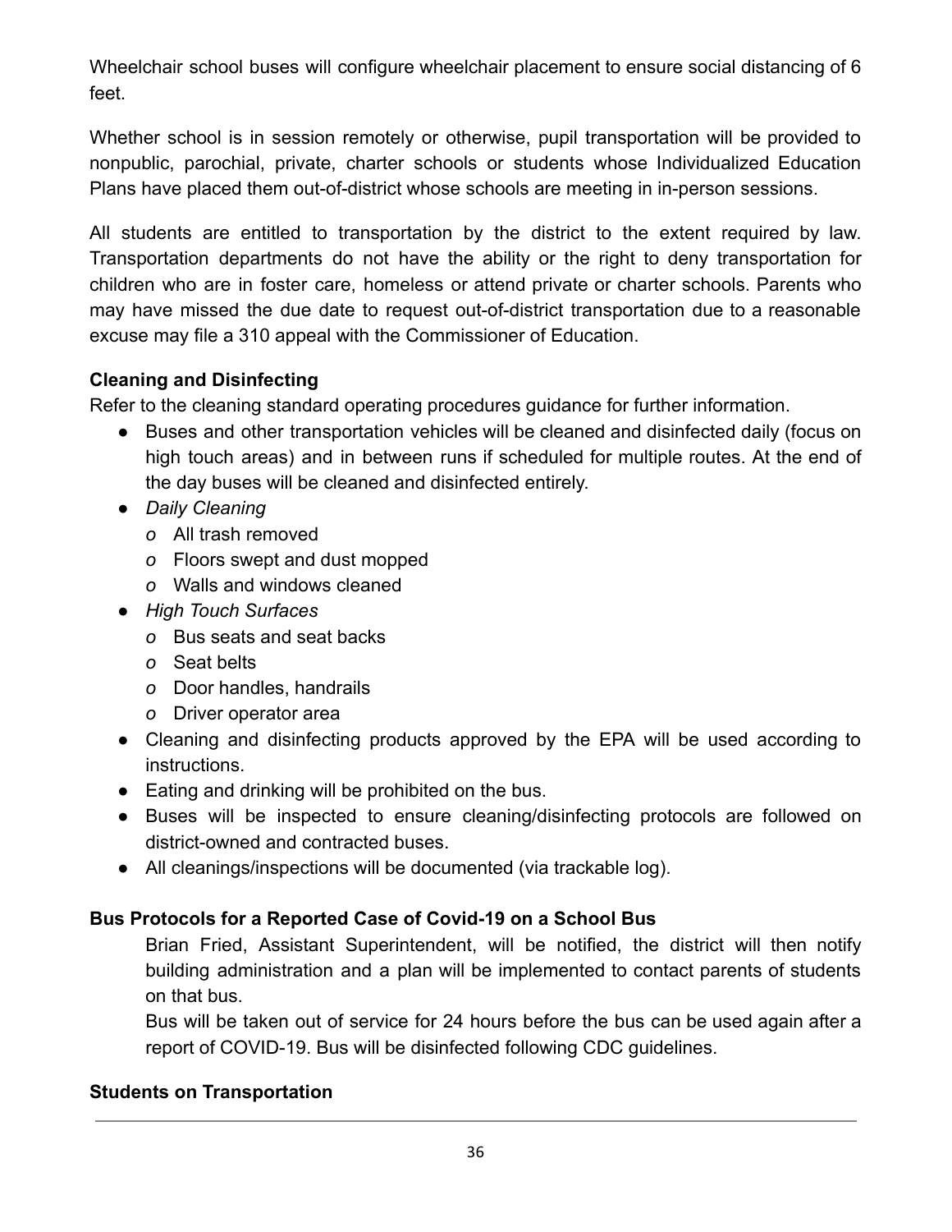Wheelchair school buses will configure wheelchair placement to ensure social distancing of 6 feet.

Whether school is in session remotely or otherwise, pupil transportation will be provided to nonpublic, parochial, private, charter schools or students whose Individualized Education Plans have placed them out-of-district whose schools are meeting in in-person sessions.

All students are entitled to transportation by the district to the extent required by law. Transportation departments do not have the ability or the right to deny transportation for children who are in foster care, homeless or attend private or charter schools. Parents who may have missed the due date to request out-of-district transportation due to a reasonable excuse may file a 310 appeal with the Commissioner of Education.

**Cleaning and Disinfecting**

Refer to the cleaning standard operating procedures guidance for further information.

- Buses and other transportation vehicles will be cleaned and disinfected daily (focus on high touch areas) and in between runs if scheduled for multiple routes. At the end of the day buses will be cleaned and disinfected entirely.
- *Daily Cleaning*
  - All trash removed
  - Floors swept and dust mopped
  - Walls and windows cleaned
- *High Touch Surfaces*
  - Bus seats and seat backs
  - Seat belts
  - Door handles, handrails
  - Driver operator area
- Cleaning and disinfecting products approved by the EPA will be used according to instructions.
- Eating and drinking will be prohibited on the bus.
- Buses will be inspected to ensure cleaning/disinfecting protocols are followed on district-owned and contracted buses.
- All cleanings/inspections will be documented (via trackable log).

**Bus Protocols for a Reported Case of Covid-19 on a School Bus**

Brian Fried, Assistant Superintendent, will be notified, the district will then notify building administration and a plan will be implemented to contact parents of students on that bus.

Bus will be taken out of service for 24 hours before the bus can be used again after a report of COVID-19. Bus will be disinfected following CDC guidelines.

**Students on Transportation**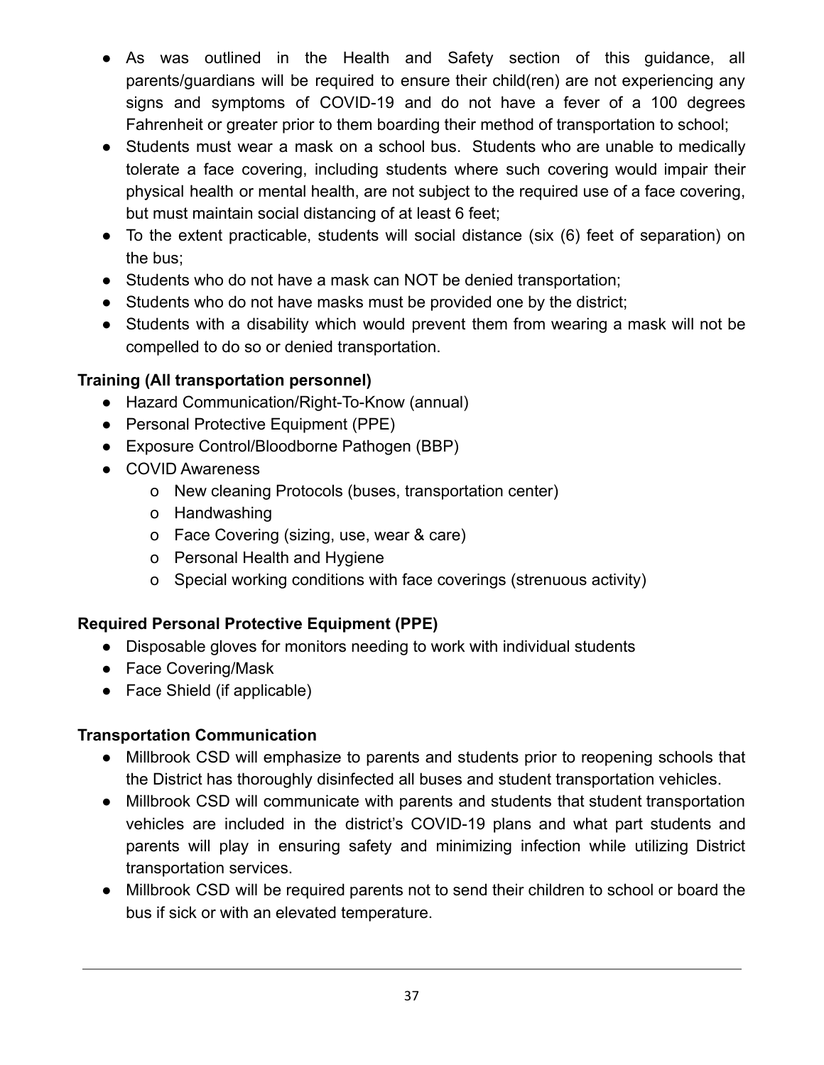- As was outlined in the Health and Safety section of this guidance, all parents/guardians will be required to ensure their child(ren) are not experiencing any signs and symptoms of COVID-19 and do not have a fever of a 100 degrees Fahrenheit or greater prior to them boarding their method of transportation to school;
- Students must wear a mask on a school bus. Students who are unable to medically tolerate a face covering, including students where such covering would impair their physical health or mental health, are not subject to the required use of a face covering, but must maintain social distancing of at least 6 feet;
- To the extent practicable, students will social distance (six (6) feet of separation) on the bus;
- Students who do not have a mask can NOT be denied transportation;
- Students who do not have masks must be provided one by the district;
- Students with a disability which would prevent them from wearing a mask will not be compelled to do so or denied transportation.

**Training (All transportation personnel)**

- Hazard Communication/Right-To-Know (annual)
- Personal Protective Equipment (PPE)
- Exposure Control/Bloodborne Pathogen (BBP)
- COVID Awareness
  - o New cleaning Protocols (buses, transportation center)
  - o Handwashing
  - o Face Covering (sizing, use, wear & care)
  - o Personal Health and Hygiene
  - o Special working conditions with face coverings (strenuous activity)

**Required Personal Protective Equipment (PPE)**

- Disposable gloves for monitors needing to work with individual students
- Face Covering/Mask
- Face Shield (if applicable)

**Transportation Communication**

- Millbrook CSD will emphasize to parents and students prior to reopening schools that the District has thoroughly disinfected all buses and student transportation vehicles.
- Millbrook CSD will communicate with parents and students that student transportation vehicles are included in the district's COVID-19 plans and what part students and parents will play in ensuring safety and minimizing infection while utilizing District transportation services.
- Millbrook CSD will be required parents not to send their children to school or board the bus if sick or with an elevated temperature.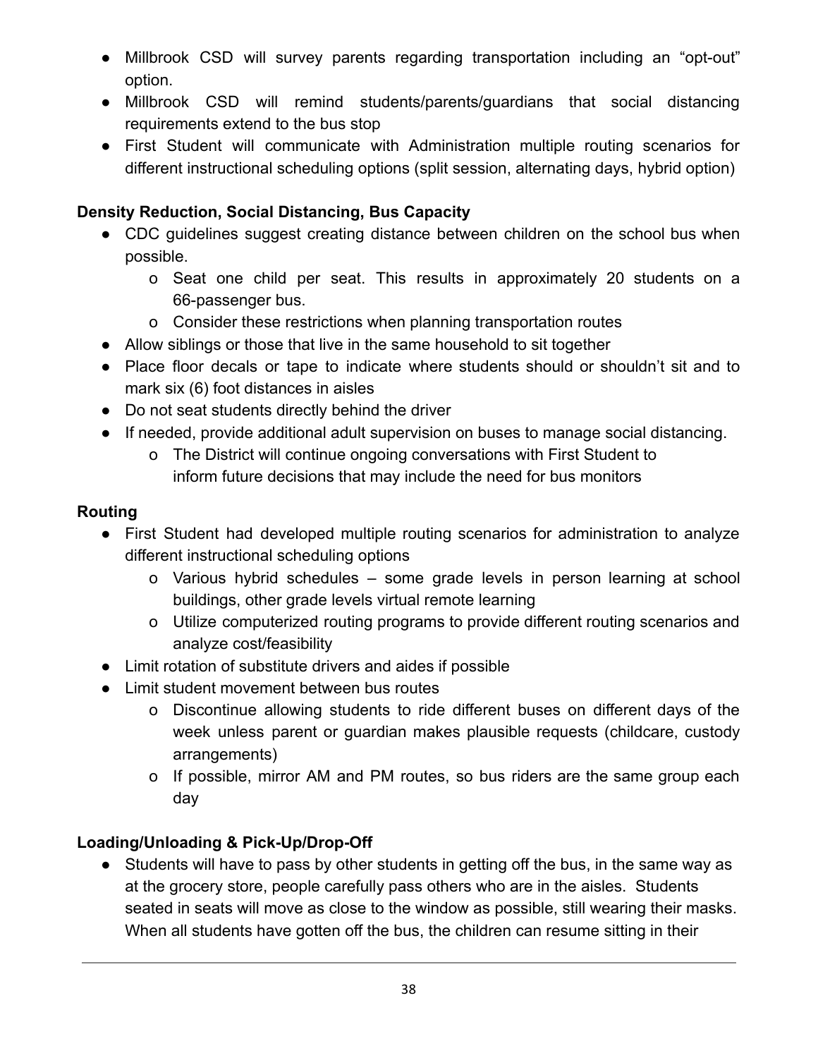- Millbrook CSD will survey parents regarding transportation including an "opt-out" option.
- Millbrook CSD will remind students/parents/guardians that social distancing requirements extend to the bus stop
- First Student will communicate with Administration multiple routing scenarios for different instructional scheduling options (split session, alternating days, hybrid option)

**Density Reduction, Social Distancing, Bus Capacity**

- CDC guidelines suggest creating distance between children on the school bus when possible.
  - Seat one child per seat. This results in approximately 20 students on a 66-passenger bus.
  - Consider these restrictions when planning transportation routes
- Allow siblings or those that live in the same household to sit together
- Place floor decals or tape to indicate where students should or shouldn't sit and to mark six (6) foot distances in aisles
- Do not seat students directly behind the driver
- If needed, provide additional adult supervision on buses to manage social distancing.
  - The District will continue ongoing conversations with First Student to inform future decisions that may include the need for bus monitors

**Routing**

- First Student had developed multiple routing scenarios for administration to analyze different instructional scheduling options
  - Various hybrid schedules – some grade levels in person learning at school buildings, other grade levels virtual remote learning
  - Utilize computerized routing programs to provide different routing scenarios and analyze cost/feasibility
- Limit rotation of substitute drivers and aides if possible
- Limit student movement between bus routes
  - Discontinue allowing students to ride different buses on different days of the week unless parent or guardian makes plausible requests (childcare, custody arrangements)
  - If possible, mirror AM and PM routes, so bus riders are the same group each day

**Loading/Unloading & Pick-Up/Drop-Off**

- Students will have to pass by other students in getting off the bus, in the same way as at the grocery store, people carefully pass others who are in the aisles. Students seated in seats will move as close to the window as possible, still wearing their masks. When all students have gotten off the bus, the children can resume sitting in their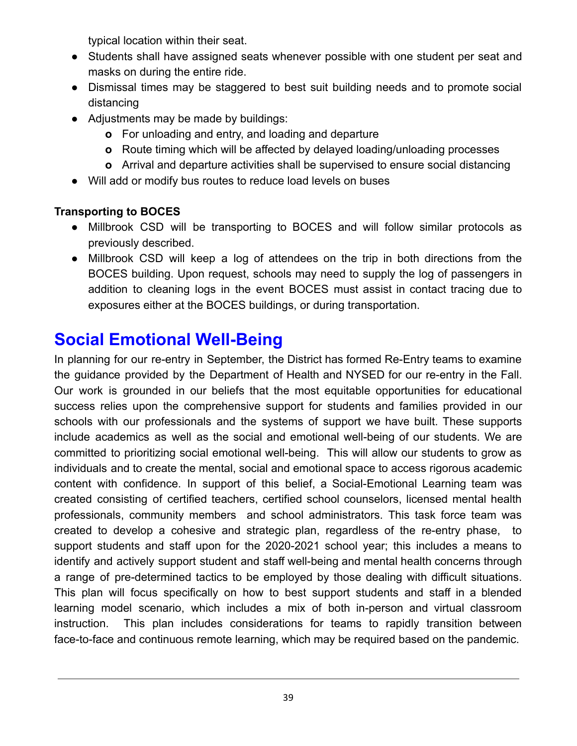typical location within their seat.

- Students shall have assigned seats whenever possible with one student per seat and masks on during the entire ride.
- Dismissal times may be staggered to best suit building needs and to promote social distancing
- Adjustments may be made by buildings:
  - For unloading and entry, and loading and departure
  - Route timing which will be affected by delayed loading/unloading processes
  - Arrival and departure activities shall be supervised to ensure social distancing
- Will add or modify bus routes to reduce load levels on buses

**Transporting to BOCES**

- Millbrook CSD will be transporting to BOCES and will follow similar protocols as previously described.
- Millbrook CSD will keep a log of attendees on the trip in both directions from the BOCES building. Upon request, schools may need to supply the log of passengers in addition to cleaning logs in the event BOCES must assist in contact tracing due to exposures either at the BOCES buildings, or during transportation.

# Social Emotional Well-Being

In planning for our re-entry in September, the District has formed Re-Entry teams to examine the guidance provided by the Department of Health and NYSED for our re-entry in the Fall. Our work is grounded in our beliefs that the most equitable opportunities for educational success relies upon the comprehensive support for students and families provided in our schools with our professionals and the systems of support we have built. These supports include academics as well as the social and emotional well-being of our students. We are committed to prioritizing social emotional well-being. This will allow our students to grow as individuals and to create the mental, social and emotional space to access rigorous academic content with confidence. In support of this belief, a Social-Emotional Learning team was created consisting of certified teachers, certified school counselors, licensed mental health professionals, community members and school administrators. This task force team was created to develop a cohesive and strategic plan, regardless of the re-entry phase, to support students and staff upon for the 2020-2021 school year; this includes a means to identify and actively support student and staff well-being and mental health concerns through a range of pre-determined tactics to be employed by those dealing with difficult situations. This plan will focus specifically on how to best support students and staff in a blended learning model scenario, which includes a mix of both in-person and virtual classroom instruction. This plan includes considerations for teams to rapidly transition between face-to-face and continuous remote learning, which may be required based on the pandemic.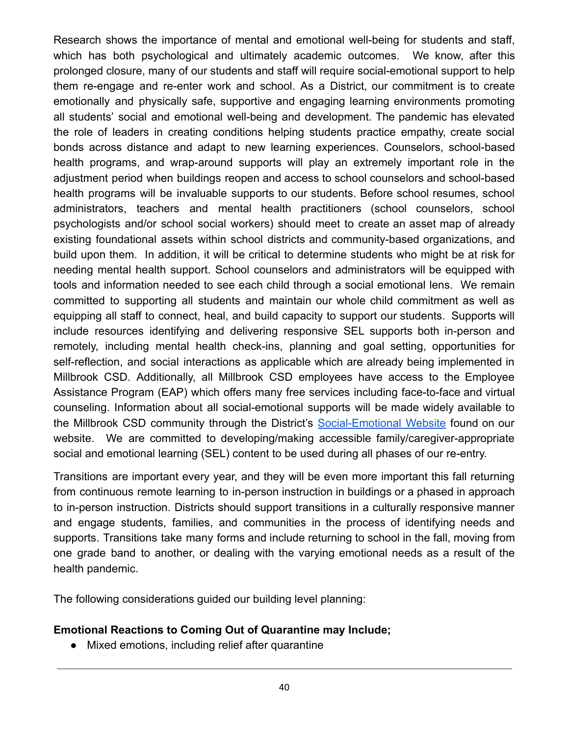Research shows the importance of mental and emotional well-being for students and staff, which has both psychological and ultimately academic outcomes. We know, after this prolonged closure, many of our students and staff will require social-emotional support to help them re-engage and re-enter work and school. As a District, our commitment is to create emotionally and physically safe, supportive and engaging learning environments promoting all students' social and emotional well-being and development. The pandemic has elevated the role of leaders in creating conditions helping students practice empathy, create social bonds across distance and adapt to new learning experiences. Counselors, school-based health programs, and wrap-around supports will play an extremely important role in the adjustment period when buildings reopen and access to school counselors and school-based health programs will be invaluable supports to our students. Before school resumes, school administrators, teachers and mental health practitioners (school counselors, school psychologists and/or school social workers) should meet to create an asset map of already existing foundational assets within school districts and community-based organizations, and build upon them. In addition, it will be critical to determine students who might be at risk for needing mental health support. School counselors and administrators will be equipped with tools and information needed to see each child through a social emotional lens. We remain committed to supporting all students and maintain our whole child commitment as well as equipping all staff to connect, heal, and build capacity to support our students. Supports will include resources identifying and delivering responsive SEL supports both in-person and remotely, including mental health check-ins, planning and goal setting, opportunities for self-reflection, and social interactions as applicable which are already being implemented in Millbrook CSD. Additionally, all Millbrook CSD employees have access to the Employee Assistance Program (EAP) which offers many free services including face-to-face and virtual counseling. Information about all social-emotional supports will be made widely available to the Millbrook CSD community through the District's Social-Emotional Website found on our website. We are committed to developing/making accessible family/caregiver-appropriate social and emotional learning (SEL) content to be used during all phases of our re-entry.

Transitions are important every year, and they will be even more important this fall returning from continuous remote learning to in-person instruction in buildings or a phased in approach to in-person instruction. Districts should support transitions in a culturally responsive manner and engage students, families, and communities in the process of identifying needs and supports. Transitions take many forms and include returning to school in the fall, moving from one grade band to another, or dealing with the varying emotional needs as a result of the health pandemic.

The following considerations guided our building level planning:

**Emotional Reactions to Coming Out of Quarantine may Include;**

- Mixed emotions, including relief after quarantine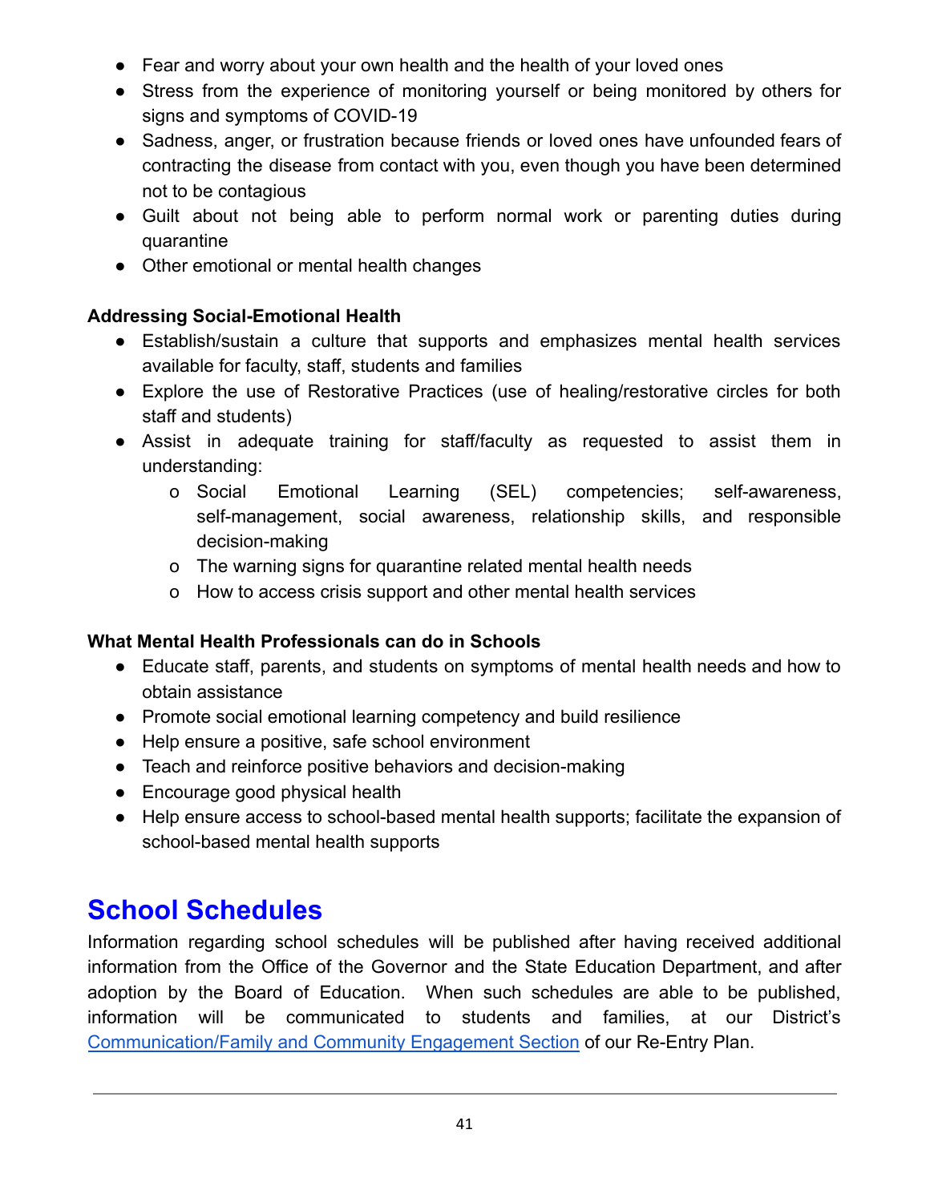- Fear and worry about your own health and the health of your loved ones
- Stress from the experience of monitoring yourself or being monitored by others for signs and symptoms of COVID-19
- Sadness, anger, or frustration because friends or loved ones have unfounded fears of contracting the disease from contact with you, even though you have been determined not to be contagious
- Guilt about not being able to perform normal work or parenting duties during quarantine
- Other emotional or mental health changes

**Addressing Social-Emotional Health**

- Establish/sustain a culture that supports and emphasizes mental health services available for faculty, staff, students and families
- Explore the use of Restorative Practices (use of healing/restorative circles for both staff and students)
- Assist in adequate training for staff/faculty as requested to assist them in understanding:
    - Social Emotional Learning (SEL) competencies; self-awareness, self-management, social awareness, relationship skills, and responsible decision-making
    - The warning signs for quarantine related mental health needs
    - How to access crisis support and other mental health services

**What Mental Health Professionals can do in Schools**

- Educate staff, parents, and students on symptoms of mental health needs and how to obtain assistance
- Promote social emotional learning competency and build resilience
- Help ensure a positive, safe school environment
- Teach and reinforce positive behaviors and decision-making
- Encourage good physical health
- Help ensure access to school-based mental health supports; facilitate the expansion of school-based mental health supports

## School Schedules

Information regarding school schedules will be published after having received additional information from the Office of the Governor and the State Education Department, and after adoption by the Board of Education. When such schedules are able to be published, information will be communicated to students and families, at our District's Communication/Family and Community Engagement Section of our Re-Entry Plan.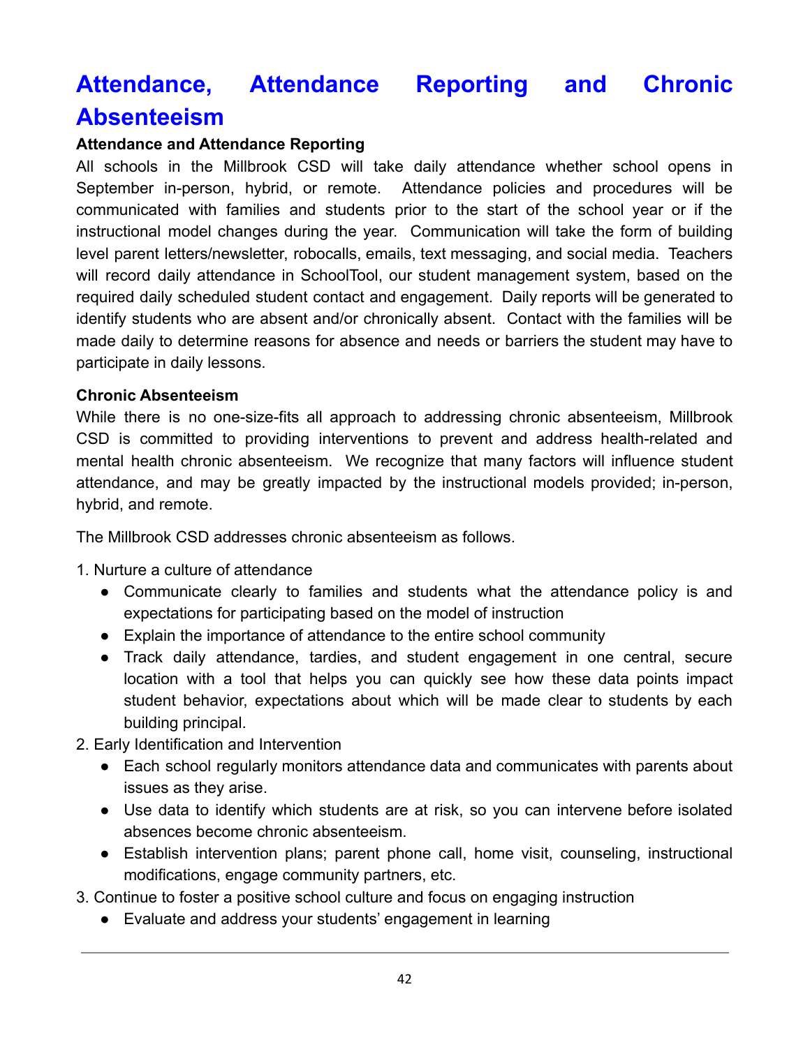# Attendance, Attendance Reporting and Chronic Absenteeism

**Attendance and Attendance Reporting**

All schools in the Millbrook CSD will take daily attendance whether school opens in September in-person, hybrid, or remote. Attendance policies and procedures will be communicated with families and students prior to the start of the school year or if the instructional model changes during the year. Communication will take the form of building level parent letters/newsletter, robocalls, emails, text messaging, and social media. Teachers will record daily attendance in SchoolTool, our student management system, based on the required daily scheduled student contact and engagement. Daily reports will be generated to identify students who are absent and/or chronically absent. Contact with the families will be made daily to determine reasons for absence and needs or barriers the student may have to participate in daily lessons.

**Chronic Absenteeism**

While there is no one-size-fits all approach to addressing chronic absenteeism, Millbrook CSD is committed to providing interventions to prevent and address health-related and mental health chronic absenteeism. We recognize that many factors will influence student attendance, and may be greatly impacted by the instructional models provided; in-person, hybrid, and remote.

The Millbrook CSD addresses chronic absenteeism as follows.

1. Nurture a culture of attendance
   - Communicate clearly to families and students what the attendance policy is and expectations for participating based on the model of instruction
   - Explain the importance of attendance to the entire school community
   - Track daily attendance, tardies, and student engagement in one central, secure location with a tool that helps you can quickly see how these data points impact student behavior, expectations about which will be made clear to students by each building principal.
2. Early Identification and Intervention
   - Each school regularly monitors attendance data and communicates with parents about issues as they arise.
   - Use data to identify which students are at risk, so you can intervene before isolated absences become chronic absenteeism.
   - Establish intervention plans; parent phone call, home visit, counseling, instructional modifications, engage community partners, etc.
3. Continue to foster a positive school culture and focus on engaging instruction
   - Evaluate and address your students' engagement in learning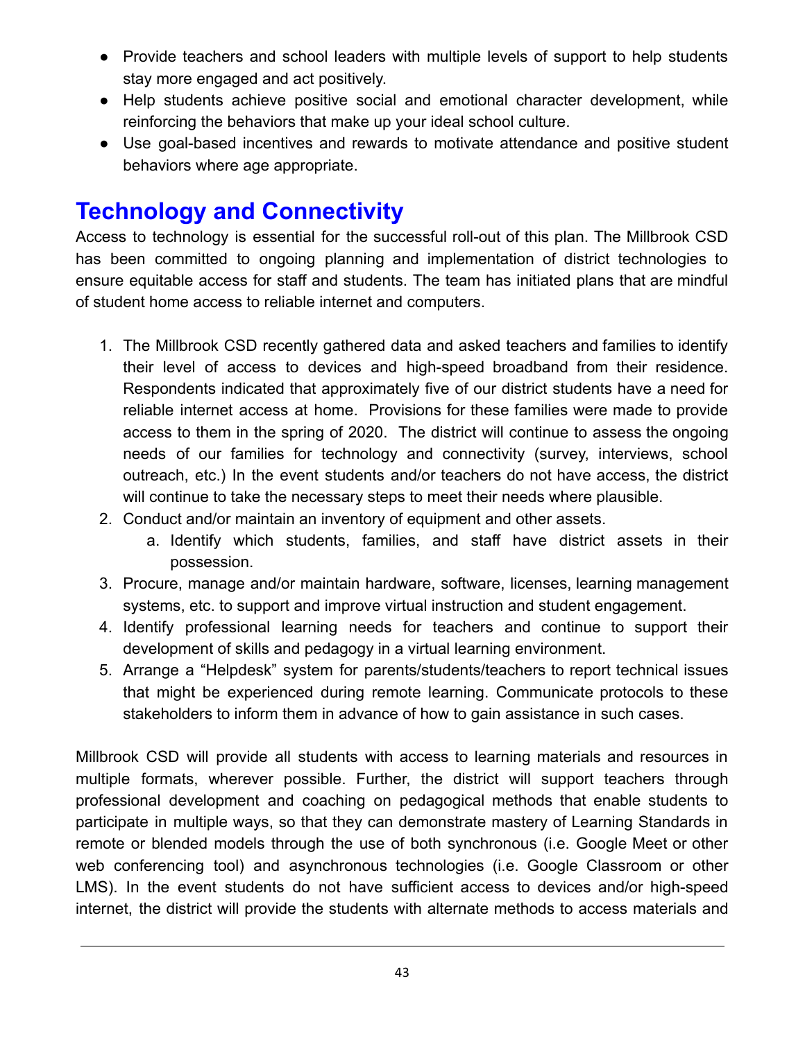- Provide teachers and school leaders with multiple levels of support to help students stay more engaged and act positively.
- Help students achieve positive social and emotional character development, while reinforcing the behaviors that make up your ideal school culture.
- Use goal-based incentives and rewards to motivate attendance and positive student behaviors where age appropriate.

## Technology and Connectivity

Access to technology is essential for the successful roll-out of this plan. The Millbrook CSD has been committed to ongoing planning and implementation of district technologies to ensure equitable access for staff and students. The team has initiated plans that are mindful of student home access to reliable internet and computers.

1. The Millbrook CSD recently gathered data and asked teachers and families to identify their level of access to devices and high-speed broadband from their residence. Respondents indicated that approximately five of our district students have a need for reliable internet access at home. Provisions for these families were made to provide access to them in the spring of 2020. The district will continue to assess the ongoing needs of our families for technology and connectivity (survey, interviews, school outreach, etc.) In the event students and/or teachers do not have access, the district will continue to take the necessary steps to meet their needs where plausible.
2. Conduct and/or maintain an inventory of equipment and other assets.
    a. Identify which students, families, and staff have district assets in their possession.
3. Procure, manage and/or maintain hardware, software, licenses, learning management systems, etc. to support and improve virtual instruction and student engagement.
4. Identify professional learning needs for teachers and continue to support their development of skills and pedagogy in a virtual learning environment.
5. Arrange a "Helpdesk" system for parents/students/teachers to report technical issues that might be experienced during remote learning. Communicate protocols to these stakeholders to inform them in advance of how to gain assistance in such cases.

Millbrook CSD will provide all students with access to learning materials and resources in multiple formats, wherever possible. Further, the district will support teachers through professional development and coaching on pedagogical methods that enable students to participate in multiple ways, so that they can demonstrate mastery of Learning Standards in remote or blended models through the use of both synchronous (i.e. Google Meet or other web conferencing tool) and asynchronous technologies (i.e. Google Classroom or other LMS). In the event students do not have sufficient access to devices and/or high-speed internet, the district will provide the students with alternate methods to access materials and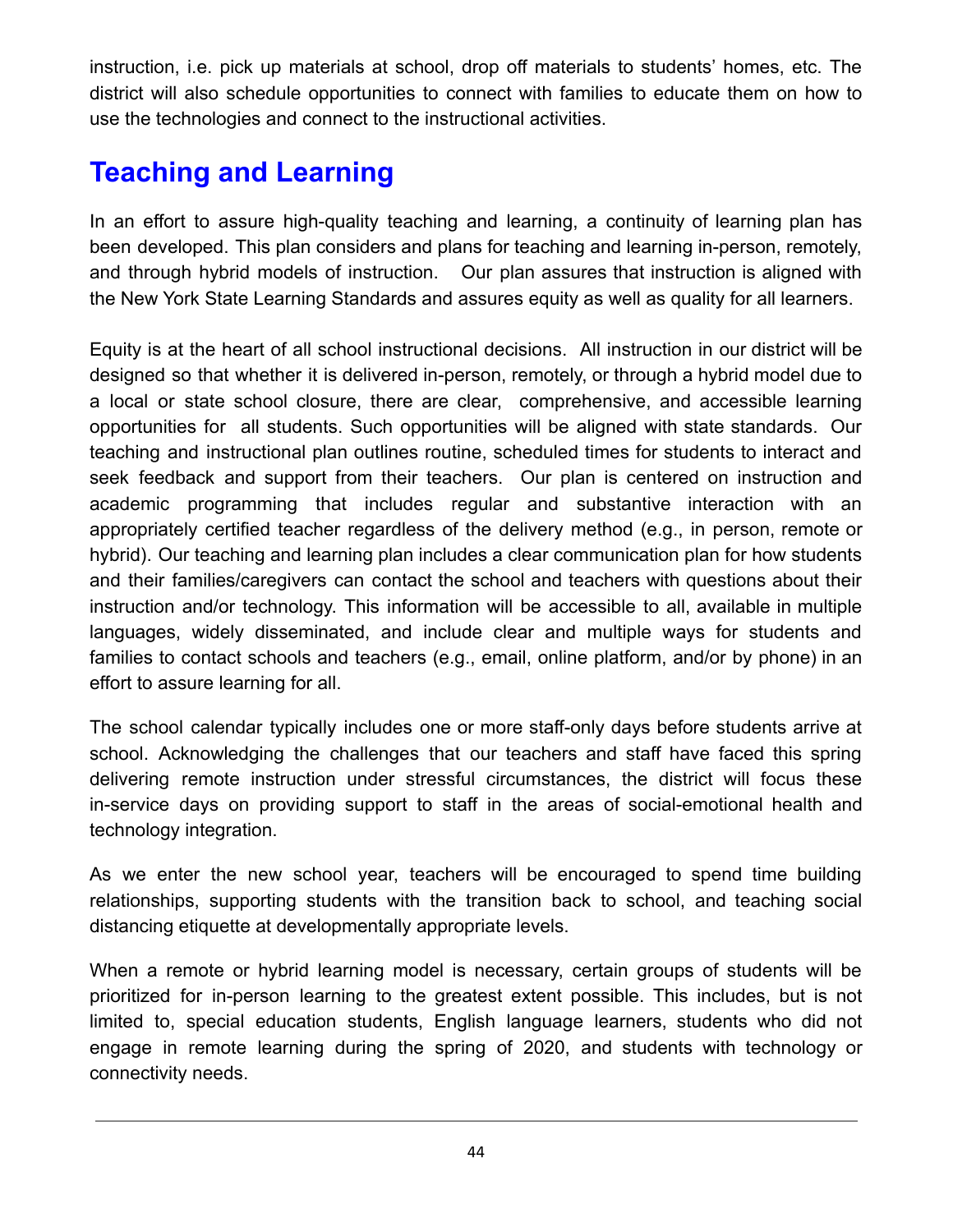instruction, i.e. pick up materials at school, drop off materials to students' homes, etc. The district will also schedule opportunities to connect with families to educate them on how to use the technologies and connect to the instructional activities.

## Teaching and Learning

In an effort to assure high-quality teaching and learning, a continuity of learning plan has been developed. This plan considers and plans for teaching and learning in-person, remotely, and through hybrid models of instruction. Our plan assures that instruction is aligned with the New York State Learning Standards and assures equity as well as quality for all learners.

Equity is at the heart of all school instructional decisions. All instruction in our district will be designed so that whether it is delivered in-person, remotely, or through a hybrid model due to a local or state school closure, there are clear, comprehensive, and accessible learning opportunities for all students. Such opportunities will be aligned with state standards. Our teaching and instructional plan outlines routine, scheduled times for students to interact and seek feedback and support from their teachers. Our plan is centered on instruction and academic programming that includes regular and substantive interaction with an appropriately certified teacher regardless of the delivery method (e.g., in person, remote or hybrid). Our teaching and learning plan includes a clear communication plan for how students and their families/caregivers can contact the school and teachers with questions about their instruction and/or technology. This information will be accessible to all, available in multiple languages, widely disseminated, and include clear and multiple ways for students and families to contact schools and teachers (e.g., email, online platform, and/or by phone) in an effort to assure learning for all.

The school calendar typically includes one or more staff-only days before students arrive at school. Acknowledging the challenges that our teachers and staff have faced this spring delivering remote instruction under stressful circumstances, the district will focus these in-service days on providing support to staff in the areas of social-emotional health and technology integration.

As we enter the new school year, teachers will be encouraged to spend time building relationships, supporting students with the transition back to school, and teaching social distancing etiquette at developmentally appropriate levels.

When a remote or hybrid learning model is necessary, certain groups of students will be prioritized for in-person learning to the greatest extent possible. This includes, but is not limited to, special education students, English language learners, students who did not engage in remote learning during the spring of 2020, and students with technology or connectivity needs.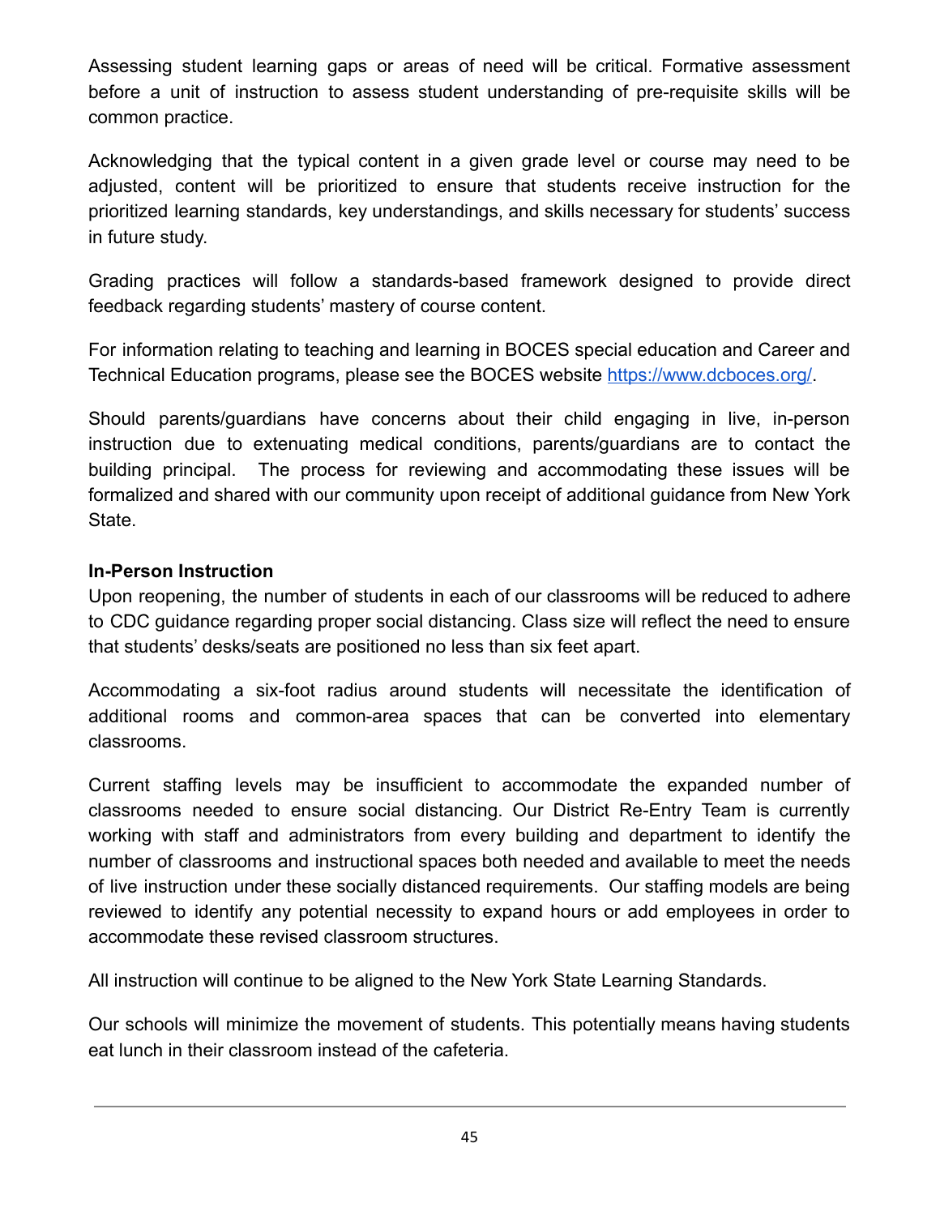Assessing student learning gaps or areas of need will be critical. Formative assessment before a unit of instruction to assess student understanding of pre-requisite skills will be common practice.

Acknowledging that the typical content in a given grade level or course may need to be adjusted, content will be prioritized to ensure that students receive instruction for the prioritized learning standards, key understandings, and skills necessary for students' success in future study.

Grading practices will follow a standards-based framework designed to provide direct feedback regarding students' mastery of course content.

For information relating to teaching and learning in BOCES special education and Career and Technical Education programs, please see the BOCES website [https://www.dcboces.org/](https://www.dcboces.org/).

Should parents/guardians have concerns about their child engaging in live, in-person instruction due to extenuating medical conditions, parents/guardians are to contact the building principal. The process for reviewing and accommodating these issues will be formalized and shared with our community upon receipt of additional guidance from New York State.

**In-Person Instruction**

Upon reopening, the number of students in each of our classrooms will be reduced to adhere to CDC guidance regarding proper social distancing. Class size will reflect the need to ensure that students' desks/seats are positioned no less than six feet apart.

Accommodating a six-foot radius around students will necessitate the identification of additional rooms and common-area spaces that can be converted into elementary classrooms.

Current staffing levels may be insufficient to accommodate the expanded number of classrooms needed to ensure social distancing. Our District Re-Entry Team is currently working with staff and administrators from every building and department to identify the number of classrooms and instructional spaces both needed and available to meet the needs of live instruction under these socially distanced requirements. Our staffing models are being reviewed to identify any potential necessity to expand hours or add employees in order to accommodate these revised classroom structures.

All instruction will continue to be aligned to the New York State Learning Standards.

Our schools will minimize the movement of students. This potentially means having students eat lunch in their classroom instead of the cafeteria.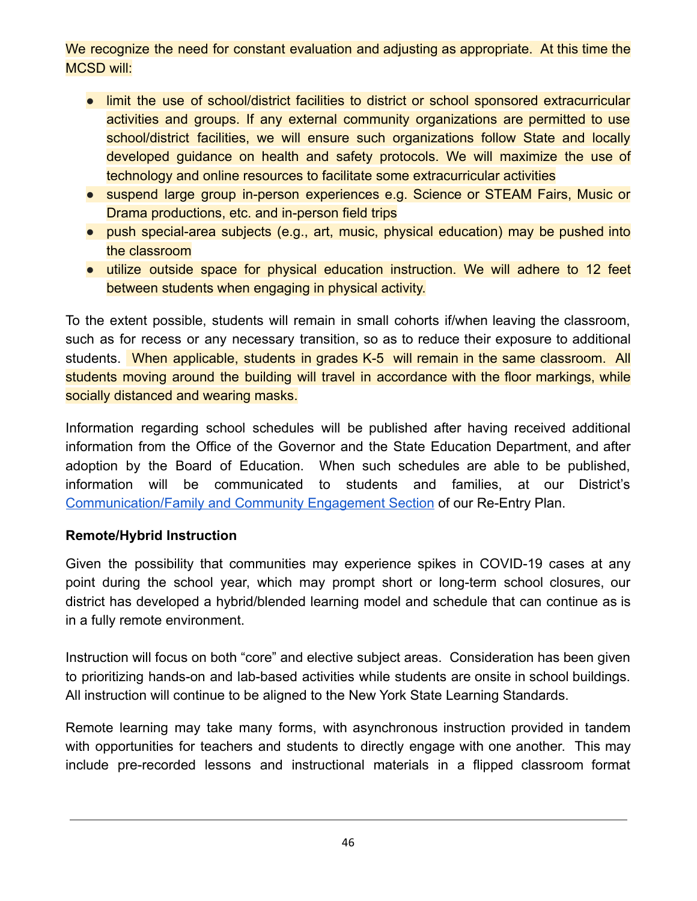We recognize the need for constant evaluation and adjusting as appropriate. At this time the MCSD will:

- limit the use of school/district facilities to district or school sponsored extracurricular activities and groups. If any external community organizations are permitted to use school/district facilities, we will ensure such organizations follow State and locally developed guidance on health and safety protocols. We will maximize the use of technology and online resources to facilitate some extracurricular activities
- suspend large group in-person experiences e.g. Science or STEAM Fairs, Music or Drama productions, etc. and in-person field trips
- push special-area subjects (e.g., art, music, physical education) may be pushed into the classroom
- utilize outside space for physical education instruction. We will adhere to 12 feet between students when engaging in physical activity.

To the extent possible, students will remain in small cohorts if/when leaving the classroom, such as for recess or any necessary transition, so as to reduce their exposure to additional students. When applicable, students in grades K-5 will remain in the same classroom. All students moving around the building will travel in accordance with the floor markings, while socially distanced and wearing masks.

Information regarding school schedules will be published after having received additional information from the Office of the Governor and the State Education Department, and after adoption by the Board of Education. When such schedules are able to be published, information will be communicated to students and families, at our District's Communication/Family and Community Engagement Section of our Re-Entry Plan.

**Remote/Hybrid Instruction**

Given the possibility that communities may experience spikes in COVID-19 cases at any point during the school year, which may prompt short or long-term school closures, our district has developed a hybrid/blended learning model and schedule that can continue as is in a fully remote environment.

Instruction will focus on both "core" and elective subject areas. Consideration has been given to prioritizing hands-on and lab-based activities while students are onsite in school buildings. All instruction will continue to be aligned to the New York State Learning Standards.

Remote learning may take many forms, with asynchronous instruction provided in tandem with opportunities for teachers and students to directly engage with one another. This may include pre-recorded lessons and instructional materials in a flipped classroom format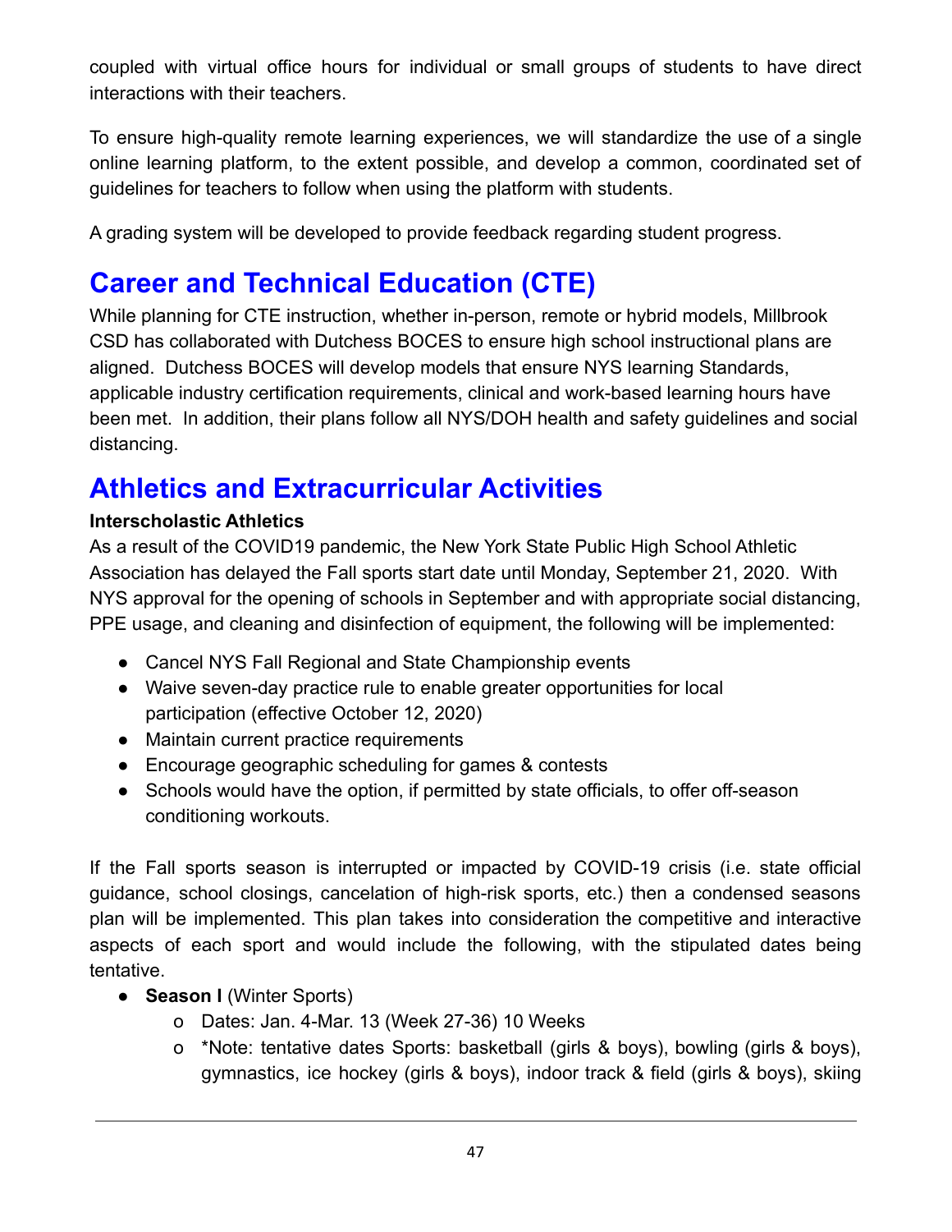coupled with virtual office hours for individual or small groups of students to have direct interactions with their teachers.

To ensure high-quality remote learning experiences, we will standardize the use of a single online learning platform, to the extent possible, and develop a common, coordinated set of guidelines for teachers to follow when using the platform with students.

A grading system will be developed to provide feedback regarding student progress.

# Career and Technical Education (CTE)

While planning for CTE instruction, whether in-person, remote or hybrid models, Millbrook CSD has collaborated with Dutchess BOCES to ensure high school instructional plans are aligned. Dutchess BOCES will develop models that ensure NYS learning Standards, applicable industry certification requirements, clinical and work-based learning hours have been met. In addition, their plans follow all NYS/DOH health and safety guidelines and social distancing.

# Athletics and Extracurricular Activities

**Interscholastic Athletics**

As a result of the COVID19 pandemic, the New York State Public High School Athletic Association has delayed the Fall sports start date until Monday, September 21, 2020. With NYS approval for the opening of schools in September and with appropriate social distancing, PPE usage, and cleaning and disinfection of equipment, the following will be implemented:

- Cancel NYS Fall Regional and State Championship events
- Waive seven-day practice rule to enable greater opportunities for local participation (effective October 12, 2020)
- Maintain current practice requirements
- Encourage geographic scheduling for games & contests
- Schools would have the option, if permitted by state officials, to offer off-season conditioning workouts.

If the Fall sports season is interrupted or impacted by COVID-19 crisis (i.e. state official guidance, school closings, cancelation of high-risk sports, etc.) then a condensed seasons plan will be implemented. This plan takes into consideration the competitive and interactive aspects of each sport and would include the following, with the stipulated dates being tentative.

- **Season I** (Winter Sports)
  - o Dates: Jan. 4-Mar. 13 (Week 27-36) 10 Weeks
  - o *Note: tentative dates Sports: basketball (girls & boys), bowling (girls & boys), gymnastics, ice hockey (girls & boys), indoor track & field (girls & boys), skiing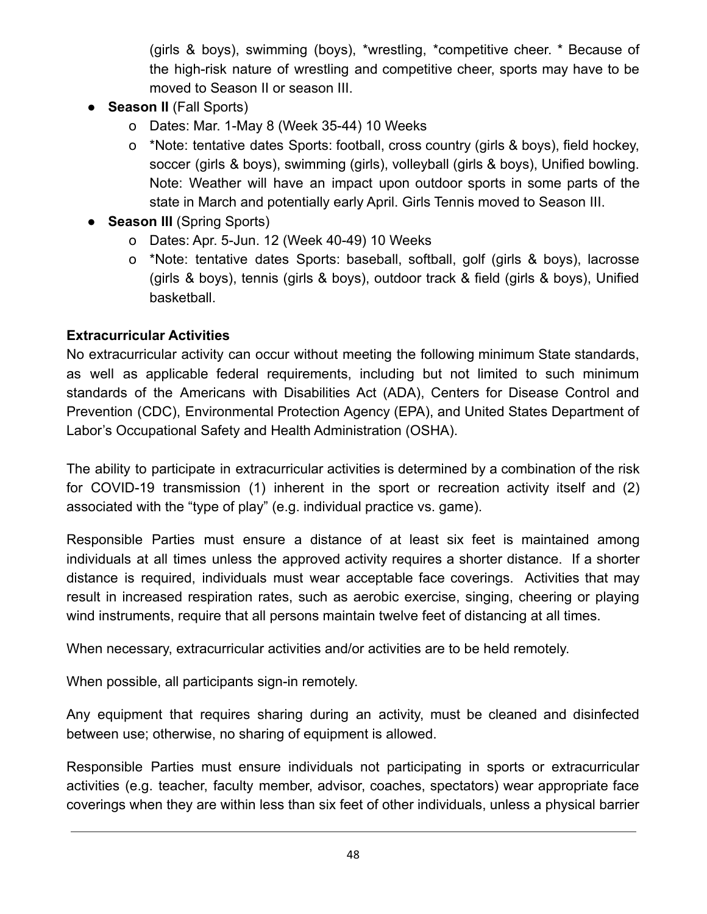(girls & boys), swimming (boys), *wrestling, *competitive cheer. * Because of the high-risk nature of wrestling and competitive cheer, sports may have to be moved to Season II or season III.

- **Season II** (Fall Sports)
  - Dates: Mar. 1-May 8 (Week 35-44) 10 Weeks
  - *Note: tentative dates Sports: football, cross country (girls & boys), field hockey, soccer (girls & boys), swimming (girls), volleyball (girls & boys), Unified bowling. Note: Weather will have an impact upon outdoor sports in some parts of the state in March and potentially early April. Girls Tennis moved to Season III.
- **Season III** (Spring Sports)
  - Dates: Apr. 5-Jun. 12 (Week 40-49) 10 Weeks
  - *Note: tentative dates Sports: baseball, softball, golf (girls & boys), lacrosse (girls & boys), tennis (girls & boys), outdoor track & field (girls & boys), Unified basketball.

**Extracurricular Activities**

No extracurricular activity can occur without meeting the following minimum State standards, as well as applicable federal requirements, including but not limited to such minimum standards of the Americans with Disabilities Act (ADA), Centers for Disease Control and Prevention (CDC), Environmental Protection Agency (EPA), and United States Department of Labor's Occupational Safety and Health Administration (OSHA).

The ability to participate in extracurricular activities is determined by a combination of the risk for COVID-19 transmission (1) inherent in the sport or recreation activity itself and (2) associated with the "type of play" (e.g. individual practice vs. game).

Responsible Parties must ensure a distance of at least six feet is maintained among individuals at all times unless the approved activity requires a shorter distance. If a shorter distance is required, individuals must wear acceptable face coverings. Activities that may result in increased respiration rates, such as aerobic exercise, singing, cheering or playing wind instruments, require that all persons maintain twelve feet of distancing at all times.

When necessary, extracurricular activities and/or activities are to be held remotely.

When possible, all participants sign-in remotely.

Any equipment that requires sharing during an activity, must be cleaned and disinfected between use; otherwise, no sharing of equipment is allowed.

Responsible Parties must ensure individuals not participating in sports or extracurricular activities (e.g. teacher, faculty member, advisor, coaches, spectators) wear appropriate face coverings when they are within less than six feet of other individuals, unless a physical barrier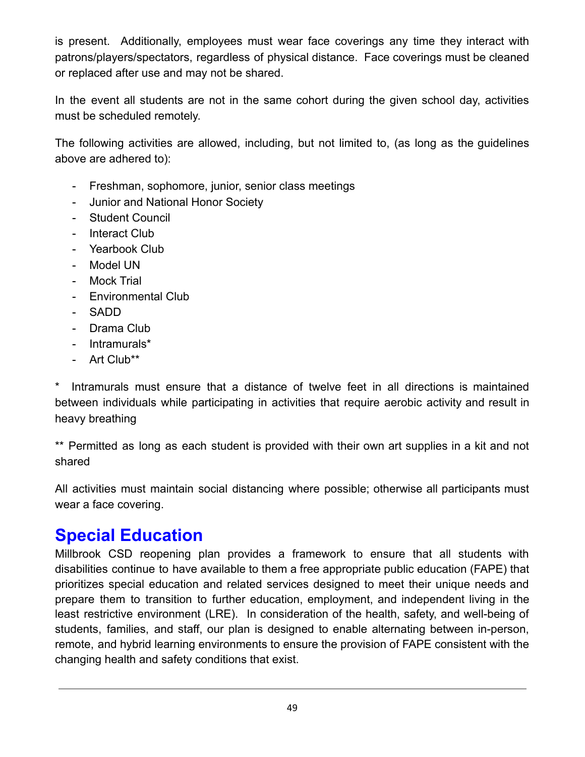is present. Additionally, employees must wear face coverings any time they interact with patrons/players/spectators, regardless of physical distance. Face coverings must be cleaned or replaced after use and may not be shared.

In the event all students are not in the same cohort during the given school day, activities must be scheduled remotely.

The following activities are allowed, including, but not limited to, (as long as the guidelines above are adhered to):

- Freshman, sophomore, junior, senior class meetings
- Junior and National Honor Society
- Student Council
- Interact Club
- Yearbook Club
- Model UN
- Mock Trial
- Environmental Club
- SADD
- Drama Club
- Intramurals*
- Art Club**

\* Intramurals must ensure that a distance of twelve feet in all directions is maintained between individuals while participating in activities that require aerobic activity and result in heavy breathing

** Permitted as long as each student is provided with their own art supplies in a kit and not shared

All activities must maintain social distancing where possible; otherwise all participants must wear a face covering.

# Special Education

Millbrook CSD reopening plan provides a framework to ensure that all students with disabilities continue to have available to them a free appropriate public education (FAPE) that prioritizes special education and related services designed to meet their unique needs and prepare them to transition to further education, employment, and independent living in the least restrictive environment (LRE). In consideration of the health, safety, and well-being of students, families, and staff, our plan is designed to enable alternating between in-person, remote, and hybrid learning environments to ensure the provision of FAPE consistent with the changing health and safety conditions that exist.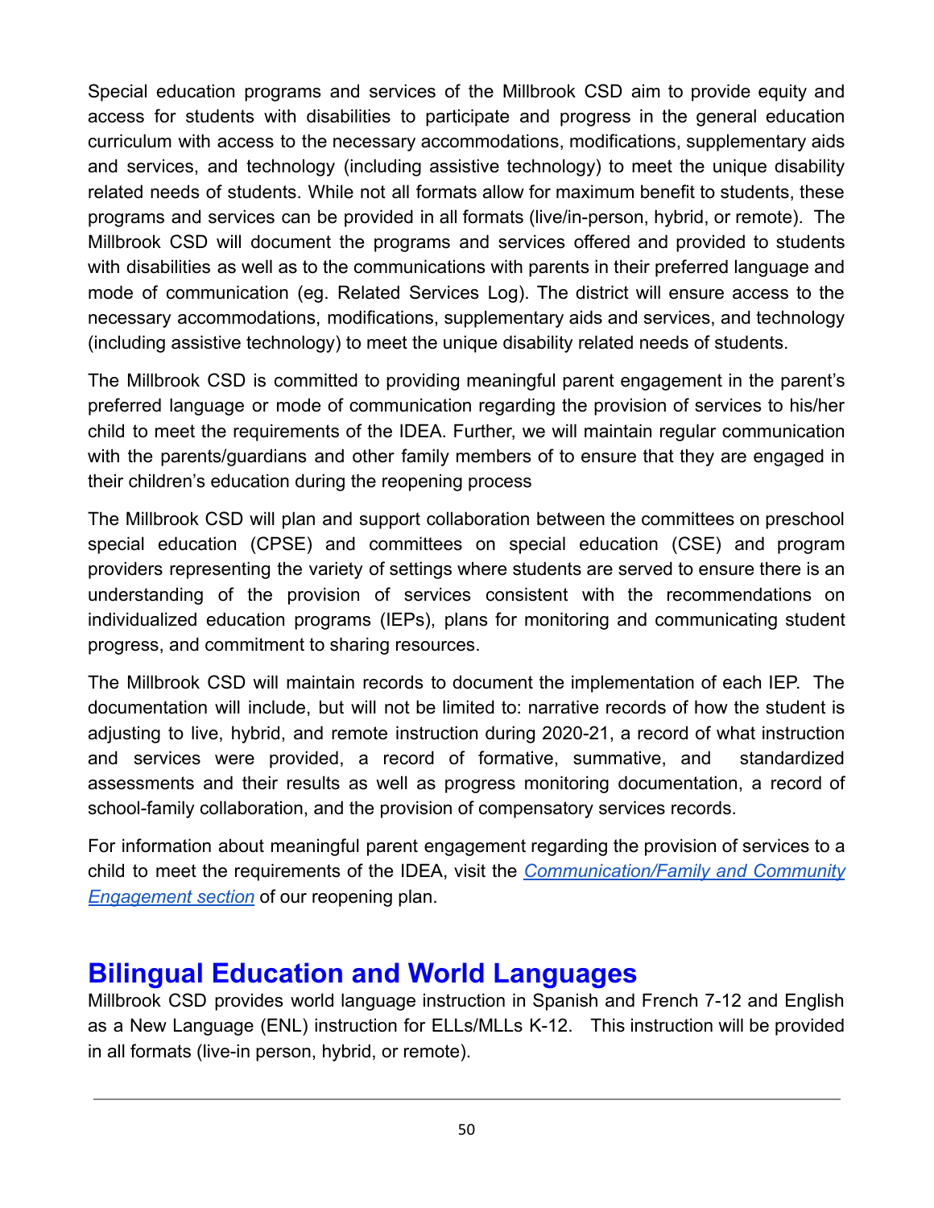Special education programs and services of the Millbrook CSD aim to provide equity and access for students with disabilities to participate and progress in the general education curriculum with access to the necessary accommodations, modifications, supplementary aids and services, and technology (including assistive technology) to meet the unique disability related needs of students. While not all formats allow for maximum benefit to students, these programs and services can be provided in all formats (live/in-person, hybrid, or remote). The Millbrook CSD will document the programs and services offered and provided to students with disabilities as well as to the communications with parents in their preferred language and mode of communication (eg. Related Services Log). The district will ensure access to the necessary accommodations, modifications, supplementary aids and services, and technology (including assistive technology) to meet the unique disability related needs of students.

The Millbrook CSD is committed to providing meaningful parent engagement in the parent's preferred language or mode of communication regarding the provision of services to his/her child to meet the requirements of the IDEA. Further, we will maintain regular communication with the parents/guardians and other family members of to ensure that they are engaged in their children's education during the reopening process

The Millbrook CSD will plan and support collaboration between the committees on preschool special education (CPSE) and committees on special education (CSE) and program providers representing the variety of settings where students are served to ensure there is an understanding of the provision of services consistent with the recommendations on individualized education programs (IEPs), plans for monitoring and communicating student progress, and commitment to sharing resources.

The Millbrook CSD will maintain records to document the implementation of each IEP. The documentation will include, but will not be limited to: narrative records of how the student is adjusting to live, hybrid, and remote instruction during 2020-21, a record of what instruction and services were provided, a record of formative, summative, and standardized assessments and their results as well as progress monitoring documentation, a record of school-family collaboration, and the provision of compensatory services records.

For information about meaningful parent engagement regarding the provision of services to a child to meet the requirements of the IDEA, visit the *Communication/Family and Community Engagement section* of our reopening plan.

## Bilingual Education and World Languages

Millbrook CSD provides world language instruction in Spanish and French 7-12 and English as a New Language (ENL) instruction for ELLs/MLLs K-12. This instruction will be provided in all formats (live-in person, hybrid, or remote).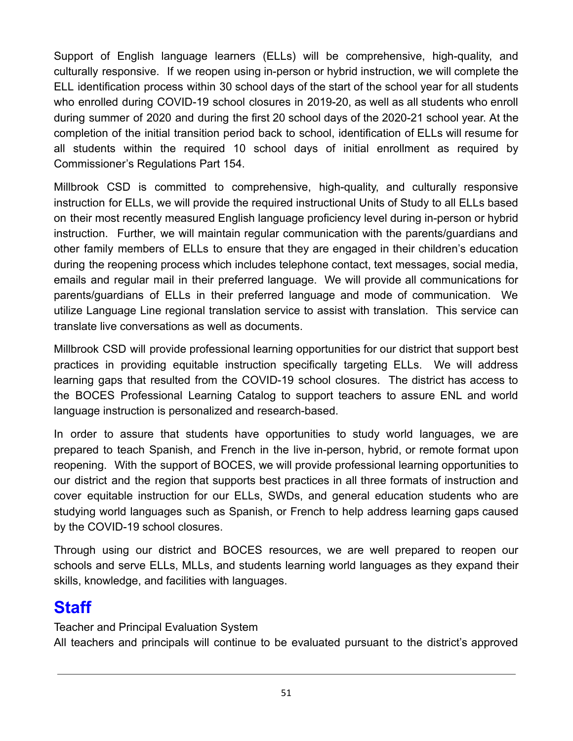Support of English language learners (ELLs) will be comprehensive, high-quality, and culturally responsive. If we reopen using in-person or hybrid instruction, we will complete the ELL identification process within 30 school days of the start of the school year for all students who enrolled during COVID-19 school closures in 2019-20, as well as all students who enroll during summer of 2020 and during the first 20 school days of the 2020-21 school year. At the completion of the initial transition period back to school, identification of ELLs will resume for all students within the required 10 school days of initial enrollment as required by Commissioner's Regulations Part 154.

Millbrook CSD is committed to comprehensive, high-quality, and culturally responsive instruction for ELLs, we will provide the required instructional Units of Study to all ELLs based on their most recently measured English language proficiency level during in-person or hybrid instruction. Further, we will maintain regular communication with the parents/guardians and other family members of ELLs to ensure that they are engaged in their children's education during the reopening process which includes telephone contact, text messages, social media, emails and regular mail in their preferred language. We will provide all communications for parents/guardians of ELLs in their preferred language and mode of communication. We utilize Language Line regional translation service to assist with translation. This service can translate live conversations as well as documents.

Millbrook CSD will provide professional learning opportunities for our district that support best practices in providing equitable instruction specifically targeting ELLs. We will address learning gaps that resulted from the COVID-19 school closures. The district has access to the BOCES Professional Learning Catalog to support teachers to assure ENL and world language instruction is personalized and research-based.

In order to assure that students have opportunities to study world languages, we are prepared to teach Spanish, and French in the live in-person, hybrid, or remote format upon reopening. With the support of BOCES, we will provide professional learning opportunities to our district and the region that supports best practices in all three formats of instruction and cover equitable instruction for our ELLs, SWDs, and general education students who are studying world languages such as Spanish, or French to help address learning gaps caused by the COVID-19 school closures.

Through using our district and BOCES resources, we are well prepared to reopen our schools and serve ELLs, MLLs, and students learning world languages as they expand their skills, knowledge, and facilities with languages.

## Staff

Teacher and Principal Evaluation System

All teachers and principals will continue to be evaluated pursuant to the district's approved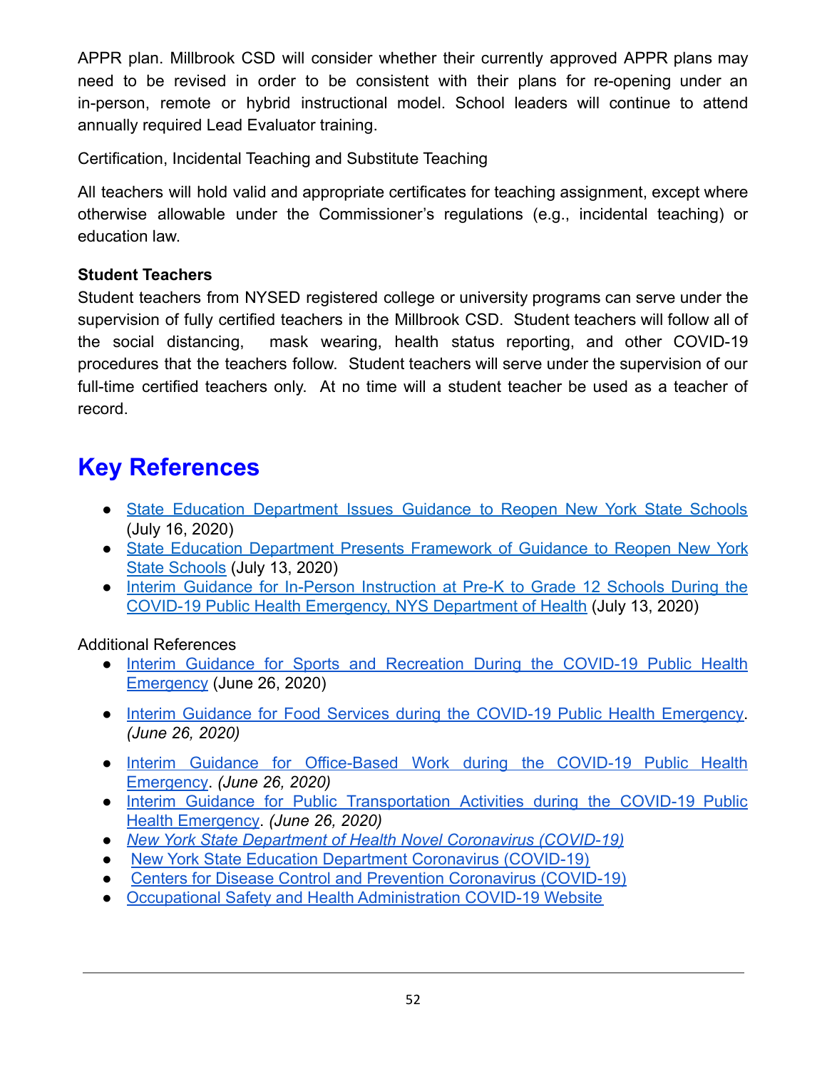APPR plan. Millbrook CSD will consider whether their currently approved APPR plans may need to be revised in order to be consistent with their plans for re-opening under an in-person, remote or hybrid instructional model. School leaders will continue to attend annually required Lead Evaluator training.

Certification, Incidental Teaching and Substitute Teaching

All teachers will hold valid and appropriate certificates for teaching assignment, except where otherwise allowable under the Commissioner's regulations (e.g., incidental teaching) or education law.

**Student Teachers**

Student teachers from NYSED registered college or university programs can serve under the supervision of fully certified teachers in the Millbrook CSD. Student teachers will follow all of the social distancing, mask wearing, health status reporting, and other COVID-19 procedures that the teachers follow. Student teachers will serve under the supervision of our full-time certified teachers only. At no time will a student teacher be used as a teacher of record.

# Key References

- State Education Department Issues Guidance to Reopen New York State Schools (July 16, 2020)
- State Education Department Presents Framework of Guidance to Reopen New York State Schools (July 13, 2020)
- Interim Guidance for In-Person Instruction at Pre-K to Grade 12 Schools During the COVID-19 Public Health Emergency, NYS Department of Health (July 13, 2020)

Additional References

- Interim Guidance for Sports and Recreation During the COVID-19 Public Health Emergency (June 26, 2020)
- Interim Guidance for Food Services during the COVID-19 Public Health Emergency. *(June 26, 2020)*
- Interim Guidance for Office-Based Work during the COVID-19 Public Health Emergency. *(June 26, 2020)*
- Interim Guidance for Public Transportation Activities during the COVID-19 Public Health Emergency. *(June 26, 2020)*
- *New York State Department of Health Novel Coronavirus (COVID-19)*
- New York State Education Department Coronavirus (COVID-19)
- Centers for Disease Control and Prevention Coronavirus (COVID-19)
- Occupational Safety and Health Administration COVID-19 Website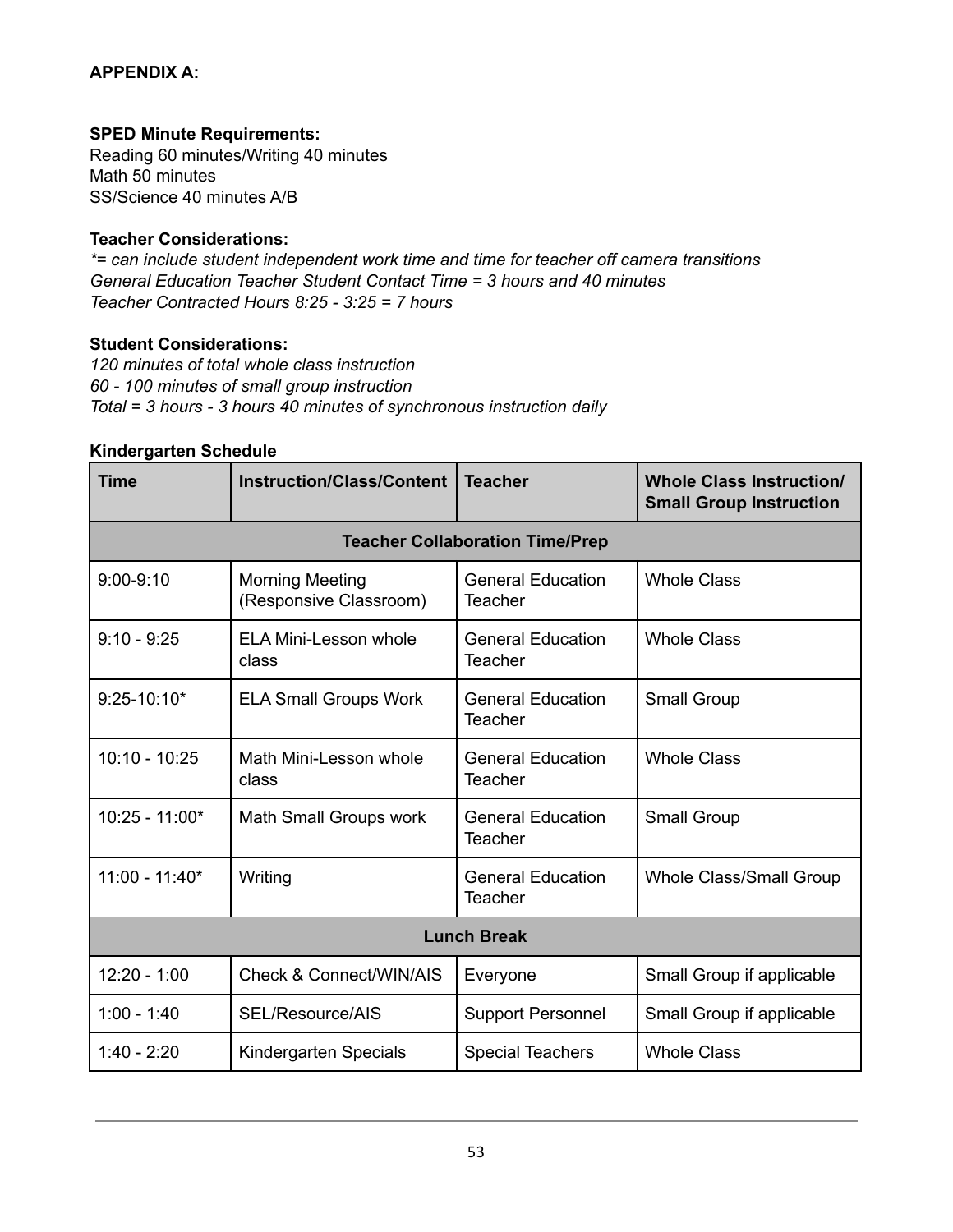**APPENDIX A:**

**SPED Minute Requirements:**
Reading 60 minutes/Writing 40 minutes
Math 50 minutes
SS/Science 40 minutes A/B

**Teacher Considerations:**
*\*= can include student independent work time and time for teacher off camera transitions*
*General Education Teacher Student Contact Time = 3 hours and 40 minutes*
*Teacher Contracted Hours 8:25 - 3:25 = 7 hours*

**Student Considerations:**
*120 minutes of total whole class instruction*
*60 - 100 minutes of small group instruction*
*Total = 3 hours - 3 hours 40 minutes of synchronous instruction daily*

**Kindergarten Schedule**

| Time | Instruction/Class/Content | Teacher | Whole Class Instruction/ Small Group Instruction |
|---|---|---|---|
| **Teacher Collaboration Time/Prep** | | | |
| 9:00-9:10 | Morning Meeting (Responsive Classroom) | General Education Teacher | Whole Class |
| 9:10 - 9:25 | ELA Mini-Lesson whole class | General Education Teacher | Whole Class |
| 9:25-10:10* | ELA Small Groups Work | General Education Teacher | Small Group |
| 10:10 - 10:25 | Math Mini-Lesson whole class | General Education Teacher | Whole Class |
| 10:25 - 11:00* | Math Small Groups work | General Education Teacher | Small Group |
| 11:00 - 11:40* | Writing | General Education Teacher | Whole Class/Small Group |
| **Lunch Break** | | | |
| 12:20 - 1:00 | Check & Connect/WIN/AIS | Everyone | Small Group if applicable |
| 1:00 - 1:40 | SEL/Resource/AIS | Support Personnel | Small Group if applicable |
| 1:40 - 2:20 | Kindergarten Specials | Special Teachers | Whole Class |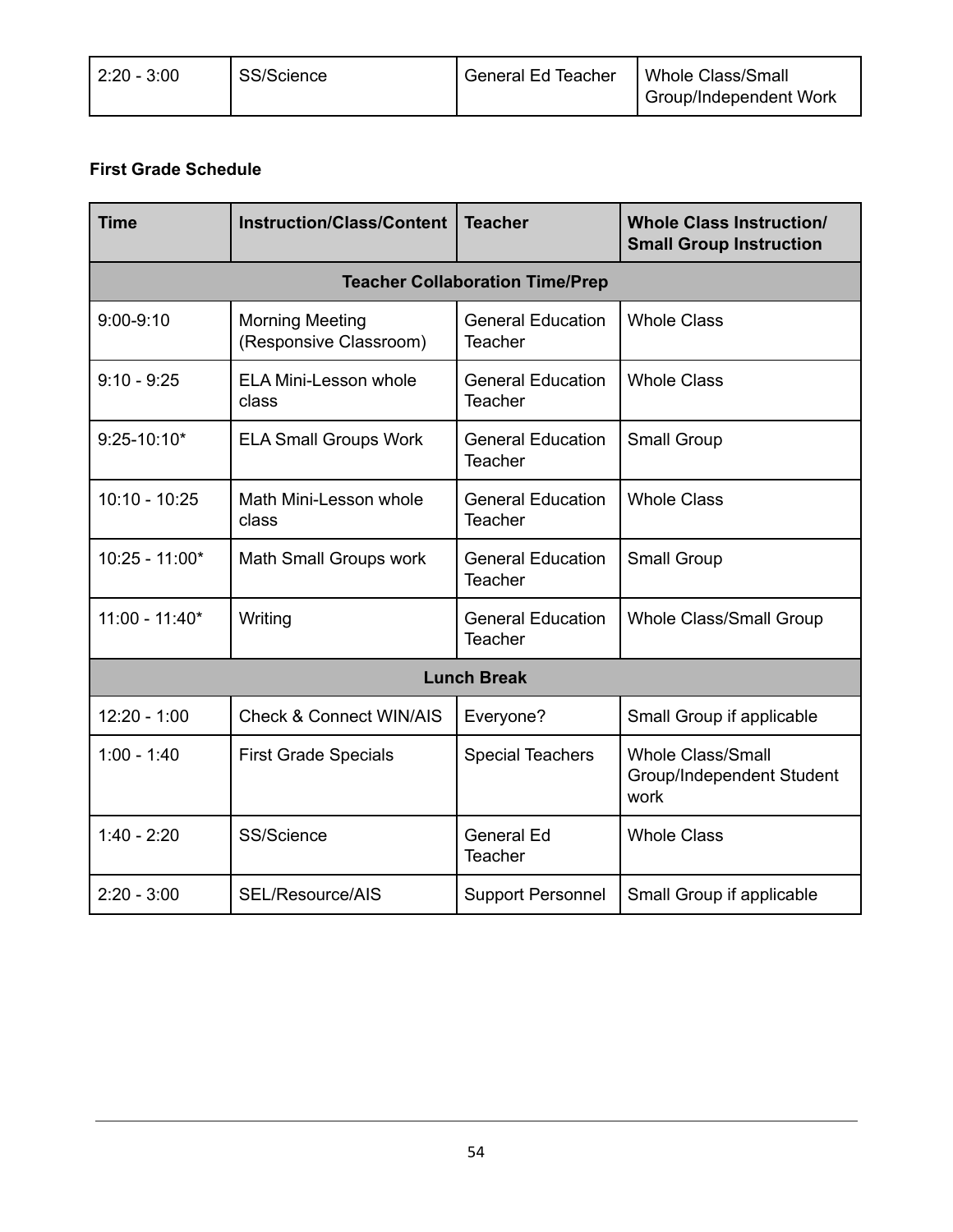| 2:20 - 3:00 | SS/Science | General Ed Teacher | Whole Class/Small Group/Independent Work |
|---|---|---|---|

**First Grade Schedule**

| Time | Instruction/Class/Content | Teacher | Whole Class Instruction/ Small Group Instruction |
|---|---|---|---|
| **Teacher Collaboration Time/Prep** | | | |
| 9:00-9:10 | Morning Meeting (Responsive Classroom) | General Education Teacher | Whole Class |
| 9:10 - 9:25 | ELA Mini-Lesson whole class | General Education Teacher | Whole Class |
| 9:25-10:10* | ELA Small Groups Work | General Education Teacher | Small Group |
| 10:10 - 10:25 | Math Mini-Lesson whole class | General Education Teacher | Whole Class |
| 10:25 - 11:00* | Math Small Groups work | General Education Teacher | Small Group |
| 11:00 - 11:40* | Writing | General Education Teacher | Whole Class/Small Group |
| **Lunch Break** | | | |
| 12:20 - 1:00 | Check & Connect WIN/AIS | Everyone? | Small Group if applicable |
| 1:00 - 1:40 | First Grade Specials | Special Teachers | Whole Class/Small Group/Independent Student work |
| 1:40 - 2:20 | SS/Science | General Ed Teacher | Whole Class |
| 2:20 - 3:00 | SEL/Resource/AIS | Support Personnel | Small Group if applicable |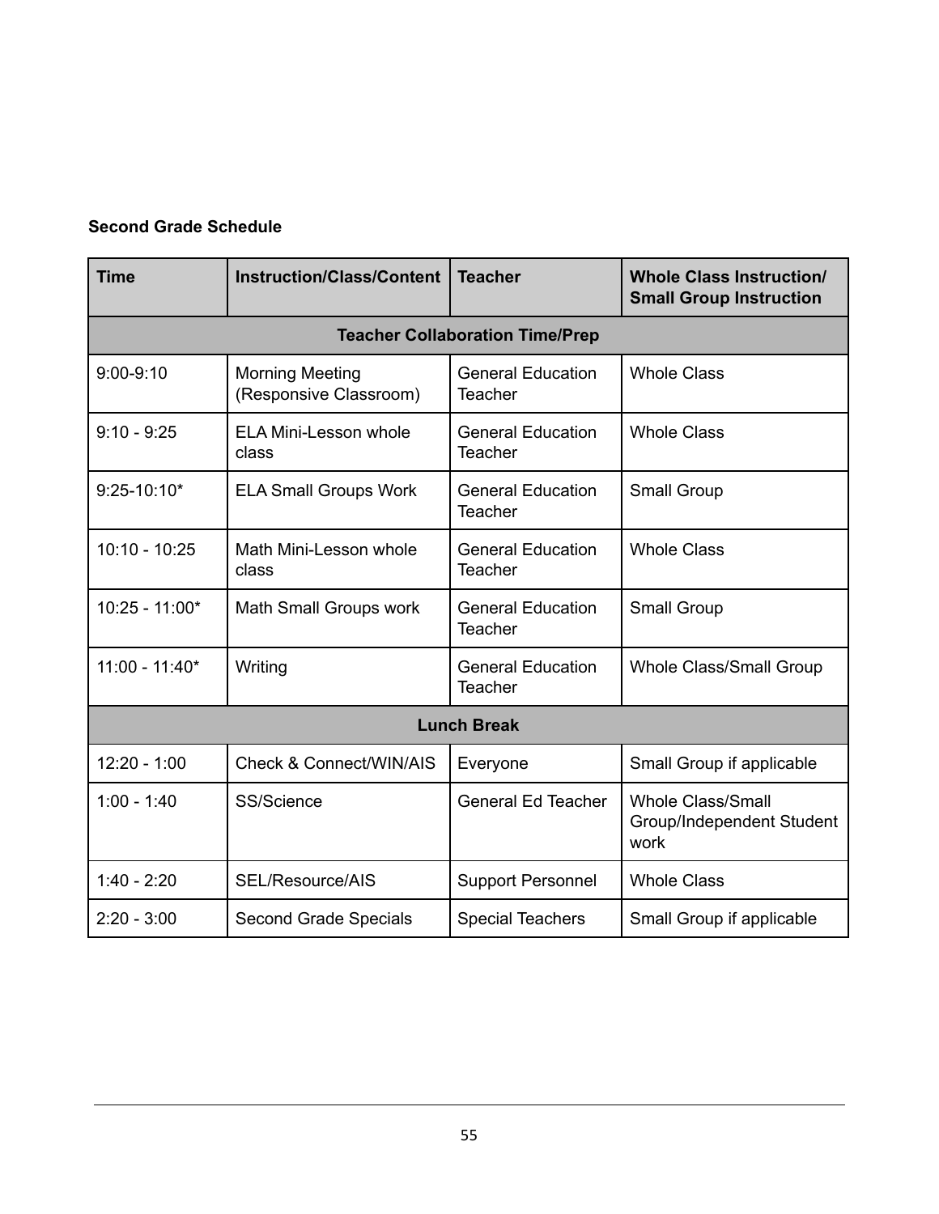**Second Grade Schedule**

| Time | Instruction/Class/Content | Teacher | Whole Class Instruction/ Small Group Instruction |
|---|---|---|---|
| **Teacher Collaboration Time/Prep** | | | |
| 9:00-9:10 | Morning Meeting (Responsive Classroom) | General Education Teacher | Whole Class |
| 9:10 - 9:25 | ELA Mini-Lesson whole class | General Education Teacher | Whole Class |
| 9:25-10:10* | ELA Small Groups Work | General Education Teacher | Small Group |
| 10:10 - 10:25 | Math Mini-Lesson whole class | General Education Teacher | Whole Class |
| 10:25 - 11:00* | Math Small Groups work | General Education Teacher | Small Group |
| 11:00 - 11:40* | Writing | General Education Teacher | Whole Class/Small Group |
| **Lunch Break** | | | |
| 12:20 - 1:00 | Check & Connect/WIN/AIS | Everyone | Small Group if applicable |
| 1:00 - 1:40 | SS/Science | General Ed Teacher | Whole Class/Small Group/Independent Student work |
| 1:40 - 2:20 | SEL/Resource/AIS | Support Personnel | Whole Class |
| 2:20 - 3:00 | Second Grade Specials | Special Teachers | Small Group if applicable |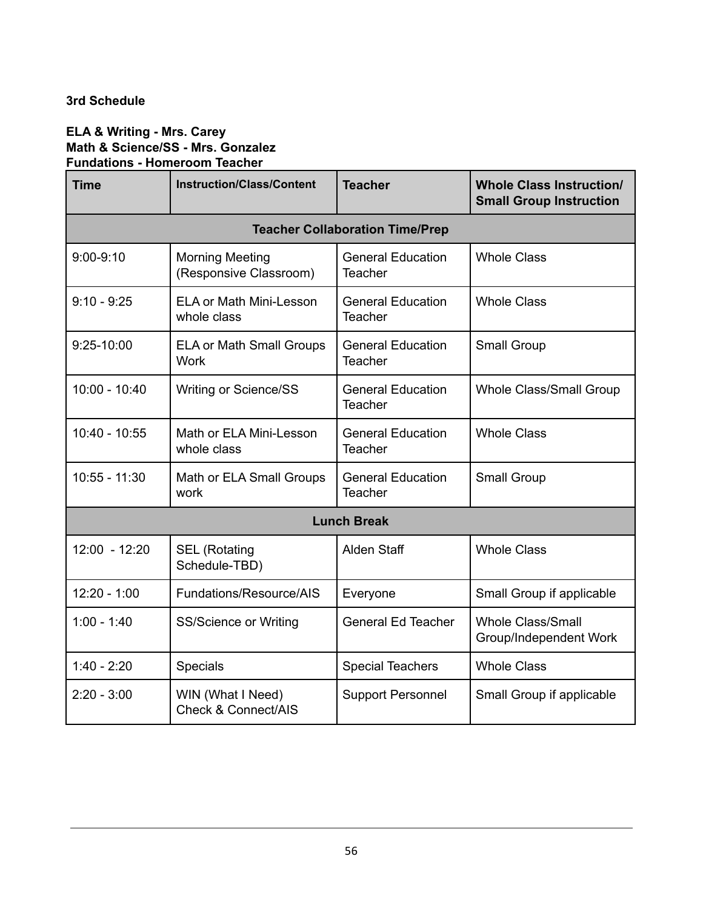**3rd Schedule**

**ELA & Writing - Mrs. Carey**
**Math & Science/SS - Mrs. Gonzalez**
**Fundations - Homeroom Teacher**

| Time | Instruction/Class/Content | Teacher | Whole Class Instruction/ Small Group Instruction |
|---|---|---|---|
| **Teacher Collaboration Time/Prep** | | | |
| 9:00-9:10 | Morning Meeting (Responsive Classroom) | General Education Teacher | Whole Class |
| 9:10 - 9:25 | ELA or Math Mini-Lesson whole class | General Education Teacher | Whole Class |
| 9:25-10:00 | ELA or Math Small Groups Work | General Education Teacher | Small Group |
| 10:00 - 10:40 | Writing or Science/SS | General Education Teacher | Whole Class/Small Group |
| 10:40 - 10:55 | Math or ELA Mini-Lesson whole class | General Education Teacher | Whole Class |
| 10:55 - 11:30 | Math or ELA Small Groups work | General Education Teacher | Small Group |
| **Lunch Break** | | | |
| 12:00 - 12:20 | SEL (Rotating Schedule-TBD) | Alden Staff | Whole Class |
| 12:20 - 1:00 | Fundations/Resource/AIS | Everyone | Small Group if applicable |
| 1:00 - 1:40 | SS/Science or Writing | General Ed Teacher | Whole Class/Small Group/Independent Work |
| 1:40 - 2:20 | Specials | Special Teachers | Whole Class |
| 2:20 - 3:00 | WIN (What I Need) Check & Connect/AIS | Support Personnel | Small Group if applicable |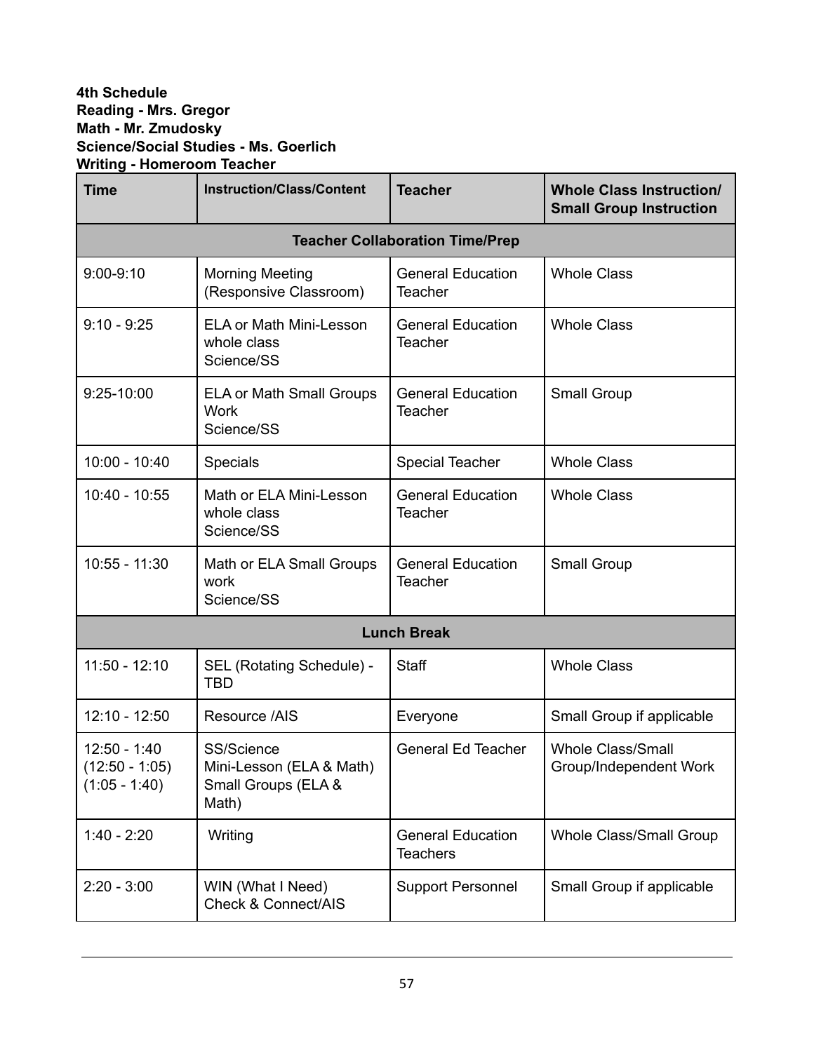**4th Schedule**
**Reading - Mrs. Gregor**
**Math - Mr. Zmudosky**
**Science/Social Studies - Ms. Goerlich**
**Writing - Homeroom Teacher**

| Time | Instruction/Class/Content | Teacher | Whole Class Instruction/ Small Group Instruction |
|---|---|---|---|
| **Teacher Collaboration Time/Prep** | | | |
| 9:00-9:10 | Morning Meeting (Responsive Classroom) | General Education Teacher | Whole Class |
| 9:10 - 9:25 | ELA or Math Mini-Lesson whole class Science/SS | General Education Teacher | Whole Class |
| 9:25-10:00 | ELA or Math Small Groups Work Science/SS | General Education Teacher | Small Group |
| 10:00 - 10:40 | Specials | Special Teacher | Whole Class |
| 10:40 - 10:55 | Math or ELA Mini-Lesson whole class Science/SS | General Education Teacher | Whole Class |
| 10:55 - 11:30 | Math or ELA Small Groups work Science/SS | General Education Teacher | Small Group |
| **Lunch Break** | | | |
| 11:50 - 12:10 | SEL (Rotating Schedule) - TBD | Staff | Whole Class |
| 12:10 - 12:50 | Resource /AIS | Everyone | Small Group if applicable |
| 12:50 - 1:40 (12:50 - 1:05) (1:05 - 1:40) | SS/Science Mini-Lesson (ELA & Math) Small Groups (ELA & Math) | General Ed Teacher | Whole Class/Small Group/Independent Work |
| 1:40 - 2:20 | Writing | General Education Teachers | Whole Class/Small Group |
| 2:20 - 3:00 | WIN (What I Need) Check & Connect/AIS | Support Personnel | Small Group if applicable |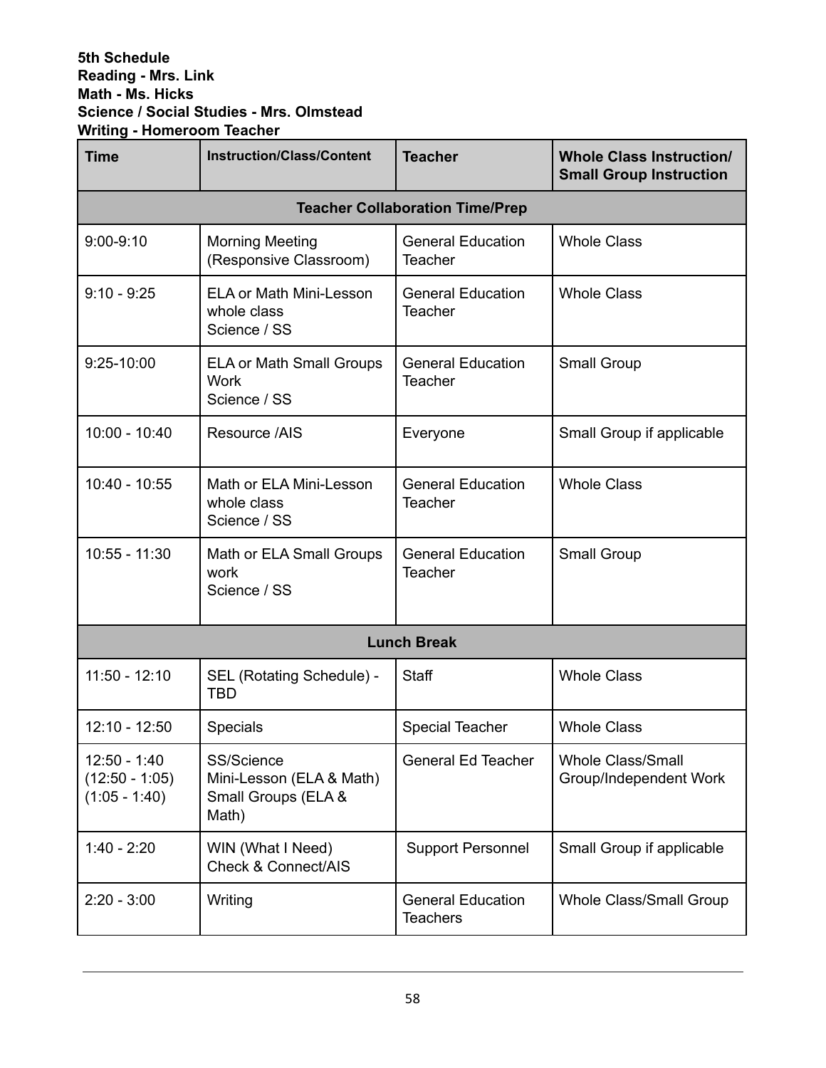**5th Schedule**
**Reading - Mrs. Link**
**Math - Ms. Hicks**
**Science / Social Studies - Mrs. Olmstead**
**Writing - Homeroom Teacher**

| Time | Instruction/Class/Content | Teacher | Whole Class Instruction/ Small Group Instruction |
|---|---|---|---|
| **Teacher Collaboration Time/Prep** | | | |
| 9:00-9:10 | Morning Meeting (Responsive Classroom) | General Education Teacher | Whole Class |
| 9:10 - 9:25 | ELA or Math Mini-Lesson whole class Science / SS | General Education Teacher | Whole Class |
| 9:25-10:00 | ELA or Math Small Groups Work Science / SS | General Education Teacher | Small Group |
| 10:00 - 10:40 | Resource /AIS | Everyone | Small Group if applicable |
| 10:40 - 10:55 | Math or ELA Mini-Lesson whole class Science / SS | General Education Teacher | Whole Class |
| 10:55 - 11:30 | Math or ELA Small Groups work Science / SS | General Education Teacher | Small Group |
| **Lunch Break** | | | |
| 11:50 - 12:10 | SEL (Rotating Schedule) - TBD | Staff | Whole Class |
| 12:10 - 12:50 | Specials | Special Teacher | Whole Class |
| 12:50 - 1:40 (12:50 - 1:05) (1:05 - 1:40) | SS/Science Mini-Lesson (ELA & Math) Small Groups (ELA & Math) | General Ed Teacher | Whole Class/Small Group/Independent Work |
| 1:40 - 2:20 | WIN (What I Need) Check & Connect/AIS | Support Personnel | Small Group if applicable |
| 2:20 - 3:00 | Writing | General Education Teachers | Whole Class/Small Group |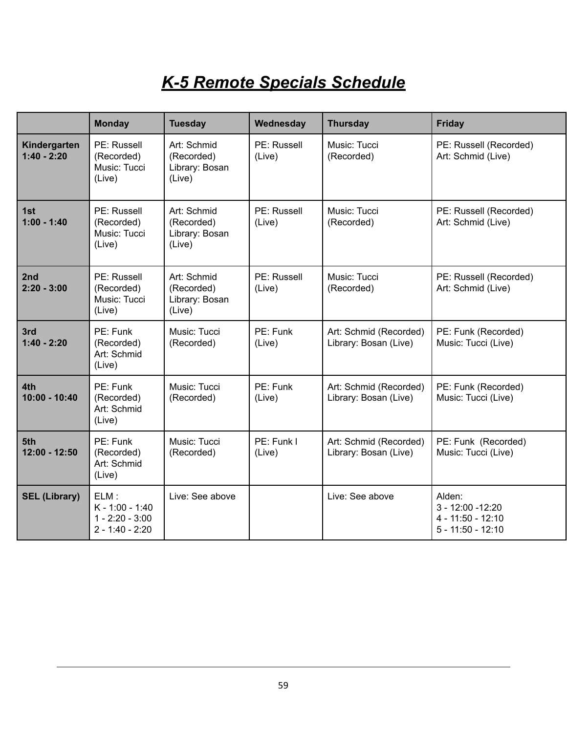# ***K-5 Remote Specials Schedule***

| | Monday | Tuesday | Wednesday | Thursday | Friday |
|---|---|---|---|---|---|
| **Kindergarten 1:40 - 2:20** | PE: Russell (Recorded) Music: Tucci (Live) | Art: Schmid (Recorded) Library: Bosan (Live) | PE: Russell (Live) | Music: Tucci (Recorded) | PE: Russell (Recorded) Art: Schmid (Live) |
| **1st 1:00 - 1:40** | PE: Russell (Recorded) Music: Tucci (Live) | Art: Schmid (Recorded) Library: Bosan (Live) | PE: Russell (Live) | Music: Tucci (Recorded) | PE: Russell (Recorded) Art: Schmid (Live) |
| **2nd 2:20 - 3:00** | PE: Russell (Recorded) Music: Tucci (Live) | Art: Schmid (Recorded) Library: Bosan (Live) | PE: Russell (Live) | Music: Tucci (Recorded) | PE: Russell (Recorded) Art: Schmid (Live) |
| **3rd 1:40 - 2:20** | PE: Funk (Recorded) Art: Schmid (Live) | Music: Tucci (Recorded) | PE: Funk (Live) | Art: Schmid (Recorded) Library: Bosan (Live) | PE: Funk (Recorded) Music: Tucci (Live) |
| **4th 10:00 - 10:40** | PE: Funk (Recorded) Art: Schmid (Live) | Music: Tucci (Recorded) | PE: Funk (Live) | Art: Schmid (Recorded) Library: Bosan (Live) | PE: Funk (Recorded) Music: Tucci (Live) |
| **5th 12:00 - 12:50** | PE: Funk (Recorded) Art: Schmid (Live) | Music: Tucci (Recorded) | PE: Funk l (Live) | Art: Schmid (Recorded) Library: Bosan (Live) | PE: Funk (Recorded) Music: Tucci (Live) |
| **SEL (Library)** | ELM : K - 1:00 - 1:40 1 - 2:20 - 3:00 2 - 1:40 - 2:20 | Live: See above | | Live: See above | Alden: 3 - 12:00 -12:20 4 - 11:50 - 12:10 5 - 11:50 - 12:10 |